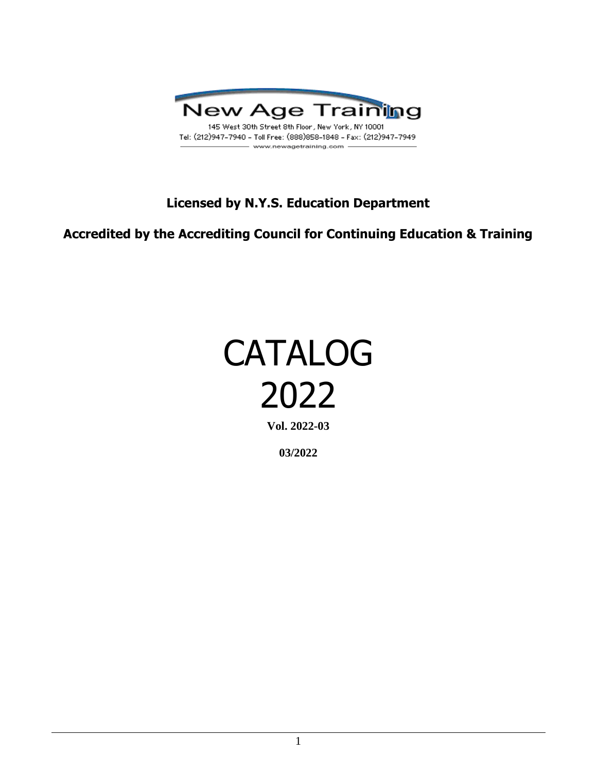New Age Training

145 West 30th Street 8th Floor, New York, NY 10001

Tel: (212)947-7940 – Toll Free: (888)858-1848 – Fax: (212)947-7949

www.newagetraining.com

**Licensed by N.Y.S. Education Department**

**Accredited by the Accrediting Council for Continuing Education & Training**

# CATALOG 2022

**Vol. 2022-03**

**03/2022**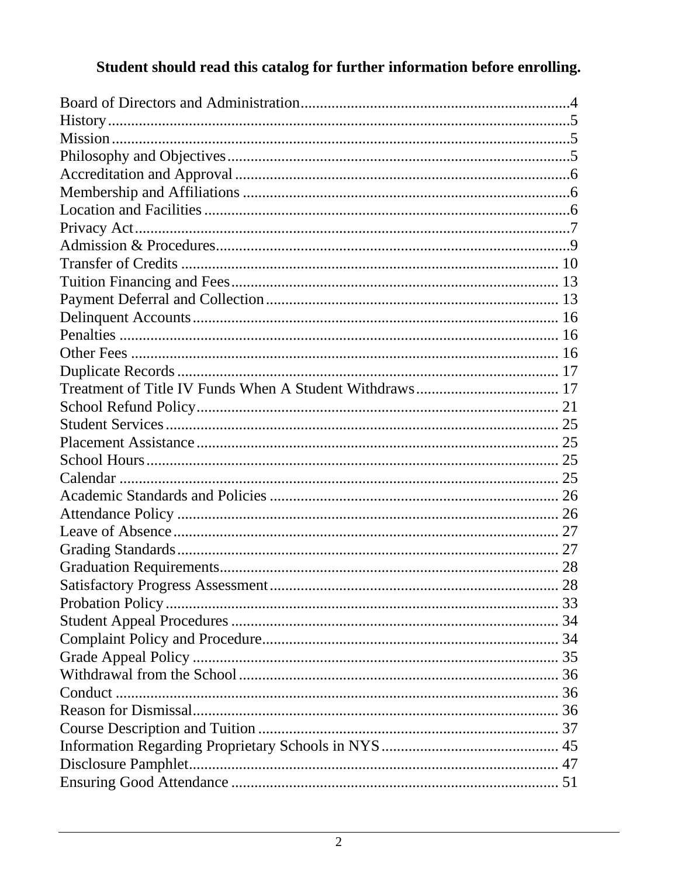**Student should read this catalog for further information before enrolling.**

Board of Directors and Administration....................................................................4
History.......................................................................................................................5
Mission......................................................................................................................5
Philosophy and Objectives........................................................................................5
Accreditation and Approval......................................................................................6
Membership and Affiliations.....................................................................................6
Location and Facilities..............................................................................................6
Privacy Act................................................................................................................7
Admission & Procedures...........................................................................................9
Transfer of Credits..................................................................................................10
Tuition Financing and Fees.....................................................................................13
Payment Deferral and Collection............................................................................13
Delinquent Accounts...............................................................................................16
Penalties..................................................................................................................16
Other Fees...............................................................................................................16
Duplicate Records...................................................................................................17
Treatment of Title IV Funds When A Student Withdraws......................................17
School Refund Policy..............................................................................................21
Student Services......................................................................................................25
Placement Assistance..............................................................................................25
School Hours...........................................................................................................25
Calendar..................................................................................................................25
Academic Standards and Policies...........................................................................26
Attendance Policy...................................................................................................26
Leave of Absence....................................................................................................27
Grading Standards...................................................................................................27
Graduation Requirements........................................................................................28
Satisfactory Progress Assessment...........................................................................28
Probation Policy......................................................................................................33
Student Appeal Procedures.....................................................................................34
Complaint Policy and Procedure.............................................................................34
Grade Appeal Policy...............................................................................................35
Withdrawal from the School...................................................................................36
Conduct...................................................................................................................36
Reason for Dismissal...............................................................................................36
Course Description and Tuition...............................................................................37
Information Regarding Proprietary Schools in NYS...............................................45
Disclosure Pamphlet................................................................................................47
Ensuring Good Attendance.....................................................................................51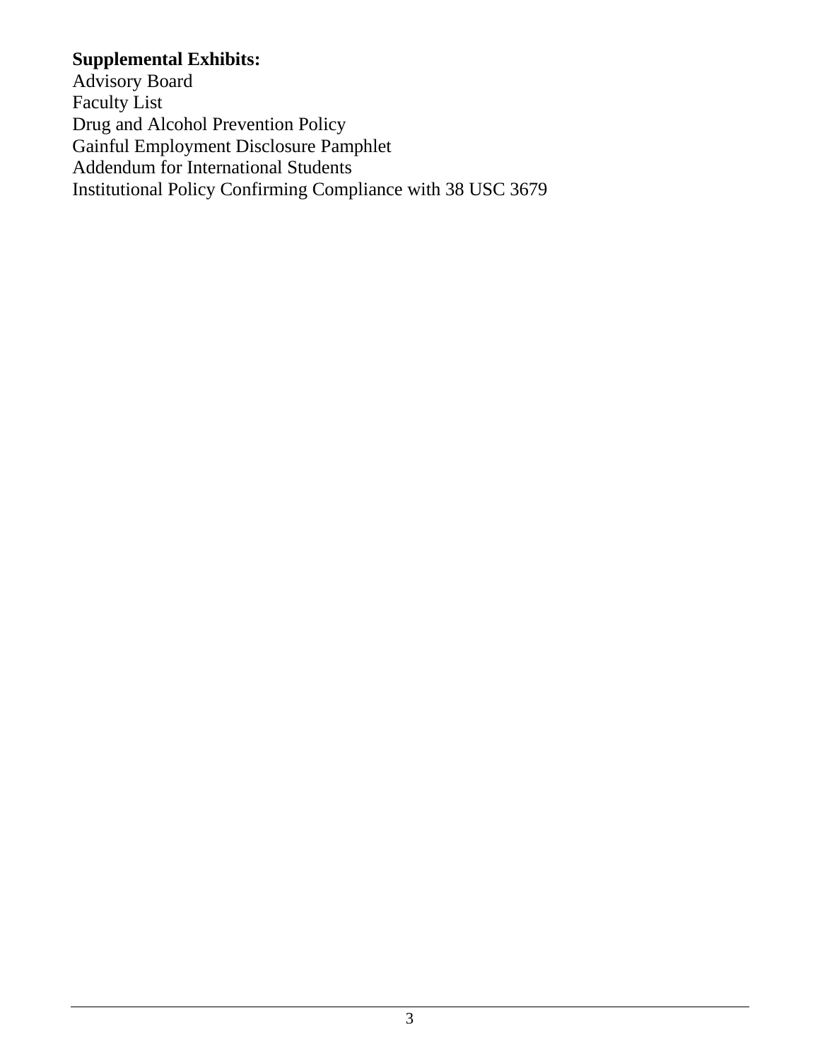**Supplemental Exhibits:**

Advisory Board
Faculty List
Drug and Alcohol Prevention Policy
Gainful Employment Disclosure Pamphlet
Addendum for International Students
Institutional Policy Confirming Compliance with 38 USC 3679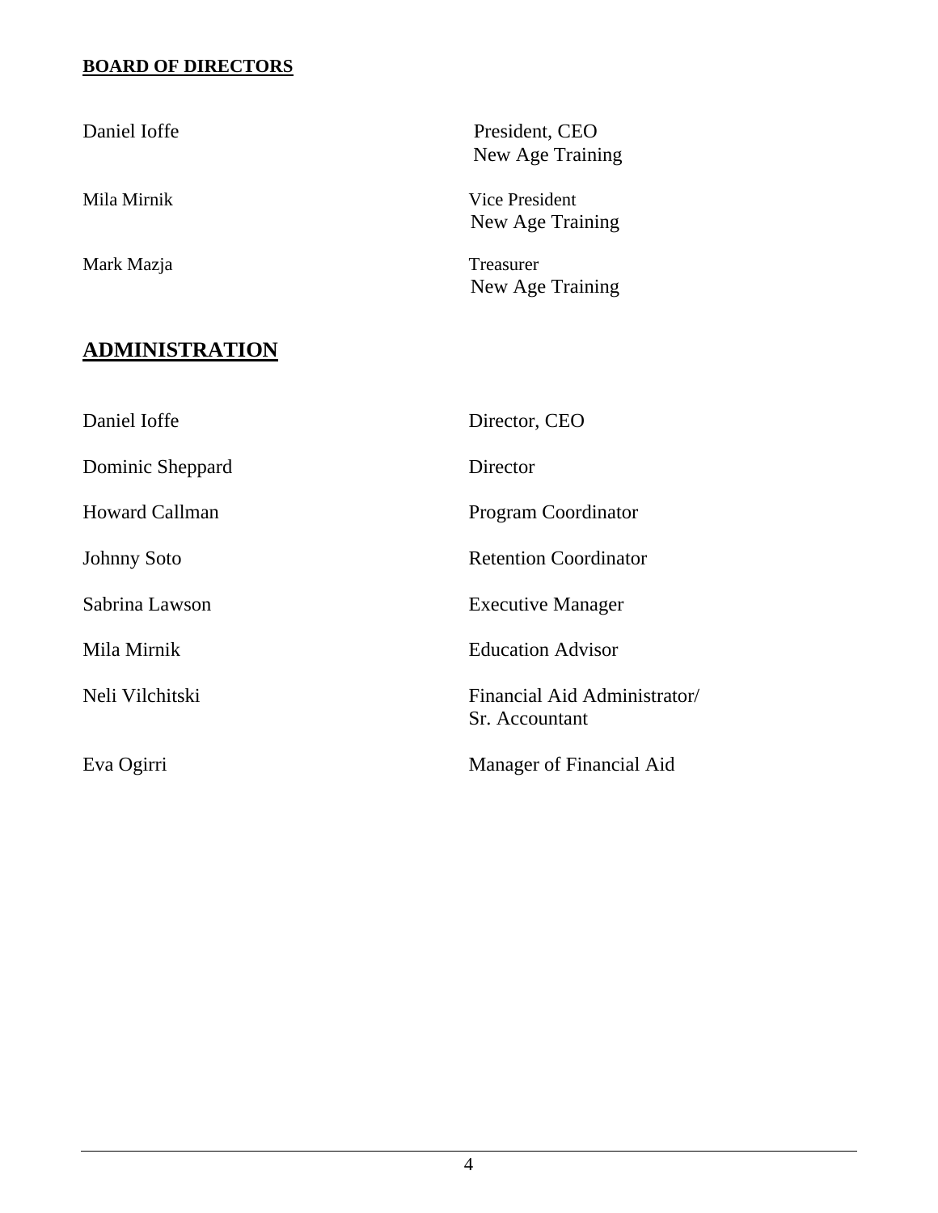## BOARD OF DIRECTORS

| | |
|---|---|
| Daniel Ioffe | President, CEO<br>New Age Training |
| Mila Mirnik | Vice President<br>New Age Training |
| Mark Mazja | Treasurer<br>New Age Training |

## ADMINISTRATION

| | |
|---|---|
| Daniel Ioffe | Director, CEO |
| Dominic Sheppard | Director |
| Howard Callman | Program Coordinator |
| Johnny Soto | Retention Coordinator |
| Sabrina Lawson | Executive Manager |
| Mila Mirnik | Education Advisor |
| Neli Vilchitski | Financial Aid Administrator/<br>Sr. Accountant |
| Eva Ogirri | Manager of Financial Aid |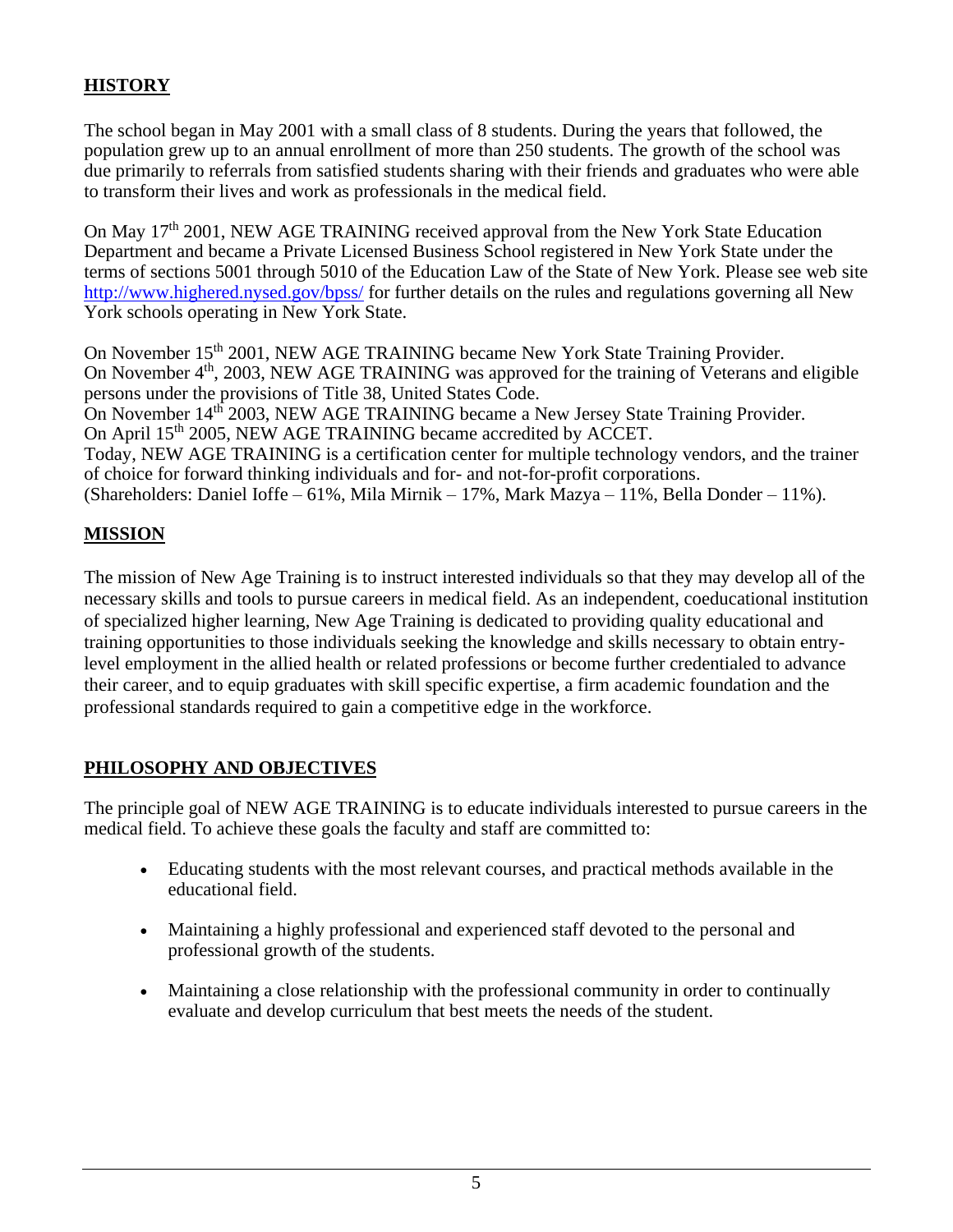## HISTORY

The school began in May 2001 with a small class of 8 students. During the years that followed, the population grew up to an annual enrollment of more than 250 students. The growth of the school was due primarily to referrals from satisfied students sharing with their friends and graduates who were able to transform their lives and work as professionals in the medical field.

On May 17th 2001, NEW AGE TRAINING received approval from the New York State Education Department and became a Private Licensed Business School registered in New York State under the terms of sections 5001 through 5010 of the Education Law of the State of New York. Please see web site http://www.highered.nysed.gov/bpss/ for further details on the rules and regulations governing all New York schools operating in New York State.

On November 15th 2001, NEW AGE TRAINING became New York State Training Provider.
On November 4th, 2003, NEW AGE TRAINING was approved for the training of Veterans and eligible persons under the provisions of Title 38, United States Code.
On November 14th 2003, NEW AGE TRAINING became a New Jersey State Training Provider.
On April 15th 2005, NEW AGE TRAINING became accredited by ACCET.
Today, NEW AGE TRAINING is a certification center for multiple technology vendors, and the trainer of choice for forward thinking individuals and for- and not-for-profit corporations.
(Shareholders: Daniel Ioffe – 61%, Mila Mirnik – 17%, Mark Mazya – 11%, Bella Donder – 11%).

## MISSION

The mission of New Age Training is to instruct interested individuals so that they may develop all of the necessary skills and tools to pursue careers in medical field. As an independent, coeducational institution of specialized higher learning, New Age Training is dedicated to providing quality educational and training opportunities to those individuals seeking the knowledge and skills necessary to obtain entry-level employment in the allied health or related professions or become further credentialed to advance their career, and to equip graduates with skill specific expertise, a firm academic foundation and the professional standards required to gain a competitive edge in the workforce.

## PHILOSOPHY AND OBJECTIVES

The principle goal of NEW AGE TRAINING is to educate individuals interested to pursue careers in the medical field. To achieve these goals the faculty and staff are committed to:

- Educating students with the most relevant courses, and practical methods available in the educational field.
- Maintaining a highly professional and experienced staff devoted to the personal and professional growth of the students.
- Maintaining a close relationship with the professional community in order to continually evaluate and develop curriculum that best meets the needs of the student.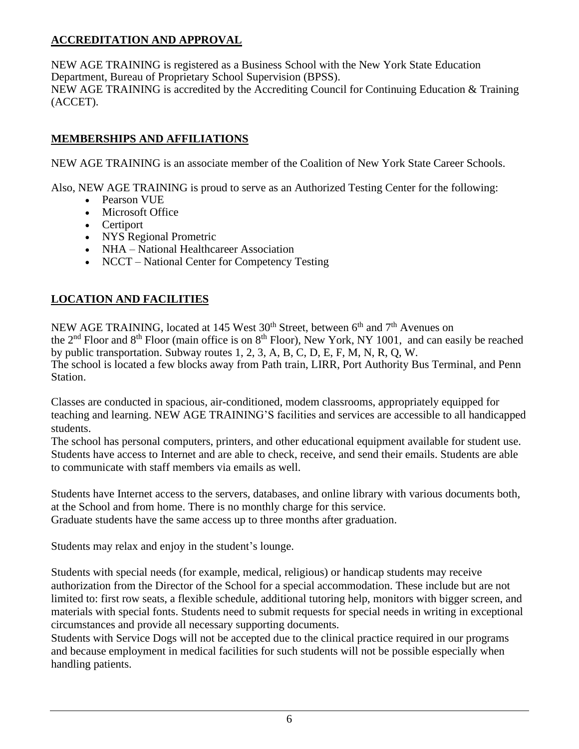## ACCREDITATION AND APPROVAL

NEW AGE TRAINING is registered as a Business School with the New York State Education Department, Bureau of Proprietary School Supervision (BPSS).
NEW AGE TRAINING is accredited by the Accrediting Council for Continuing Education & Training (ACCET).

## MEMBERSHIPS AND AFFILIATIONS

NEW AGE TRAINING is an associate member of the Coalition of New York State Career Schools.

Also, NEW AGE TRAINING is proud to serve as an Authorized Testing Center for the following:

- Pearson VUE
- Microsoft Office
- Certiport
- NYS Regional Prometric
- NHA – National Healthcareer Association
- NCCT – National Center for Competency Testing

## LOCATION AND FACILITIES

NEW AGE TRAINING, located at 145 West 30th Street, between 6th and 7th Avenues on the 2nd Floor and 8th Floor (main office is on 8th Floor), New York, NY 1001, and can easily be reached by public transportation. Subway routes 1, 2, 3, A, B, C, D, E, F, M, N, R, Q, W.
The school is located a few blocks away from Path train, LIRR, Port Authority Bus Terminal, and Penn Station.

Classes are conducted in spacious, air-conditioned, modem classrooms, appropriately equipped for teaching and learning. NEW AGE TRAINING'S facilities and services are accessible to all handicapped students.
The school has personal computers, printers, and other educational equipment available for student use. Students have access to Internet and are able to check, receive, and send their emails. Students are able to communicate with staff members via emails as well.

Students have Internet access to the servers, databases, and online library with various documents both, at the School and from home. There is no monthly charge for this service.
Graduate students have the same access up to three months after graduation.

Students may relax and enjoy in the student's lounge.

Students with special needs (for example, medical, religious) or handicap students may receive authorization from the Director of the School for a special accommodation. These include but are not limited to: first row seats, a flexible schedule, additional tutoring help, monitors with bigger screen, and materials with special fonts. Students need to submit requests for special needs in writing in exceptional circumstances and provide all necessary supporting documents.
Students with Service Dogs will not be accepted due to the clinical practice required in our programs and because employment in medical facilities for such students will not be possible especially when handling patients.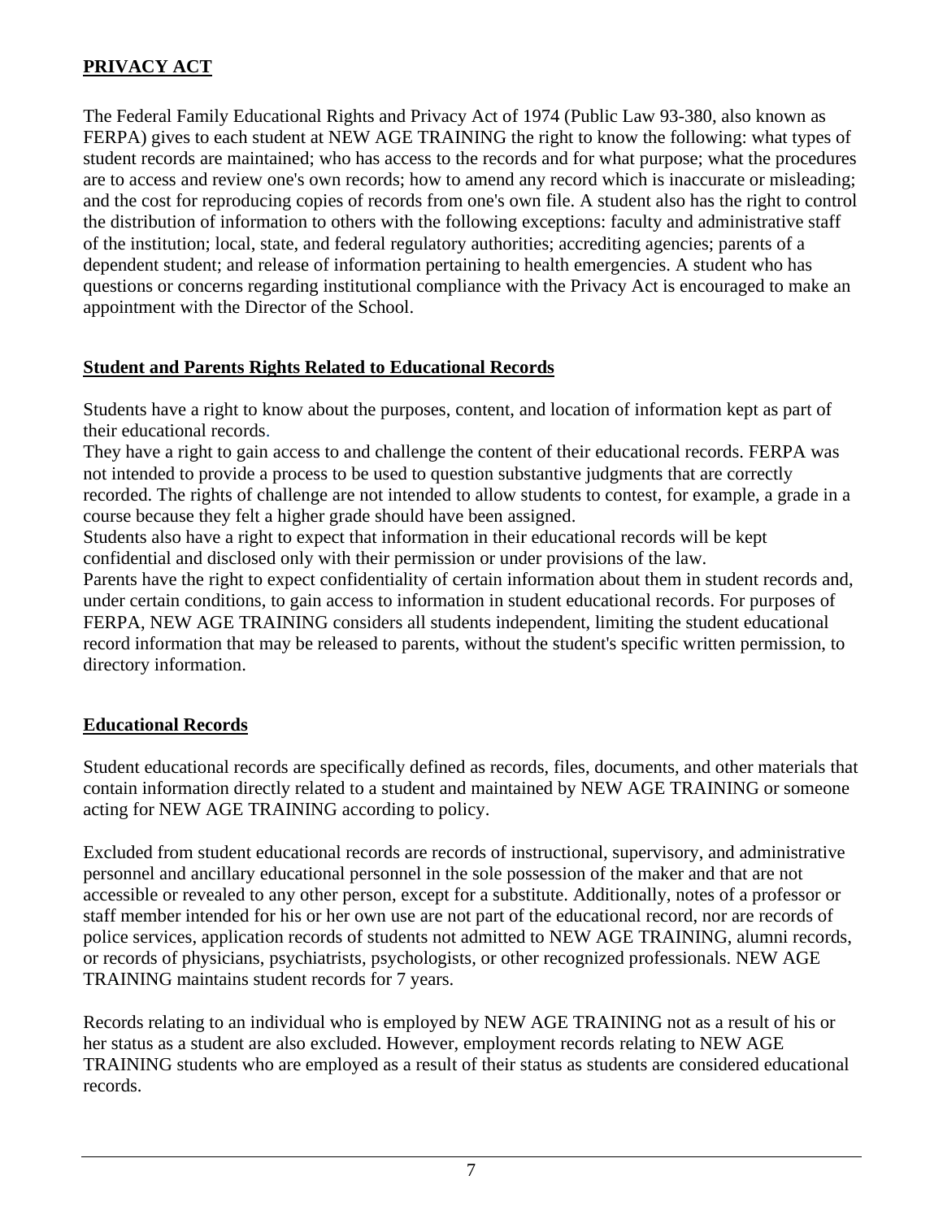## PRIVACY ACT

The Federal Family Educational Rights and Privacy Act of 1974 (Public Law 93-380, also known as FERPA) gives to each student at NEW AGE TRAINING the right to know the following: what types of student records are maintained; who has access to the records and for what purpose; what the procedures are to access and review one's own records; how to amend any record which is inaccurate or misleading; and the cost for reproducing copies of records from one's own file. A student also has the right to control the distribution of information to others with the following exceptions: faculty and administrative staff of the institution; local, state, and federal regulatory authorities; accrediting agencies; parents of a dependent student; and release of information pertaining to health emergencies. A student who has questions or concerns regarding institutional compliance with the Privacy Act is encouraged to make an appointment with the Director of the School.

### Student and Parents Rights Related to Educational Records

Students have a right to know about the purposes, content, and location of information kept as part of their educational records.

They have a right to gain access to and challenge the content of their educational records. FERPA was not intended to provide a process to be used to question substantive judgments that are correctly recorded. The rights of challenge are not intended to allow students to contest, for example, a grade in a course because they felt a higher grade should have been assigned.

Students also have a right to expect that information in their educational records will be kept confidential and disclosed only with their permission or under provisions of the law.

Parents have the right to expect confidentiality of certain information about them in student records and, under certain conditions, to gain access to information in student educational records. For purposes of FERPA, NEW AGE TRAINING considers all students independent, limiting the student educational record information that may be released to parents, without the student's specific written permission, to directory information.

### Educational Records

Student educational records are specifically defined as records, files, documents, and other materials that contain information directly related to a student and maintained by NEW AGE TRAINING or someone acting for NEW AGE TRAINING according to policy.

Excluded from student educational records are records of instructional, supervisory, and administrative personnel and ancillary educational personnel in the sole possession of the maker and that are not accessible or revealed to any other person, except for a substitute. Additionally, notes of a professor or staff member intended for his or her own use are not part of the educational record, nor are records of police services, application records of students not admitted to NEW AGE TRAINING, alumni records, or records of physicians, psychiatrists, psychologists, or other recognized professionals. NEW AGE TRAINING maintains student records for 7 years.

Records relating to an individual who is employed by NEW AGE TRAINING not as a result of his or her status as a student are also excluded. However, employment records relating to NEW AGE TRAINING students who are employed as a result of their status as students are considered educational records.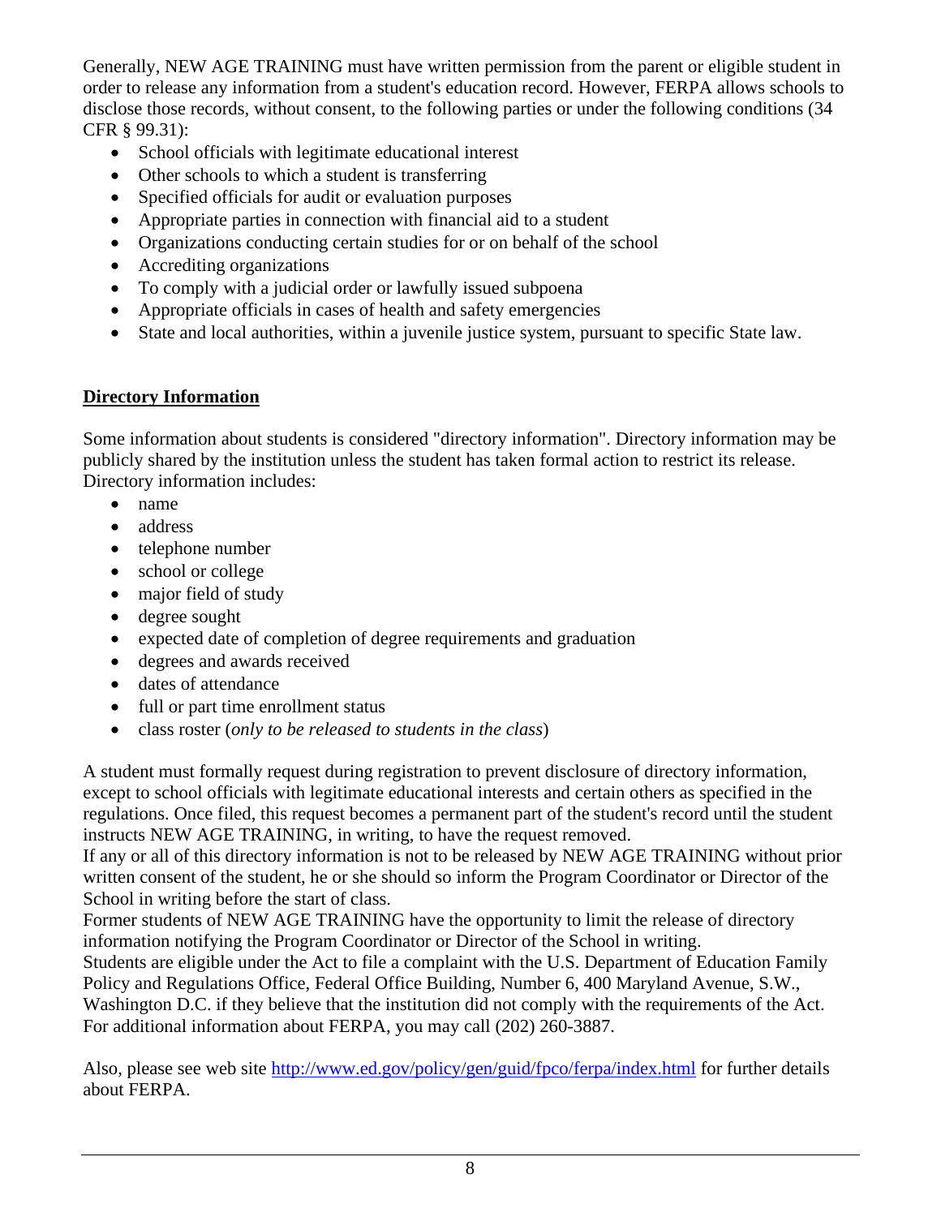Generally, NEW AGE TRAINING must have written permission from the parent or eligible student in order to release any information from a student's education record. However, FERPA allows schools to disclose those records, without consent, to the following parties or under the following conditions (34 CFR § 99.31):

- School officials with legitimate educational interest
- Other schools to which a student is transferring
- Specified officials for audit or evaluation purposes
- Appropriate parties in connection with financial aid to a student
- Organizations conducting certain studies for or on behalf of the school
- Accrediting organizations
- To comply with a judicial order or lawfully issued subpoena
- Appropriate officials in cases of health and safety emergencies
- State and local authorities, within a juvenile justice system, pursuant to specific State law.

**Directory Information**

Some information about students is considered "directory information". Directory information may be publicly shared by the institution unless the student has taken formal action to restrict its release. Directory information includes:

- name
- address
- telephone number
- school or college
- major field of study
- degree sought
- expected date of completion of degree requirements and graduation
- degrees and awards received
- dates of attendance
- full or part time enrollment status
- class roster (*only to be released to students in the class*)

A student must formally request during registration to prevent disclosure of directory information, except to school officials with legitimate educational interests and certain others as specified in the regulations. Once filed, this request becomes a permanent part of the student's record until the student instructs NEW AGE TRAINING, in writing, to have the request removed.
If any or all of this directory information is not to be released by NEW AGE TRAINING without prior written consent of the student, he or she should so inform the Program Coordinator or Director of the School in writing before the start of class.
Former students of NEW AGE TRAINING have the opportunity to limit the release of directory information notifying the Program Coordinator or Director of the School in writing.
Students are eligible under the Act to file a complaint with the U.S. Department of Education Family Policy and Regulations Office, Federal Office Building, Number 6, 400 Maryland Avenue, S.W., Washington D.C. if they believe that the institution did not comply with the requirements of the Act. For additional information about FERPA, you may call (202) 260-3887.

Also, please see web site http://www.ed.gov/policy/gen/guid/fpco/ferpa/index.html for further details about FERPA.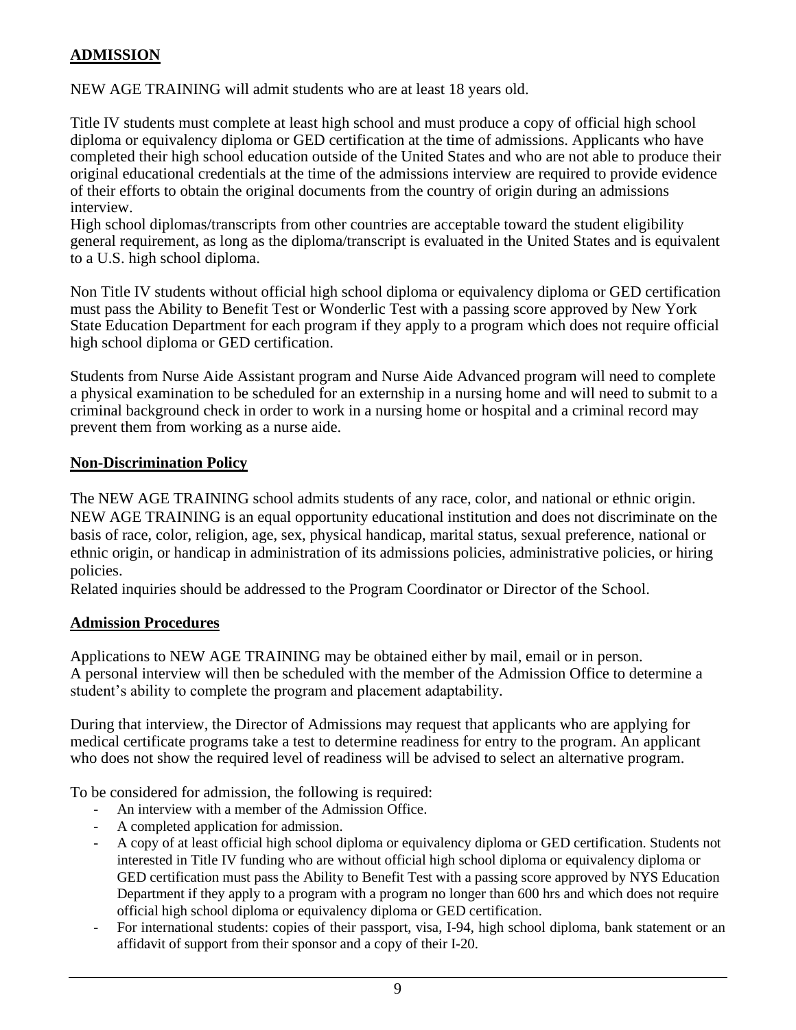## ADMISSION

NEW AGE TRAINING will admit students who are at least 18 years old.

Title IV students must complete at least high school and must produce a copy of official high school diploma or equivalency diploma or GED certification at the time of admissions. Applicants who have completed their high school education outside of the United States and who are not able to produce their original educational credentials at the time of the admissions interview are required to provide evidence of their efforts to obtain the original documents from the country of origin during an admissions interview.
High school diplomas/transcripts from other countries are acceptable toward the student eligibility general requirement, as long as the diploma/transcript is evaluated in the United States and is equivalent to a U.S. high school diploma.

Non Title IV students without official high school diploma or equivalency diploma or GED certification must pass the Ability to Benefit Test or Wonderlic Test with a passing score approved by New York State Education Department for each program if they apply to a program which does not require official high school diploma or GED certification.

Students from Nurse Aide Assistant program and Nurse Aide Advanced program will need to complete a physical examination to be scheduled for an externship in a nursing home and will need to submit to a criminal background check in order to work in a nursing home or hospital and a criminal record may prevent them from working as a nurse aide.

### Non-Discrimination Policy

The NEW AGE TRAINING school admits students of any race, color, and national or ethnic origin. NEW AGE TRAINING is an equal opportunity educational institution and does not discriminate on the basis of race, color, religion, age, sex, physical handicap, marital status, sexual preference, national or ethnic origin, or handicap in administration of its admissions policies, administrative policies, or hiring policies.
Related inquiries should be addressed to the Program Coordinator or Director of the School.

### Admission Procedures

Applications to NEW AGE TRAINING may be obtained either by mail, email or in person.
A personal interview will then be scheduled with the member of the Admission Office to determine a student's ability to complete the program and placement adaptability.

During that interview, the Director of Admissions may request that applicants who are applying for medical certificate programs take a test to determine readiness for entry to the program. An applicant who does not show the required level of readiness will be advised to select an alternative program.

To be considered for admission, the following is required:

- An interview with a member of the Admission Office.
- A completed application for admission.
- A copy of at least official high school diploma or equivalency diploma or GED certification. Students not interested in Title IV funding who are without official high school diploma or equivalency diploma or GED certification must pass the Ability to Benefit Test with a passing score approved by NYS Education Department if they apply to a program with a program no longer than 600 hrs and which does not require official high school diploma or equivalency diploma or GED certification.
- For international students: copies of their passport, visa, I-94, high school diploma, bank statement or an affidavit of support from their sponsor and a copy of their I-20.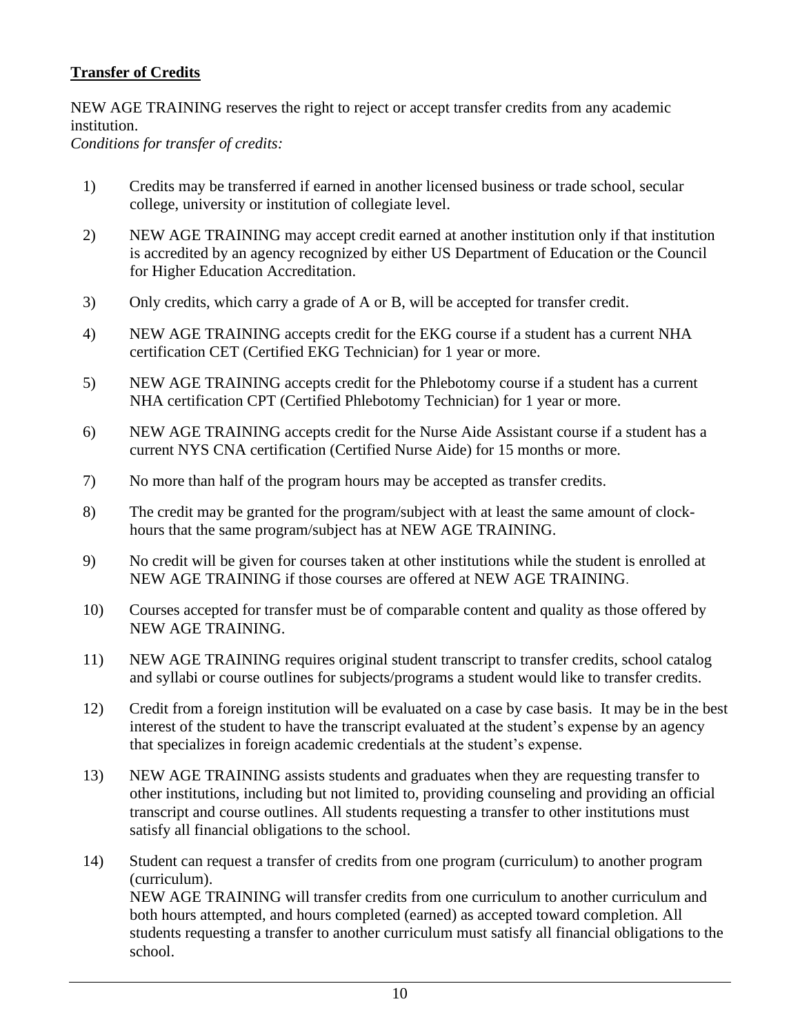**Transfer of Credits**

NEW AGE TRAINING reserves the right to reject or accept transfer credits from any academic institution.

*Conditions for transfer of credits:*

1) Credits may be transferred if earned in another licensed business or trade school, secular college, university or institution of collegiate level.

2) NEW AGE TRAINING may accept credit earned at another institution only if that institution is accredited by an agency recognized by either US Department of Education or the Council for Higher Education Accreditation.

3) Only credits, which carry a grade of A or B, will be accepted for transfer credit.

4) NEW AGE TRAINING accepts credit for the EKG course if a student has a current NHA certification CET (Certified EKG Technician) for 1 year or more.

5) NEW AGE TRAINING accepts credit for the Phlebotomy course if a student has a current NHA certification CPT (Certified Phlebotomy Technician) for 1 year or more.

6) NEW AGE TRAINING accepts credit for the Nurse Aide Assistant course if a student has a current NYS CNA certification (Certified Nurse Aide) for 15 months or more.

7) No more than half of the program hours may be accepted as transfer credits.

8) The credit may be granted for the program/subject with at least the same amount of clock-hours that the same program/subject has at NEW AGE TRAINING.

9) No credit will be given for courses taken at other institutions while the student is enrolled at NEW AGE TRAINING if those courses are offered at NEW AGE TRAINING.

10) Courses accepted for transfer must be of comparable content and quality as those offered by NEW AGE TRAINING.

11) NEW AGE TRAINING requires original student transcript to transfer credits, school catalog and syllabi or course outlines for subjects/programs a student would like to transfer credits.

12) Credit from a foreign institution will be evaluated on a case by case basis. It may be in the best interest of the student to have the transcript evaluated at the student's expense by an agency that specializes in foreign academic credentials at the student's expense.

13) NEW AGE TRAINING assists students and graduates when they are requesting transfer to other institutions, including but not limited to, providing counseling and providing an official transcript and course outlines. All students requesting a transfer to other institutions must satisfy all financial obligations to the school.

14) Student can request a transfer of credits from one program (curriculum) to another program (curriculum).
NEW AGE TRAINING will transfer credits from one curriculum to another curriculum and both hours attempted, and hours completed (earned) as accepted toward completion. All students requesting a transfer to another curriculum must satisfy all financial obligations to the school.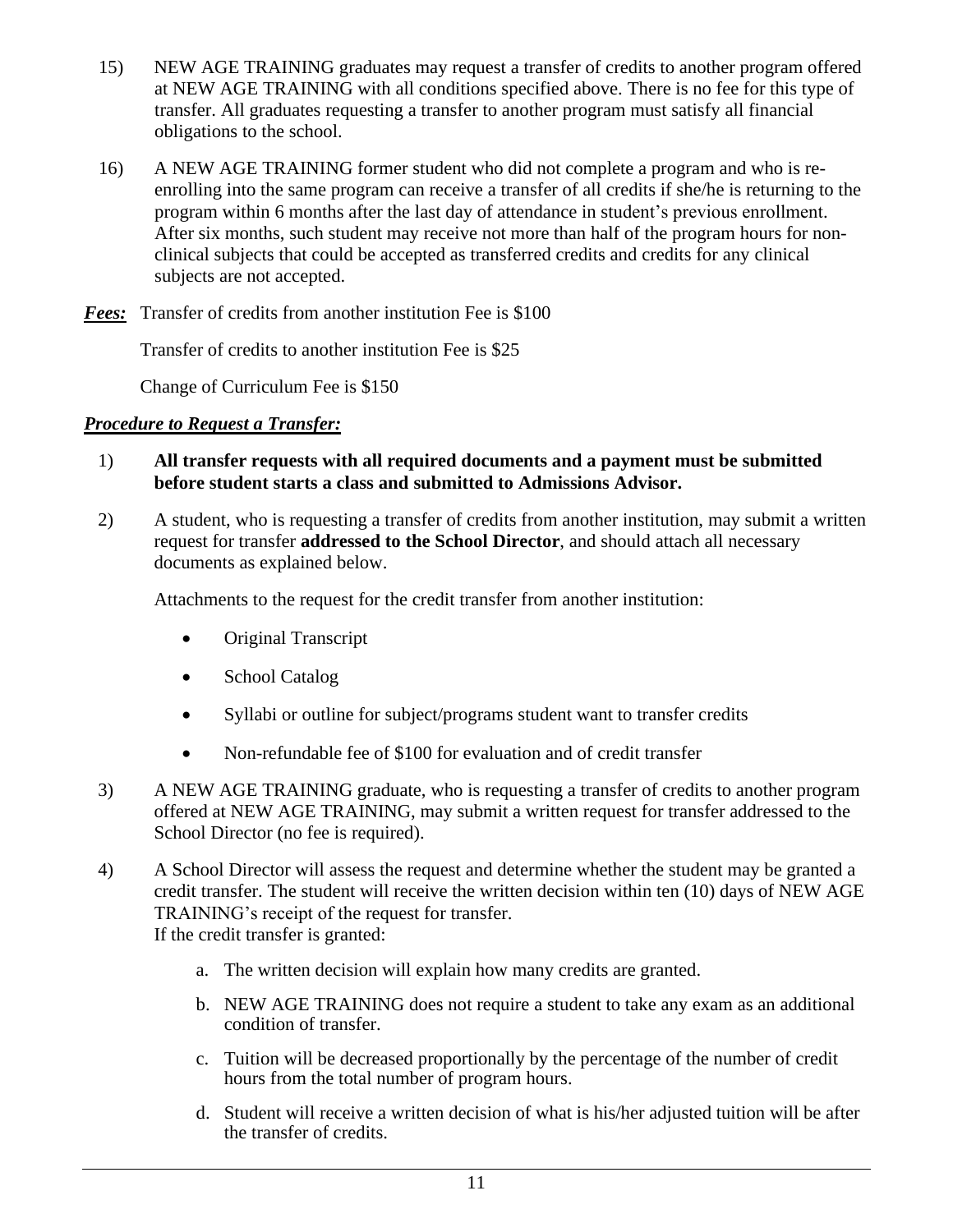15) NEW AGE TRAINING graduates may request a transfer of credits to another program offered at NEW AGE TRAINING with all conditions specified above. There is no fee for this type of transfer. All graduates requesting a transfer to another program must satisfy all financial obligations to the school.

16) A NEW AGE TRAINING former student who did not complete a program and who is re-enrolling into the same program can receive a transfer of all credits if she/he is returning to the program within 6 months after the last day of attendance in student's previous enrollment. After six months, such student may receive not more than half of the program hours for non-clinical subjects that could be accepted as transferred credits and credits for any clinical subjects are not accepted.

***Fees:*** Transfer of credits from another institution Fee is $100

Transfer of credits to another institution Fee is $25

Change of Curriculum Fee is $150

***Procedure to Request a Transfer:***

1) **All transfer requests with all required documents and a payment must be submitted before student starts a class and submitted to Admissions Advisor.**

2) A student, who is requesting a transfer of credits from another institution, may submit a written request for transfer **addressed to the School Director**, and should attach all necessary documents as explained below.

   Attachments to the request for the credit transfer from another institution:

   - Original Transcript
   - School Catalog
   - Syllabi or outline for subject/programs student want to transfer credits
   - Non-refundable fee of $100 for evaluation and of credit transfer

3) A NEW AGE TRAINING graduate, who is requesting a transfer of credits to another program offered at NEW AGE TRAINING, may submit a written request for transfer addressed to the School Director (no fee is required).

4) A School Director will assess the request and determine whether the student may be granted a credit transfer. The student will receive the written decision within ten (10) days of NEW AGE TRAINING's receipt of the request for transfer.
   If the credit transfer is granted:

   a. The written decision will explain how many credits are granted.
   b. NEW AGE TRAINING does not require a student to take any exam as an additional condition of transfer.
   c. Tuition will be decreased proportionally by the percentage of the number of credit hours from the total number of program hours.
   d. Student will receive a written decision of what is his/her adjusted tuition will be after the transfer of credits.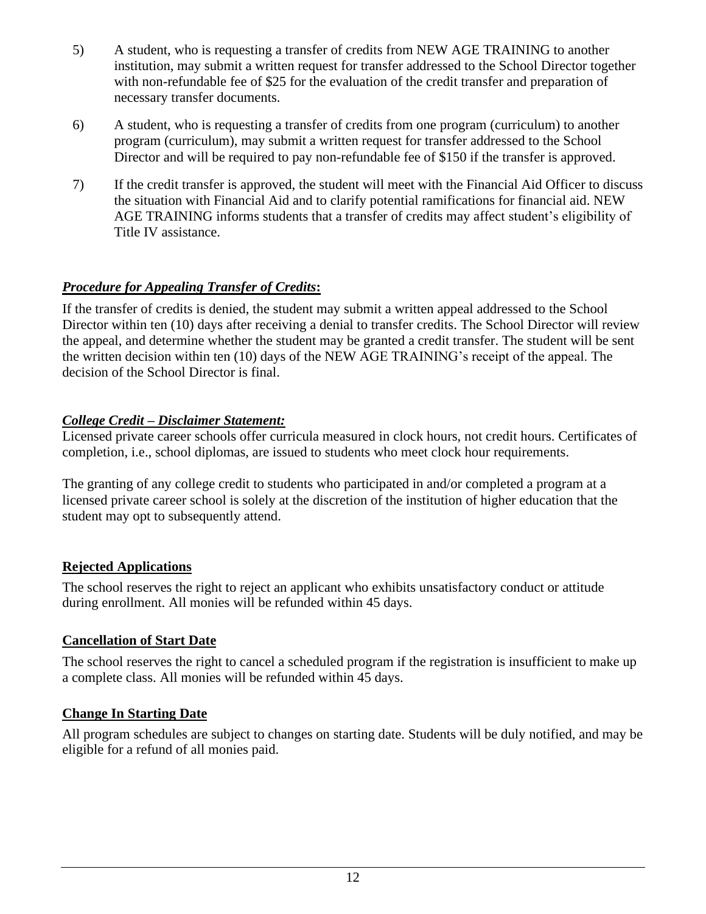5) A student, who is requesting a transfer of credits from NEW AGE TRAINING to another institution, may submit a written request for transfer addressed to the School Director together with non-refundable fee of $25 for the evaluation of the credit transfer and preparation of necessary transfer documents.

6) A student, who is requesting a transfer of credits from one program (curriculum) to another program (curriculum), may submit a written request for transfer addressed to the School Director and will be required to pay non-refundable fee of $150 if the transfer is approved.

7) If the credit transfer is approved, the student will meet with the Financial Aid Officer to discuss the situation with Financial Aid and to clarify potential ramifications for financial aid. NEW AGE TRAINING informs students that a transfer of credits may affect student's eligibility of Title IV assistance.

***Procedure for Appealing Transfer of Credits*:**

If the transfer of credits is denied, the student may submit a written appeal addressed to the School Director within ten (10) days after receiving a denial to transfer credits. The School Director will review the appeal, and determine whether the student may be granted a credit transfer. The student will be sent the written decision within ten (10) days of the NEW AGE TRAINING's receipt of the appeal. The decision of the School Director is final.

***College Credit – Disclaimer Statement:***

Licensed private career schools offer curricula measured in clock hours, not credit hours. Certificates of completion, i.e., school diplomas, are issued to students who meet clock hour requirements.

The granting of any college credit to students who participated in and/or completed a program at a licensed private career school is solely at the discretion of the institution of higher education that the student may opt to subsequently attend.

**Rejected Applications**

The school reserves the right to reject an applicant who exhibits unsatisfactory conduct or attitude during enrollment. All monies will be refunded within 45 days.

**Cancellation of Start Date**

The school reserves the right to cancel a scheduled program if the registration is insufficient to make up a complete class. All monies will be refunded within 45 days.

**Change In Starting Date**

All program schedules are subject to changes on starting date. Students will be duly notified, and may be eligible for a refund of all monies paid.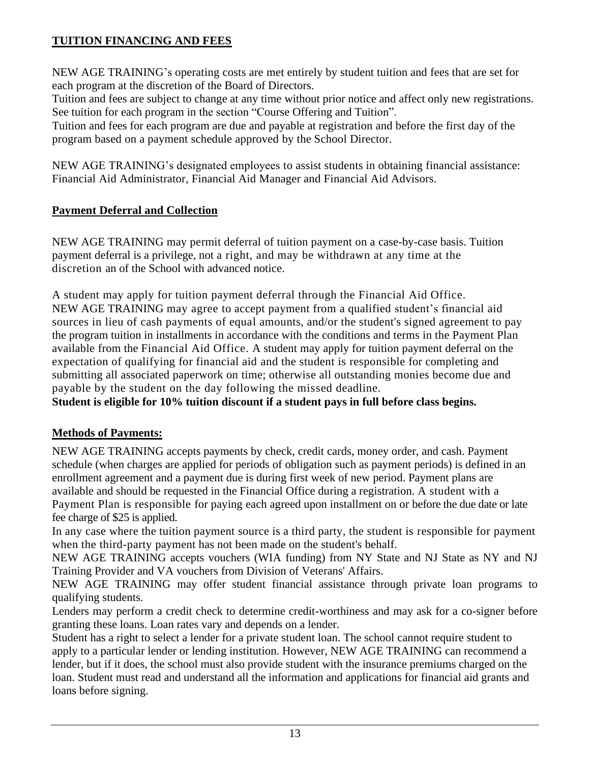## TUITION FINANCING AND FEES

NEW AGE TRAINING's operating costs are met entirely by student tuition and fees that are set for each program at the discretion of the Board of Directors.
Tuition and fees are subject to change at any time without prior notice and affect only new registrations. See tuition for each program in the section "Course Offering and Tuition".
Tuition and fees for each program are due and payable at registration and before the first day of the program based on a payment schedule approved by the School Director.

NEW AGE TRAINING's designated employees to assist students in obtaining financial assistance: Financial Aid Administrator, Financial Aid Manager and Financial Aid Advisors.

### Payment Deferral and Collection

NEW AGE TRAINING may permit deferral of tuition payment on a case-by-case basis. Tuition payment deferral is a privilege, not a right, and may be withdrawn at any time at the discretion an of the School with advanced notice.

A student may apply for tuition payment deferral through the Financial Aid Office.
NEW AGE TRAINING may agree to accept payment from a qualified student's financial aid sources in lieu of cash payments of equal amounts, and/or the student's signed agreement to pay the program tuition in installments in accordance with the conditions and terms in the Payment Plan available from the Financial Aid Office. A student may apply for tuition payment deferral on the expectation of qualifying for financial aid and the student is responsible for completing and submitting all associated paperwork on time; otherwise all outstanding monies become due and payable by the student on the day following the missed deadline.
**Student is eligible for 10% tuition discount if a student pays in full before class begins.**

### Methods of Payments:

NEW AGE TRAINING accepts payments by check, credit cards, money order, and cash. Payment schedule (when charges are applied for periods of obligation such as payment periods) is defined in an enrollment agreement and a payment due is during first week of new period. Payment plans are available and should be requested in the Financial Office during a registration. A student with a Payment Plan is responsible for paying each agreed upon installment on or before the due date or late fee charge of $25 is applied.
In any case where the tuition payment source is a third party, the student is responsible for payment when the third-party payment has not been made on the student's behalf.
NEW AGE TRAINING accepts vouchers (WIA funding) from NY State and NJ State as NY and NJ Training Provider and VA vouchers from Division of Veterans' Affairs.
NEW AGE TRAINING may offer student financial assistance through private loan programs to qualifying students.
Lenders may perform a credit check to determine credit-worthiness and may ask for a co-signer before granting these loans. Loan rates vary and depends on a lender.
Student has a right to select a lender for a private student loan. The school cannot require student to apply to a particular lender or lending institution. However, NEW AGE TRAINING can recommend a lender, but if it does, the school must also provide student with the insurance premiums charged on the loan. Student must read and understand all the information and applications for financial aid grants and loans before signing.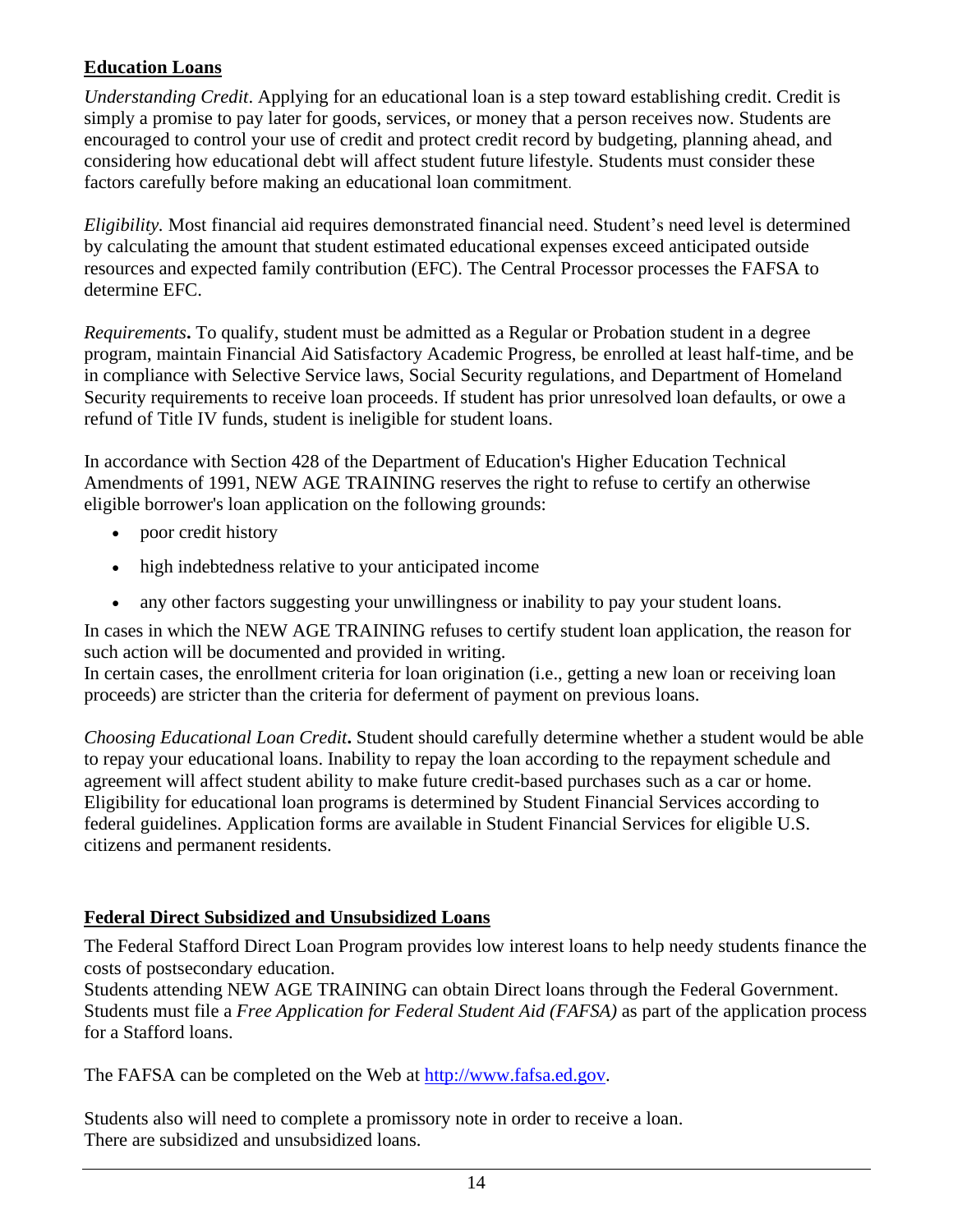## Education Loans

*Understanding Credit*. Applying for an educational loan is a step toward establishing credit. Credit is simply a promise to pay later for goods, services, or money that a person receives now. Students are encouraged to control your use of credit and protect credit record by budgeting, planning ahead, and considering how educational debt will affect student future lifestyle. Students must consider these factors carefully before making an educational loan commitment.

*Eligibility.* Most financial aid requires demonstrated financial need. Student's need level is determined by calculating the amount that student estimated educational expenses exceed anticipated outside resources and expected family contribution (EFC). The Central Processor processes the FAFSA to determine EFC.

*Requirements***.** To qualify, student must be admitted as a Regular or Probation student in a degree program, maintain Financial Aid Satisfactory Academic Progress, be enrolled at least half-time, and be in compliance with Selective Service laws, Social Security regulations, and Department of Homeland Security requirements to receive loan proceeds. If student has prior unresolved loan defaults, or owe a refund of Title IV funds, student is ineligible for student loans.

In accordance with Section 428 of the Department of Education's Higher Education Technical Amendments of 1991, NEW AGE TRAINING reserves the right to refuse to certify an otherwise eligible borrower's loan application on the following grounds:

- poor credit history
- high indebtedness relative to your anticipated income
- any other factors suggesting your unwillingness or inability to pay your student loans.

In cases in which the NEW AGE TRAINING refuses to certify student loan application, the reason for such action will be documented and provided in writing.
In certain cases, the enrollment criteria for loan origination (i.e., getting a new loan or receiving loan proceeds) are stricter than the criteria for deferment of payment on previous loans.

*Choosing Educational Loan Credit***.** Student should carefully determine whether a student would be able to repay your educational loans. Inability to repay the loan according to the repayment schedule and agreement will affect student ability to make future credit-based purchases such as a car or home. Eligibility for educational loan programs is determined by Student Financial Services according to federal guidelines. Application forms are available in Student Financial Services for eligible U.S. citizens and permanent residents.

## Federal Direct Subsidized and Unsubsidized Loans

The Federal Stafford Direct Loan Program provides low interest loans to help needy students finance the costs of postsecondary education.
Students attending NEW AGE TRAINING can obtain Direct loans through the Federal Government. Students must file a *Free Application for Federal Student Aid (FAFSA)* as part of the application process for a Stafford loans.

The FAFSA can be completed on the Web at [http://www.fafsa.ed.gov](http://www.fafsa.ed.gov).

Students also will need to complete a promissory note in order to receive a loan.
There are subsidized and unsubsidized loans.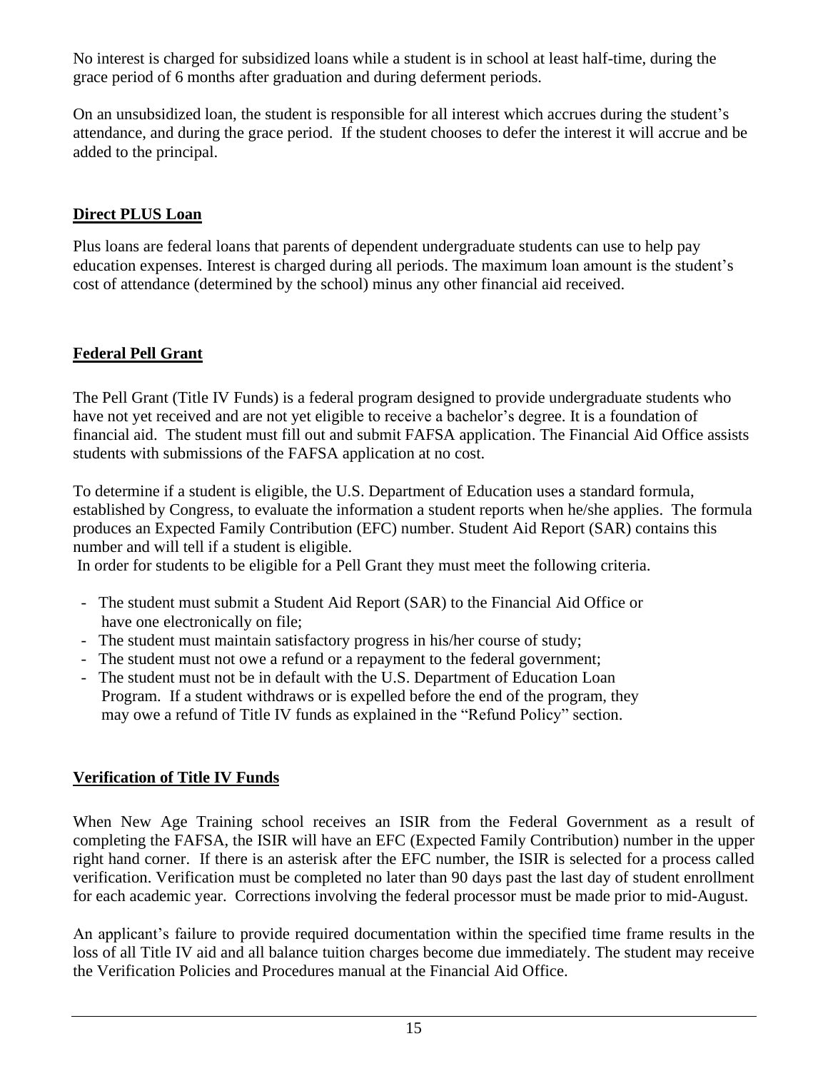No interest is charged for subsidized loans while a student is in school at least half-time, during the grace period of 6 months after graduation and during deferment periods.

On an unsubsidized loan, the student is responsible for all interest which accrues during the student's attendance, and during the grace period. If the student chooses to defer the interest it will accrue and be added to the principal.

## Direct PLUS Loan

Plus loans are federal loans that parents of dependent undergraduate students can use to help pay education expenses. Interest is charged during all periods. The maximum loan amount is the student's cost of attendance (determined by the school) minus any other financial aid received.

## Federal Pell Grant

The Pell Grant (Title IV Funds) is a federal program designed to provide undergraduate students who have not yet received and are not yet eligible to receive a bachelor's degree. It is a foundation of financial aid. The student must fill out and submit FAFSA application. The Financial Aid Office assists students with submissions of the FAFSA application at no cost.

To determine if a student is eligible, the U.S. Department of Education uses a standard formula, established by Congress, to evaluate the information a student reports when he/she applies. The formula produces an Expected Family Contribution (EFC) number. Student Aid Report (SAR) contains this number and will tell if a student is eligible.
In order for students to be eligible for a Pell Grant they must meet the following criteria.

- The student must submit a Student Aid Report (SAR) to the Financial Aid Office or have one electronically on file;
- The student must maintain satisfactory progress in his/her course of study;
- The student must not owe a refund or a repayment to the federal government;
- The student must not be in default with the U.S. Department of Education Loan Program. If a student withdraws or is expelled before the end of the program, they may owe a refund of Title IV funds as explained in the "Refund Policy" section.

## Verification of Title IV Funds

When New Age Training school receives an ISIR from the Federal Government as a result of completing the FAFSA, the ISIR will have an EFC (Expected Family Contribution) number in the upper right hand corner. If there is an asterisk after the EFC number, the ISIR is selected for a process called verification. Verification must be completed no later than 90 days past the last day of student enrollment for each academic year. Corrections involving the federal processor must be made prior to mid-August.

An applicant's failure to provide required documentation within the specified time frame results in the loss of all Title IV aid and all balance tuition charges become due immediately. The student may receive the Verification Policies and Procedures manual at the Financial Aid Office.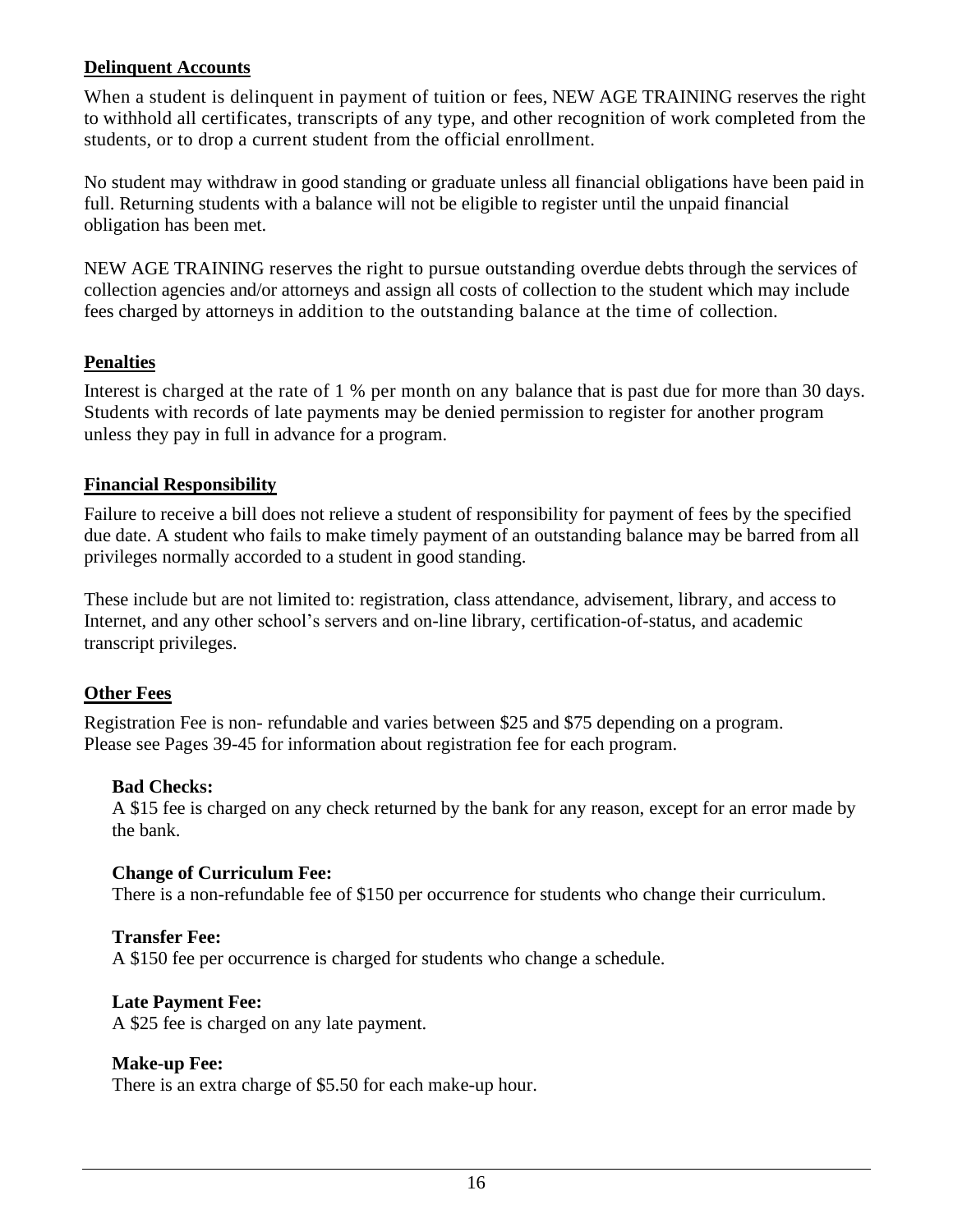## Delinquent Accounts

When a student is delinquent in payment of tuition or fees, NEW AGE TRAINING reserves the right to withhold all certificates, transcripts of any type, and other recognition of work completed from the students, or to drop a current student from the official enrollment.

No student may withdraw in good standing or graduate unless all financial obligations have been paid in full. Returning students with a balance will not be eligible to register until the unpaid financial obligation has been met.

NEW AGE TRAINING reserves the right to pursue outstanding overdue debts through the services of collection agencies and/or attorneys and assign all costs of collection to the student which may include fees charged by attorneys in addition to the outstanding balance at the time of collection.

## Penalties

Interest is charged at the rate of 1 % per month on any balance that is past due for more than 30 days. Students with records of late payments may be denied permission to register for another program unless they pay in full in advance for a program.

## Financial Responsibility

Failure to receive a bill does not relieve a student of responsibility for payment of fees by the specified due date. A student who fails to make timely payment of an outstanding balance may be barred from all privileges normally accorded to a student in good standing.

These include but are not limited to: registration, class attendance, advisement, library, and access to Internet, and any other school's servers and on-line library, certification-of-status, and academic transcript privileges.

## Other Fees

Registration Fee is non- refundable and varies between $25 and $75 depending on a program. Please see Pages 39-45 for information about registration fee for each program.

**Bad Checks:**
A $15 fee is charged on any check returned by the bank for any reason, except for an error made by the bank.

**Change of Curriculum Fee:**
There is a non-refundable fee of $150 per occurrence for students who change their curriculum.

**Transfer Fee:**
A $150 fee per occurrence is charged for students who change a schedule.

**Late Payment Fee:**
A $25 fee is charged on any late payment.

**Make-up Fee:**
There is an extra charge of $5.50 for each make-up hour.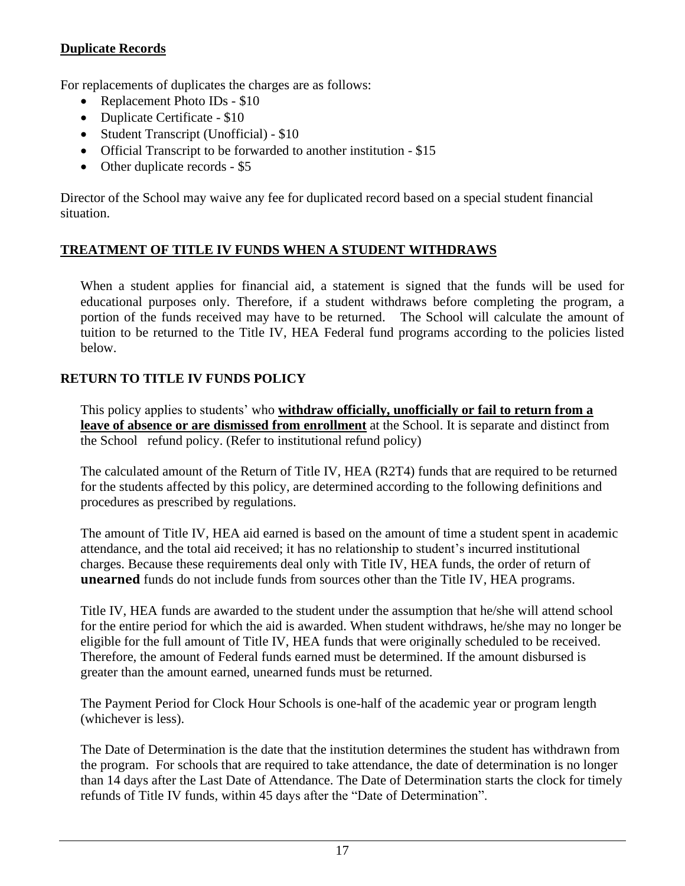**Duplicate Records**

For replacements of duplicates the charges are as follows:

- Replacement Photo IDs - $10
- Duplicate Certificate - $10
- Student Transcript (Unofficial) - $10
- Official Transcript to be forwarded to another institution - $15
- Other duplicate records - $5

Director of the School may waive any fee for duplicated record based on a special student financial situation.

## TREATMENT OF TITLE IV FUNDS WHEN A STUDENT WITHDRAWS

When a student applies for financial aid, a statement is signed that the funds will be used for educational purposes only. Therefore, if a student withdraws before completing the program, a portion of the funds received may have to be returned. The School will calculate the amount of tuition to be returned to the Title IV, HEA Federal fund programs according to the policies listed below.

## RETURN TO TITLE IV FUNDS POLICY

This policy applies to students' who **withdraw officially, unofficially or fail to return from a leave of absence or are dismissed from enrollment** at the School. It is separate and distinct from the School refund policy. (Refer to institutional refund policy)

The calculated amount of the Return of Title IV, HEA (R2T4) funds that are required to be returned for the students affected by this policy, are determined according to the following definitions and procedures as prescribed by regulations.

The amount of Title IV, HEA aid earned is based on the amount of time a student spent in academic attendance, and the total aid received; it has no relationship to student's incurred institutional charges. Because these requirements deal only with Title IV, HEA funds, the order of return of **unearned** funds do not include funds from sources other than the Title IV, HEA programs.

Title IV, HEA funds are awarded to the student under the assumption that he/she will attend school for the entire period for which the aid is awarded. When student withdraws, he/she may no longer be eligible for the full amount of Title IV, HEA funds that were originally scheduled to be received. Therefore, the amount of Federal funds earned must be determined. If the amount disbursed is greater than the amount earned, unearned funds must be returned.

The Payment Period for Clock Hour Schools is one-half of the academic year or program length (whichever is less).

The Date of Determination is the date that the institution determines the student has withdrawn from the program. For schools that are required to take attendance, the date of determination is no longer than 14 days after the Last Date of Attendance. The Date of Determination starts the clock for timely refunds of Title IV funds, within 45 days after the "Date of Determination".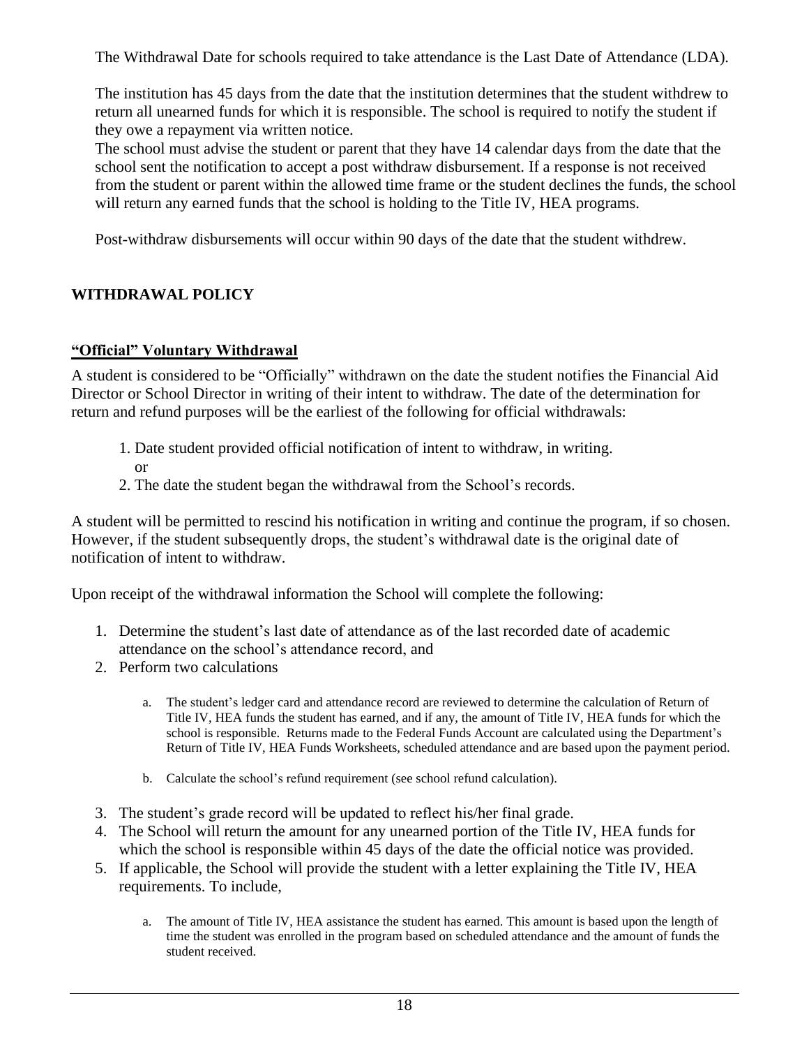The Withdrawal Date for schools required to take attendance is the Last Date of Attendance (LDA).

The institution has 45 days from the date that the institution determines that the student withdrew to return all unearned funds for which it is responsible. The school is required to notify the student if they owe a repayment via written notice.

The school must advise the student or parent that they have 14 calendar days from the date that the school sent the notification to accept a post withdraw disbursement. If a response is not received from the student or parent within the allowed time frame or the student declines the funds, the school will return any earned funds that the school is holding to the Title IV, HEA programs.

Post-withdraw disbursements will occur within 90 days of the date that the student withdrew.

## WITHDRAWAL POLICY

### "Official" Voluntary Withdrawal

A student is considered to be "Officially" withdrawn on the date the student notifies the Financial Aid Director or School Director in writing of their intent to withdraw. The date of the determination for return and refund purposes will be the earliest of the following for official withdrawals:

1. Date student provided official notification of intent to withdraw, in writing.
   or
2. The date the student began the withdrawal from the School's records.

A student will be permitted to rescind his notification in writing and continue the program, if so chosen. However, if the student subsequently drops, the student's withdrawal date is the original date of notification of intent to withdraw.

Upon receipt of the withdrawal information the School will complete the following:

1. Determine the student's last date of attendance as of the last recorded date of academic attendance on the school's attendance record, and
2. Perform two calculations
   a. The student's ledger card and attendance record are reviewed to determine the calculation of Return of Title IV, HEA funds the student has earned, and if any, the amount of Title IV, HEA funds for which the school is responsible. Returns made to the Federal Funds Account are calculated using the Department's Return of Title IV, HEA Funds Worksheets, scheduled attendance and are based upon the payment period.
   b. Calculate the school's refund requirement (see school refund calculation).
3. The student's grade record will be updated to reflect his/her final grade.
4. The School will return the amount for any unearned portion of the Title IV, HEA funds for which the school is responsible within 45 days of the date the official notice was provided.
5. If applicable, the School will provide the student with a letter explaining the Title IV, HEA requirements. To include,
   a. The amount of Title IV, HEA assistance the student has earned. This amount is based upon the length of time the student was enrolled in the program based on scheduled attendance and the amount of funds the student received.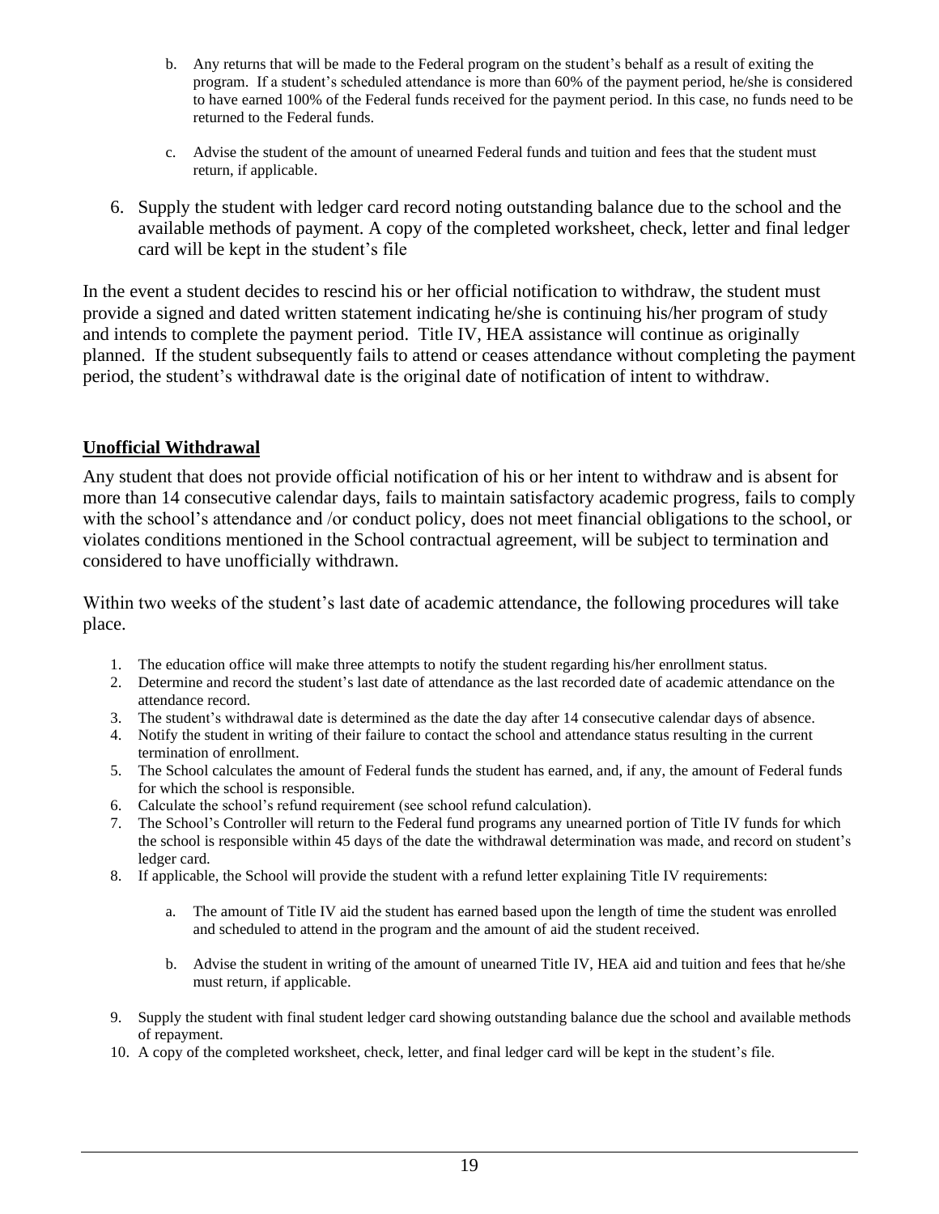b. Any returns that will be made to the Federal program on the student's behalf as a result of exiting the program. If a student's scheduled attendance is more than 60% of the payment period, he/she is considered to have earned 100% of the Federal funds received for the payment period. In this case, no funds need to be returned to the Federal funds.

c. Advise the student of the amount of unearned Federal funds and tuition and fees that the student must return, if applicable.

6. Supply the student with ledger card record noting outstanding balance due to the school and the available methods of payment. A copy of the completed worksheet, check, letter and final ledger card will be kept in the student's file

In the event a student decides to rescind his or her official notification to withdraw, the student must provide a signed and dated written statement indicating he/she is continuing his/her program of study and intends to complete the payment period. Title IV, HEA assistance will continue as originally planned. If the student subsequently fails to attend or ceases attendance without completing the payment period, the student's withdrawal date is the original date of notification of intent to withdraw.

## Unofficial Withdrawal

Any student that does not provide official notification of his or her intent to withdraw and is absent for more than 14 consecutive calendar days, fails to maintain satisfactory academic progress, fails to comply with the school's attendance and /or conduct policy, does not meet financial obligations to the school, or violates conditions mentioned in the School contractual agreement, will be subject to termination and considered to have unofficially withdrawn.

Within two weeks of the student's last date of academic attendance, the following procedures will take place.

1. The education office will make three attempts to notify the student regarding his/her enrollment status.
2. Determine and record the student's last date of attendance as the last recorded date of academic attendance on the attendance record.
3. The student's withdrawal date is determined as the date the day after 14 consecutive calendar days of absence.
4. Notify the student in writing of their failure to contact the school and attendance status resulting in the current termination of enrollment.
5. The School calculates the amount of Federal funds the student has earned, and, if any, the amount of Federal funds for which the school is responsible.
6. Calculate the school's refund requirement (see school refund calculation).
7. The School's Controller will return to the Federal fund programs any unearned portion of Title IV funds for which the school is responsible within 45 days of the date the withdrawal determination was made, and record on student's ledger card.
8. If applicable, the School will provide the student with a refund letter explaining Title IV requirements:

    a. The amount of Title IV aid the student has earned based upon the length of time the student was enrolled and scheduled to attend in the program and the amount of aid the student received.

    b. Advise the student in writing of the amount of unearned Title IV, HEA aid and tuition and fees that he/she must return, if applicable.

9. Supply the student with final student ledger card showing outstanding balance due the school and available methods of repayment.
10. A copy of the completed worksheet, check, letter, and final ledger card will be kept in the student's file.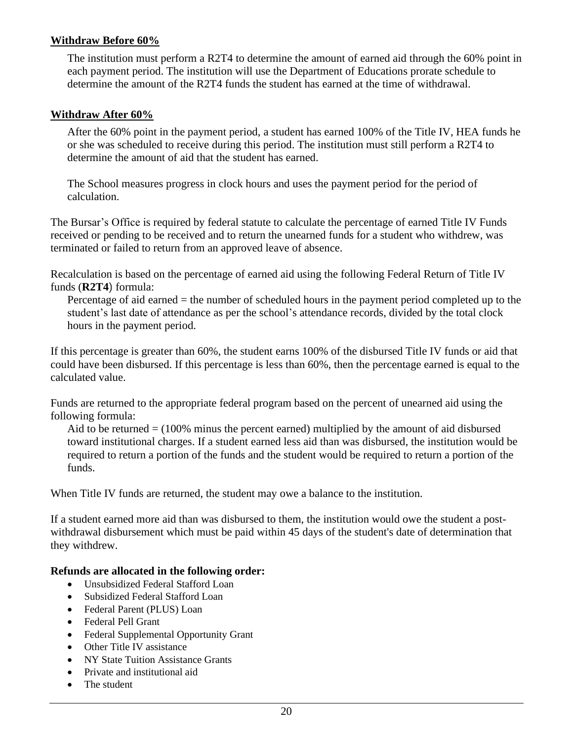**<u>Withdraw Before 60%</u>**

The institution must perform a R2T4 to determine the amount of earned aid through the 60% point in each payment period. The institution will use the Department of Educations prorate schedule to determine the amount of the R2T4 funds the student has earned at the time of withdrawal.

**<u>Withdraw After 60%</u>**

After the 60% point in the payment period, a student has earned 100% of the Title IV, HEA funds he or she was scheduled to receive during this period. The institution must still perform a R2T4 to determine the amount of aid that the student has earned.

The School measures progress in clock hours and uses the payment period for the period of calculation.

The Bursar's Office is required by federal statute to calculate the percentage of earned Title IV Funds received or pending to be received and to return the unearned funds for a student who withdrew, was terminated or failed to return from an approved leave of absence.

Recalculation is based on the percentage of earned aid using the following Federal Return of Title IV funds (**R2T4**) formula:

Percentage of aid earned = the number of scheduled hours in the payment period completed up to the student's last date of attendance as per the school's attendance records, divided by the total clock hours in the payment period.

If this percentage is greater than 60%, the student earns 100% of the disbursed Title IV funds or aid that could have been disbursed. If this percentage is less than 60%, then the percentage earned is equal to the calculated value.

Funds are returned to the appropriate federal program based on the percent of unearned aid using the following formula:

Aid to be returned = (100% minus the percent earned) multiplied by the amount of aid disbursed toward institutional charges. If a student earned less aid than was disbursed, the institution would be required to return a portion of the funds and the student would be required to return a portion of the funds.

When Title IV funds are returned, the student may owe a balance to the institution.

If a student earned more aid than was disbursed to them, the institution would owe the student a post-withdrawal disbursement which must be paid within 45 days of the student's date of determination that they withdrew.

**Refunds are allocated in the following order:**

- Unsubsidized Federal Stafford Loan
- Subsidized Federal Stafford Loan
- Federal Parent (PLUS) Loan
- Federal Pell Grant
- Federal Supplemental Opportunity Grant
- Other Title IV assistance
- NY State Tuition Assistance Grants
- Private and institutional aid
- The student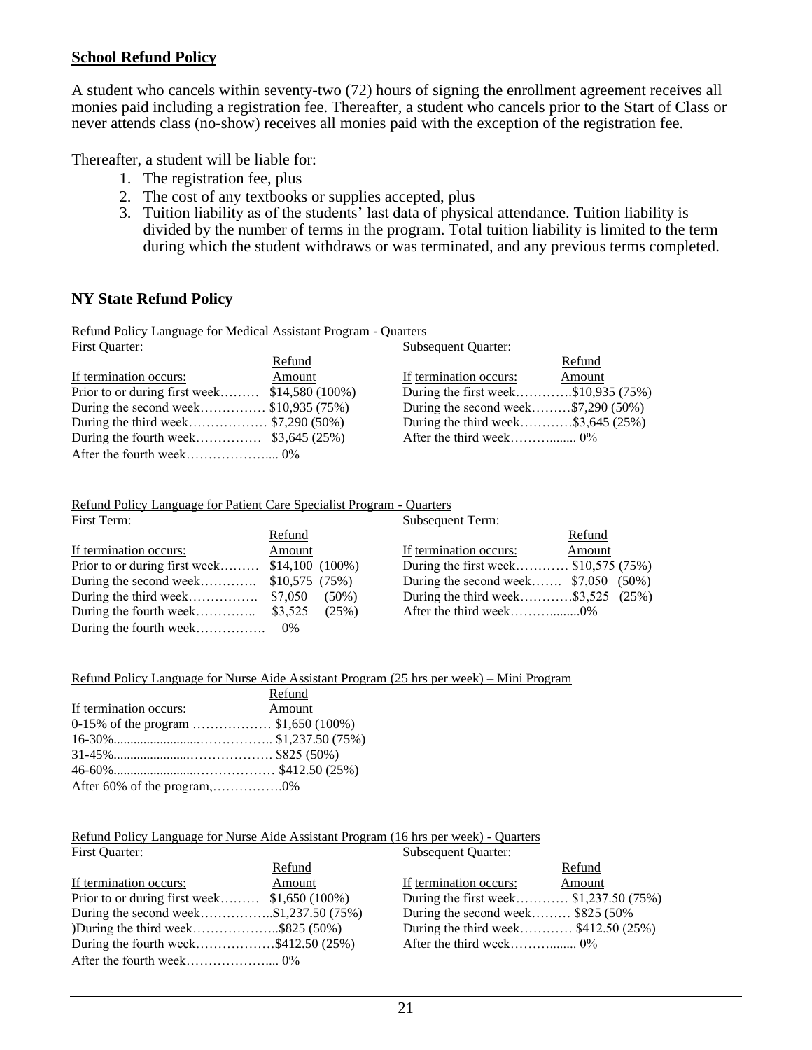**School Refund Policy**

A student who cancels within seventy-two (72) hours of signing the enrollment agreement receives all monies paid including a registration fee. Thereafter, a student who cancels prior to the Start of Class or never attends class (no-show) receives all monies paid with the exception of the registration fee.

Thereafter, a student will be liable for:

1. The registration fee, plus
2. The cost of any textbooks or supplies accepted, plus
3. Tuition liability as of the students' last data of physical attendance. Tuition liability is divided by the number of terms in the program. Total tuition liability is limited to the term during which the student withdraws or was terminated, and any previous terms completed.

## NY State Refund Policy

Refund Policy Language for Medical Assistant Program - Quarters

First Quarter:

| If termination occurs: | Refund Amount |
|---|---|
| Prior to or during first week……… | $14,580 (100%) |
| During the second week…………… | $10,935 (75%) |
| During the third week……………… | $7,290 (50%) |
| During the fourth week…………… | $3,645 (25%) |
| After the fourth week……………….... | 0% |

Subsequent Quarter:

| If termination occurs: | Refund Amount |
|---|---|
| During the first week…………. | $10,935 (75%) |
| During the second week……… | $7,290 (50%) |
| During the third week………… | $3,645 (25%) |
| After the third week……….…... | 0% |

Refund Policy Language for Patient Care Specialist Program - Quarters

First Term:

| If termination occurs: | Refund Amount |
|---|---|
| Prior to or during first week……… | $14,100 (100%) |
| During the second week…………. | $10,575 (75%) |
| During the third week……………. | $7,050 (50%) |
| During the fourth week………….. | $3,525 (25%) |
| During the fourth week……………. | 0% |

Subsequent Term:

| If termination occurs: | Refund Amount |
|---|---|
| During the first week………… | $10,575 (75%) |
| During the second week……. | $7,050 (50%) |
| During the third week………… | $3,525 (25%) |
| After the third week……….…... | 0% |

Refund Policy Language for Nurse Aide Assistant Program (25 hrs per week) – Mini Program

| If termination occurs: | Refund Amount |
|---|---|
| 0-15% of the program ……………… | $1,650 (100%) |
| 16-30%........................……………. | $1,237.50 (75%) |
| 31-45%......................………………. | $825 (50%) |
| 46-60%........................……………… | $412.50 (25%) |
| After 60% of the program,……………. | 0% |

Refund Policy Language for Nurse Aide Assistant Program (16 hrs per week) - Quarters

First Quarter:

| If termination occurs: | Refund Amount |
|---|---|
| Prior to or during first week……… | $1,650 (100%) |
| During the second week…………….. | $1,237.50 (75%) |
| )During the third week……………….. | $825 (50%) |
| During the fourth week……………… | $412.50 (25%) |
| After the fourth week……………….... | 0% |

Subsequent Quarter:

| If termination occurs: | Refund Amount |
|---|---|
| During the first week………… | $1,237.50 (75%) |
| During the second week……… | $825 (50% |
| During the third week………… | $412.50 (25%) |
| After the third week……….…... | 0% |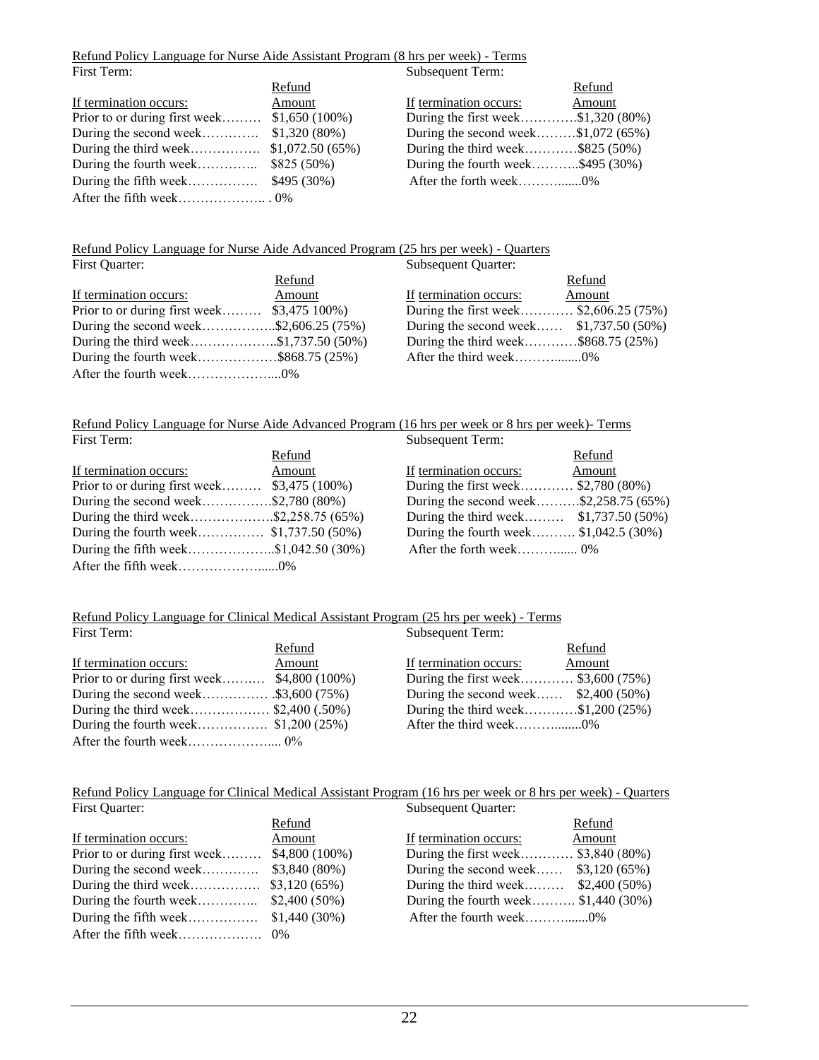Refund Policy Language for Nurse Aide Assistant Program (8 hrs per week) - Terms

First Term:

| If termination occurs: | Refund Amount |
|---|---|
| Prior to or during first week……… | $1,650 (100%) |
| During the second week…………. | $1,320 (80%) |
| During the third week……………. | $1,072.50 (65%) |
| During the fourth week………….. | $825 (50%) |
| During the fifth week……………. | $495 (30%) |
| After the fifth week……………….. . | 0% |

Subsequent Term:

| If termination occurs: | Refund Amount |
|---|---|
| During the first week…………. | $1,320 (80%) |
| During the second week……… | $1,072 (65%) |
| During the third week………… | $825 (50%) |
| During the fourth week……….. | $495 (30%) |
| After the forth week………....... | 0% |

Refund Policy Language for Nurse Aide Advanced Program (25 hrs per week) - Quarters

First Quarter:

| If termination occurs: | Refund Amount |
|---|---|
| Prior to or during first week……… | $3,475 100%) |
| During the second week…………….. | $2,606.25 (75%) |
| During the third week……………….. | $1,737.50 (50%) |
| During the fourth week……………… | $868.75 (25%) |
| After the fourth week……………….... | 0% |

Subsequent Quarter:

| If termination occurs: | Refund Amount |
|---|---|
| During the first week………… | $2,606.25 (75%) |
| During the second week…… | $1,737.50 (50%) |
| During the third week………… | $868.75 (25%) |
| After the third week……….…..... | 0% |

Refund Policy Language for Nurse Aide Advanced Program (16 hrs per week or 8 hrs per week)- Terms

First Term:

| If termination occurs: | Refund Amount |
|---|---|
| Prior to or during first week……… | $3,475 (100%) |
| During the second week……………. | $2,780 (80%) |
| During the third week………………. | $2,258.75 (65%) |
| During the fourth week…………… | $1,737.50 (50%) |
| During the fifth week……………….. | $1,042.50 (30%) |
| After the fifth week………………...... | 0% |

Subsequent Term:

| If termination occurs: | Refund Amount |
|---|---|
| During the first week………… | $2,780 (80%) |
| During the second week………. | $2,258.75 (65%) |
| During the third week……… | $1,737.50 (50%) |
| During the fourth week………. | $1,042.5 (30%) |
| After the forth week……….…... | 0% |

Refund Policy Language for Clinical Medical Assistant Program (25 hrs per week) - Terms

First Term:

| If termination occurs: | Refund Amount |
|---|---|
| Prior to or during first week……… | $4,800 (100%) |
| During the second week…………… | .$3,600 (75%) |
| During the third week……………… | $2,400 (.50%) |
| During the fourth week……………. | $1,200 (25%) |
| After the fourth week……………….... | 0% |

Subsequent Term:

| If termination occurs: | Refund Amount |
|---|---|
| During the first week………… | $3,600 (75%) |
| During the second week…… | $2,400 (50%) |
| During the third week………… | $1,200 (25%) |
| After the third week……….…..... | 0% |

Refund Policy Language for Clinical Medical Assistant Program (16 hrs per week or 8 hrs per week) - Quarters

First Quarter:

| If termination occurs: | Refund Amount |
|---|---|
| Prior to or during first week……… | $4,800 (100%) |
| During the second week…………. | $3,840 (80%) |
| During the third week……………. | $3,120 (65%) |
| During the fourth week………….. | $2,400 (50%) |
| During the fifth week……………. | $1,440 (30%) |
| After the fifth week………………. | 0% |

Subsequent Quarter:

| If termination occurs: | Refund Amount |
|---|---|
| During the first week………… | $3,840 (80%) |
| During the second week…… | $3,120 (65%) |
| During the third week……… | $2,400 (50%) |
| During the fourth week………. | $1,440 (30%) |
| After the fourth week……….…... | 0% |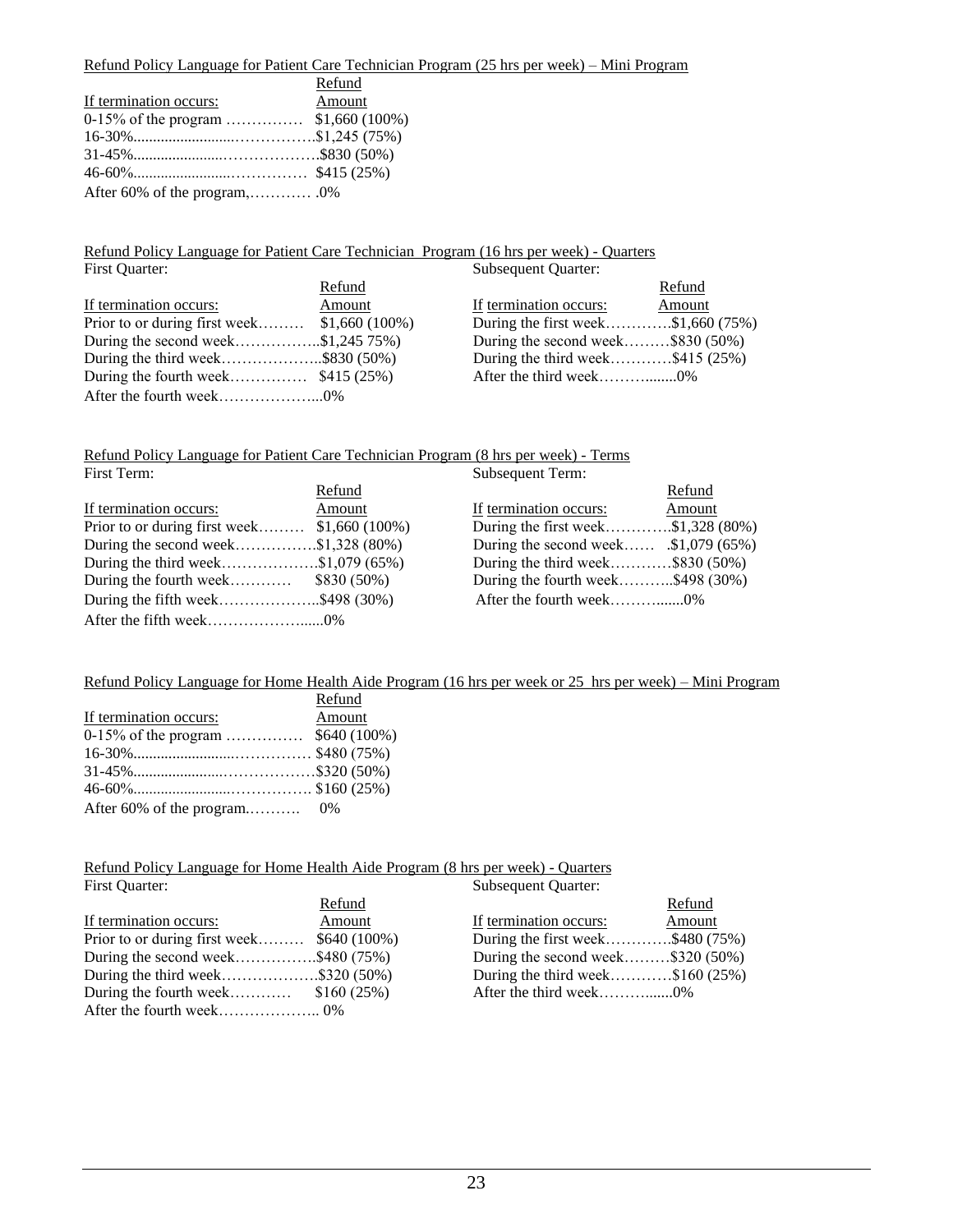<u>Refund Policy Language for Patient Care Technician Program (25 hrs per week) – Mini Program</u>

| If termination occurs: | Refund Amount |
|---|---|
| 0-15% of the program | $1,660 (100%) |
| 16-30% | $1,245 (75%) |
| 31-45% | $830 (50%) |
| 46-60% | $415 (25%) |
| After 60% of the program, | 0% |

<u>Refund Policy Language for Patient Care Technician Program (16 hrs per week) - Quarters</u>

First Quarter:

| If termination occurs: | Refund Amount |
|---|---|
| Prior to or during first week | $1,660 (100%) |
| During the second week | $1,245 75%) |
| During the third week | $830 (50%) |
| During the fourth week | $415 (25%) |
| After the fourth week | 0% |

Subsequent Quarter:

| If termination occurs: | Refund Amount |
|---|---|
| During the first week | $1,660 (75%) |
| During the second week | $830 (50%) |
| During the third week | $415 (25%) |
| After the third week | 0% |

<u>Refund Policy Language for Patient Care Technician Program (8 hrs per week) - Terms</u>

First Term:

| If termination occurs: | Refund Amount |
|---|---|
| Prior to or during first week | $1,660 (100%) |
| During the second week | $1,328 (80%) |
| During the third week | $1,079 (65%) |
| During the fourth week | $830 (50%) |
| During the fifth week | $498 (30%) |
| After the fifth week | 0% |

Subsequent Term:

| If termination occurs: | Refund Amount |
|---|---|
| During the first week | $1,328 (80%) |
| During the second week | $1,079 (65%) |
| During the third week | $830 (50%) |
| During the fourth week | $498 (30%) |
| After the fourth week | 0% |

<u>Refund Policy Language for Home Health Aide Program (16 hrs per week or 25 hrs per week) – Mini Program</u>

| If termination occurs: | Refund Amount |
|---|---|
| 0-15% of the program | $640 (100%) |
| 16-30% | $480 (75%) |
| 31-45% | $320 (50%) |
| 46-60% | $160 (25%) |
| After 60% of the program. | 0% |

<u>Refund Policy Language for Home Health Aide Program (8 hrs per week) - Quarters</u>

First Quarter:

| If termination occurs: | Refund Amount |
|---|---|
| Prior to or during first week | $640 (100%) |
| During the second week | $480 (75%) |
| During the third week | $320 (50%) |
| During the fourth week | $160 (25%) |
| After the fourth week | 0% |

Subsequent Quarter:

| If termination occurs: | Refund Amount |
|---|---|
| During the first week | $480 (75%) |
| During the second week | $320 (50%) |
| During the third week | $160 (25%) |
| After the third week | 0% |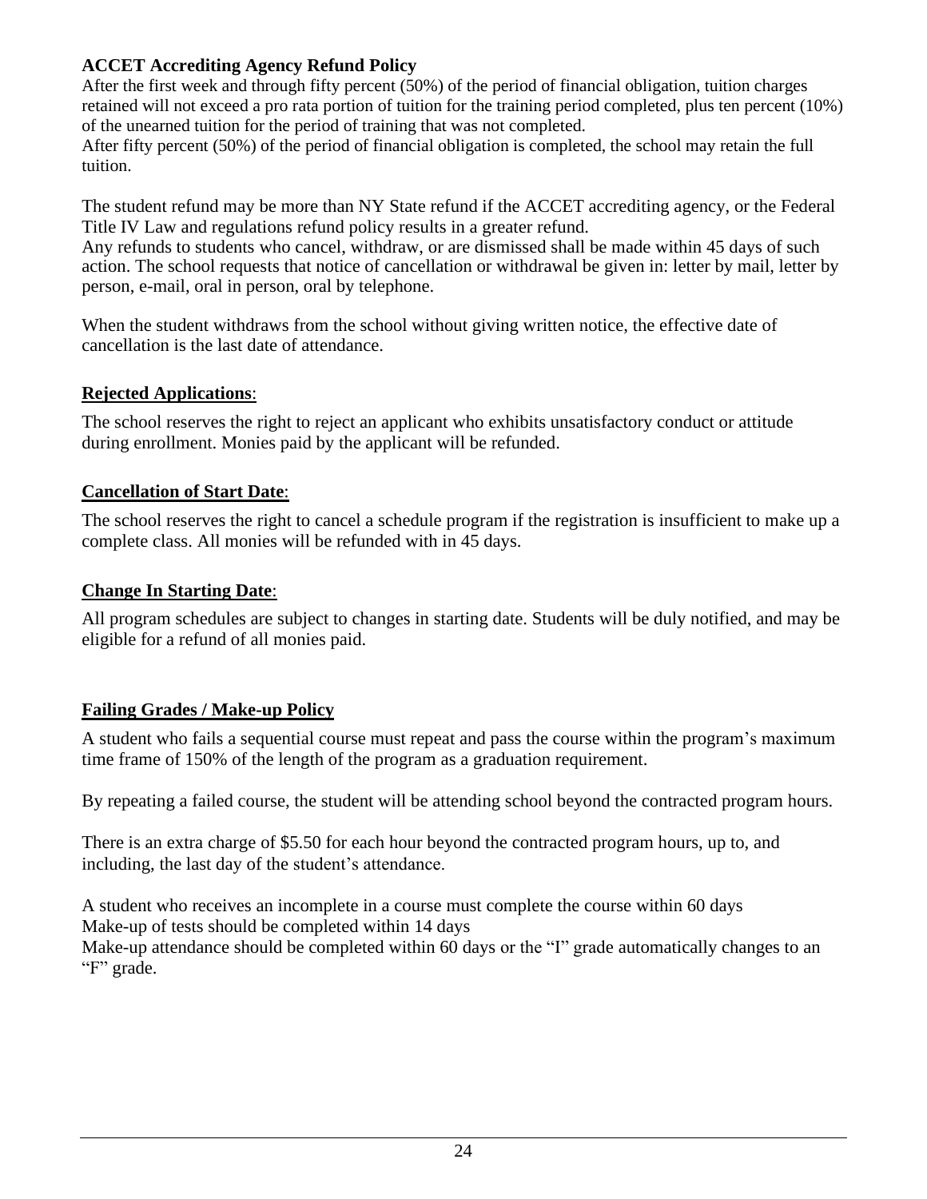### ACCET Accrediting Agency Refund Policy

After the first week and through fifty percent (50%) of the period of financial obligation, tuition charges retained will not exceed a pro rata portion of tuition for the training period completed, plus ten percent (10%) of the unearned tuition for the period of training that was not completed.
After fifty percent (50%) of the period of financial obligation is completed, the school may retain the full tuition.

The student refund may be more than NY State refund if the ACCET accrediting agency, or the Federal Title IV Law and regulations refund policy results in a greater refund.
Any refunds to students who cancel, withdraw, or are dismissed shall be made within 45 days of such action. The school requests that notice of cancellation or withdrawal be given in: letter by mail, letter by person, e-mail, oral in person, oral by telephone.

When the student withdraws from the school without giving written notice, the effective date of cancellation is the last date of attendance.

**Rejected Applications**:

The school reserves the right to reject an applicant who exhibits unsatisfactory conduct or attitude during enrollment. Monies paid by the applicant will be refunded.

**Cancellation of Start Date**:

The school reserves the right to cancel a schedule program if the registration is insufficient to make up a complete class. All monies will be refunded with in 45 days.

**Change In Starting Date**:

All program schedules are subject to changes in starting date. Students will be duly notified, and may be eligible for a refund of all monies paid.

**Failing Grades / Make-up Policy**

A student who fails a sequential course must repeat and pass the course within the program's maximum time frame of 150% of the length of the program as a graduation requirement.

By repeating a failed course, the student will be attending school beyond the contracted program hours.

There is an extra charge of $5.50 for each hour beyond the contracted program hours, up to, and including, the last day of the student's attendance.

A student who receives an incomplete in a course must complete the course within 60 days
Make-up of tests should be completed within 14 days
Make-up attendance should be completed within 60 days or the "I" grade automatically changes to an "F" grade.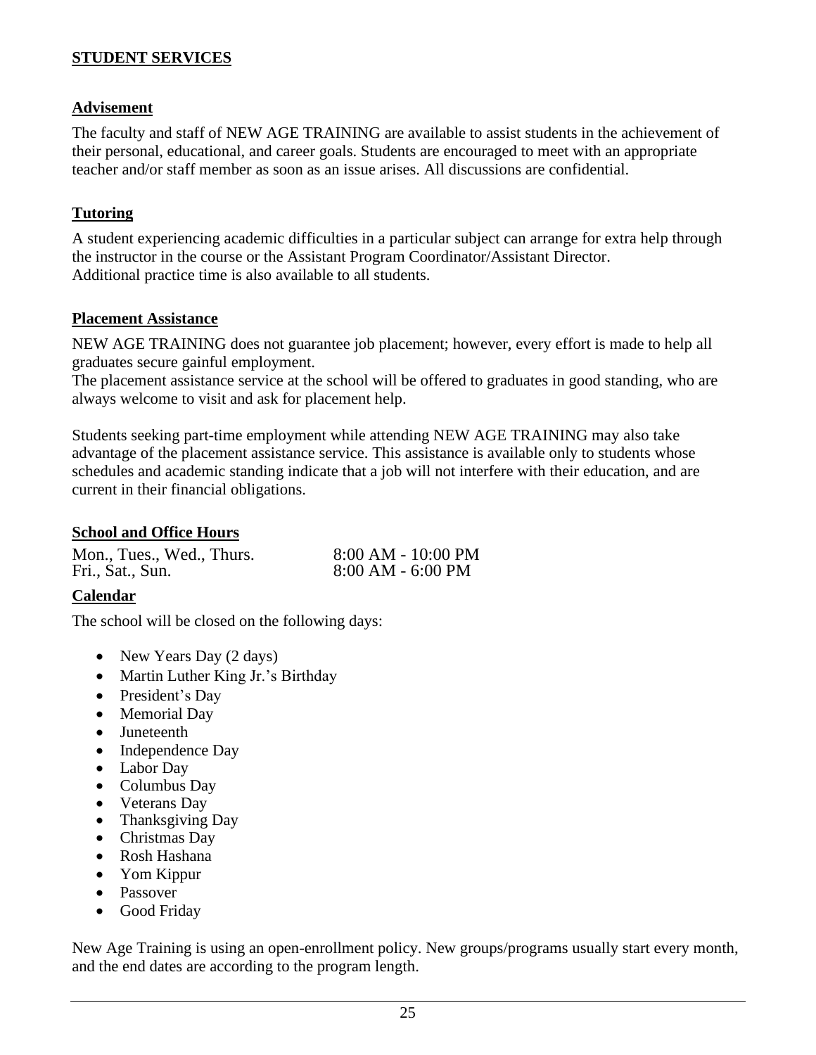## STUDENT SERVICES

### Advisement

The faculty and staff of NEW AGE TRAINING are available to assist students in the achievement of their personal, educational, and career goals. Students are encouraged to meet with an appropriate teacher and/or staff member as soon as an issue arises. All discussions are confidential.

### Tutoring

A student experiencing academic difficulties in a particular subject can arrange for extra help through the instructor in the course or the Assistant Program Coordinator/Assistant Director.
Additional practice time is also available to all students.

### Placement Assistance

NEW AGE TRAINING does not guarantee job placement; however, every effort is made to help all graduates secure gainful employment.
The placement assistance service at the school will be offered to graduates in good standing, who are always welcome to visit and ask for placement help.

Students seeking part-time employment while attending NEW AGE TRAINING may also take advantage of the placement assistance service. This assistance is available only to students whose schedules and academic standing indicate that a job will not interfere with their education, and are current in their financial obligations.

### School and Office Hours

| | |
|---|---|
| Mon., Tues., Wed., Thurs. | 8:00 AM - 10:00 PM |
| Fri., Sat., Sun. | 8:00 AM - 6:00 PM |

### Calendar

The school will be closed on the following days:

- New Years Day (2 days)
- Martin Luther King Jr.'s Birthday
- President's Day
- Memorial Day
- Juneteenth
- Independence Day
- Labor Day
- Columbus Day
- Veterans Day
- Thanksgiving Day
- Christmas Day
- Rosh Hashana
- Yom Kippur
- Passover
- Good Friday

New Age Training is using an open-enrollment policy. New groups/programs usually start every month, and the end dates are according to the program length.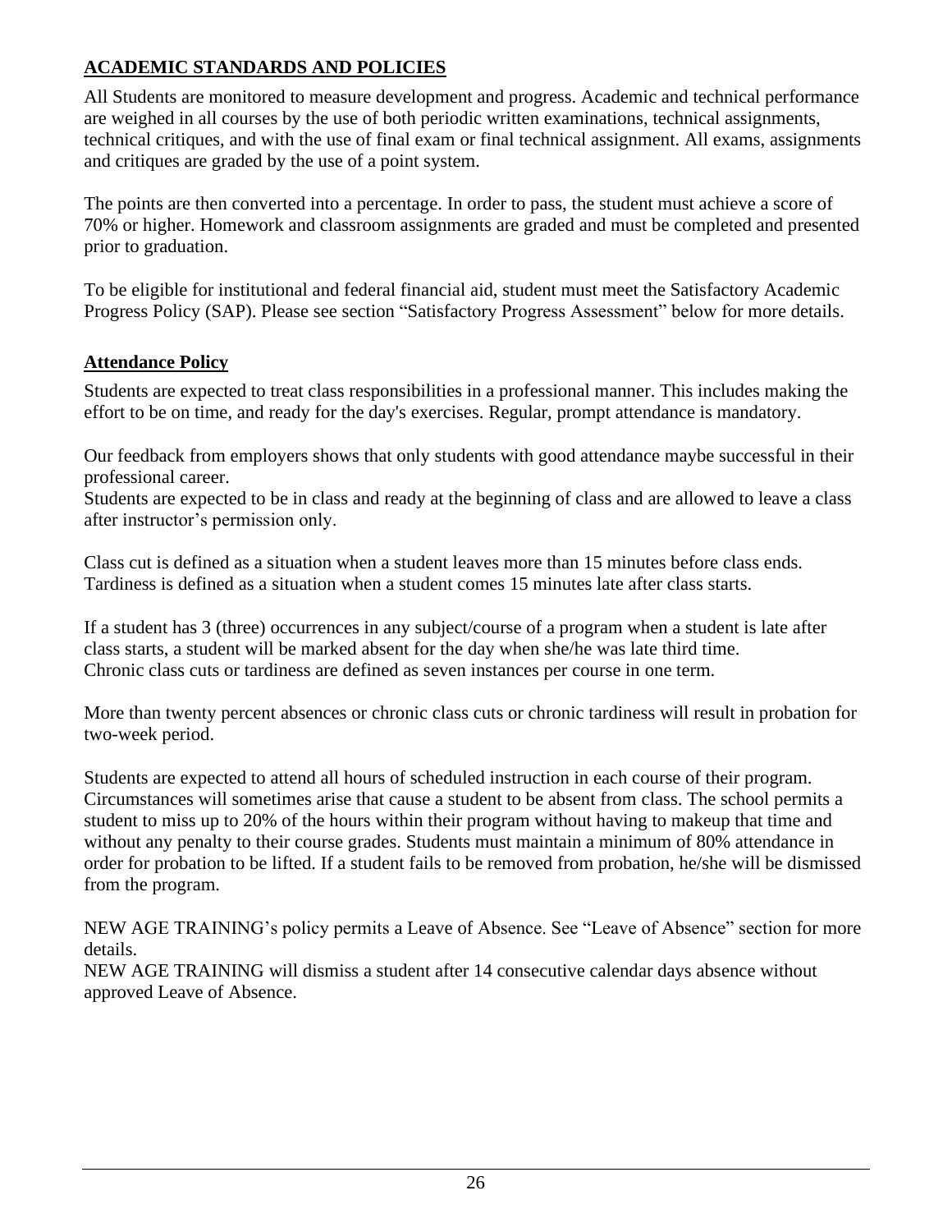## ACADEMIC STANDARDS AND POLICIES

All Students are monitored to measure development and progress. Academic and technical performance are weighed in all courses by the use of both periodic written examinations, technical assignments, technical critiques, and with the use of final exam or final technical assignment. All exams, assignments and critiques are graded by the use of a point system.

The points are then converted into a percentage. In order to pass, the student must achieve a score of 70% or higher. Homework and classroom assignments are graded and must be completed and presented prior to graduation.

To be eligible for institutional and federal financial aid, student must meet the Satisfactory Academic Progress Policy (SAP). Please see section "Satisfactory Progress Assessment" below for more details.

### Attendance Policy

Students are expected to treat class responsibilities in a professional manner. This includes making the effort to be on time, and ready for the day's exercises. Regular, prompt attendance is mandatory.

Our feedback from employers shows that only students with good attendance maybe successful in their professional career.
Students are expected to be in class and ready at the beginning of class and are allowed to leave a class after instructor's permission only.

Class cut is defined as a situation when a student leaves more than 15 minutes before class ends.
Tardiness is defined as a situation when a student comes 15 minutes late after class starts.

If a student has 3 (three) occurrences in any subject/course of a program when a student is late after class starts, a student will be marked absent for the day when she/he was late third time.
Chronic class cuts or tardiness are defined as seven instances per course in one term.

More than twenty percent absences or chronic class cuts or chronic tardiness will result in probation for two-week period.

Students are expected to attend all hours of scheduled instruction in each course of their program. Circumstances will sometimes arise that cause a student to be absent from class. The school permits a student to miss up to 20% of the hours within their program without having to makeup that time and without any penalty to their course grades. Students must maintain a minimum of 80% attendance in order for probation to be lifted. If a student fails to be removed from probation, he/she will be dismissed from the program.

NEW AGE TRAINING's policy permits a Leave of Absence. See "Leave of Absence" section for more details.
NEW AGE TRAINING will dismiss a student after 14 consecutive calendar days absence without approved Leave of Absence.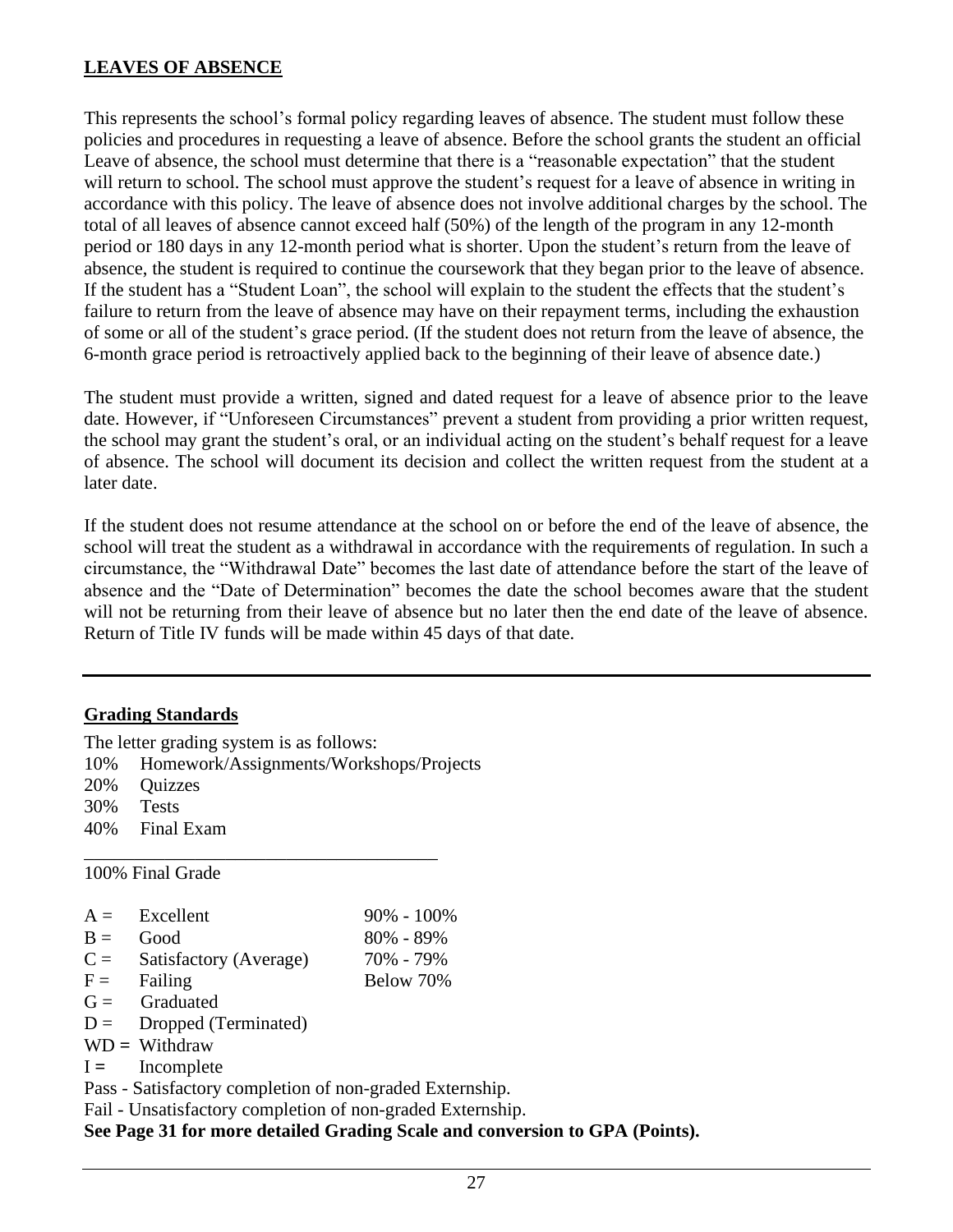## LEAVES OF ABSENCE

This represents the school's formal policy regarding leaves of absence. The student must follow these policies and procedures in requesting a leave of absence. Before the school grants the student an official Leave of absence, the school must determine that there is a "reasonable expectation" that the student will return to school. The school must approve the student's request for a leave of absence in writing in accordance with this policy. The leave of absence does not involve additional charges by the school. The total of all leaves of absence cannot exceed half (50%) of the length of the program in any 12-month period or 180 days in any 12-month period what is shorter. Upon the student's return from the leave of absence, the student is required to continue the coursework that they began prior to the leave of absence. If the student has a "Student Loan", the school will explain to the student the effects that the student's failure to return from the leave of absence may have on their repayment terms, including the exhaustion of some or all of the student's grace period. (If the student does not return from the leave of absence, the 6-month grace period is retroactively applied back to the beginning of their leave of absence date.)

The student must provide a written, signed and dated request for a leave of absence prior to the leave date. However, if "Unforeseen Circumstances" prevent a student from providing a prior written request, the school may grant the student's oral, or an individual acting on the student's behalf request for a leave of absence. The school will document its decision and collect the written request from the student at a later date.

If the student does not resume attendance at the school on or before the end of the leave of absence, the school will treat the student as a withdrawal in accordance with the requirements of regulation. In such a circumstance, the "Withdrawal Date" becomes the last date of attendance before the start of the leave of absence and the "Date of Determination" becomes the date the school becomes aware that the student will not be returning from their leave of absence but no later then the end date of the leave of absence. Return of Title IV funds will be made within 45 days of that date.

---

## Grading Standards

The letter grading system is as follows:

10% Homework/Assignments/Workshops/Projects
20% Quizzes
30% Tests
40% Final Exam

100% Final Grade

| | | |
|---|---|---|
| A = | Excellent | 90% - 100% |
| B = | Good | 80% - 89% |
| C = | Satisfactory (Average) | 70% - 79% |
| F = | Failing | Below 70% |
| G = | Graduated | |
| D = | Dropped (Terminated) | |
| WD = | Withdraw | |
| I = | Incomplete | |

Pass - Satisfactory completion of non-graded Externship.
Fail - Unsatisfactory completion of non-graded Externship.

**See Page 31 for more detailed Grading Scale and conversion to GPA (Points).**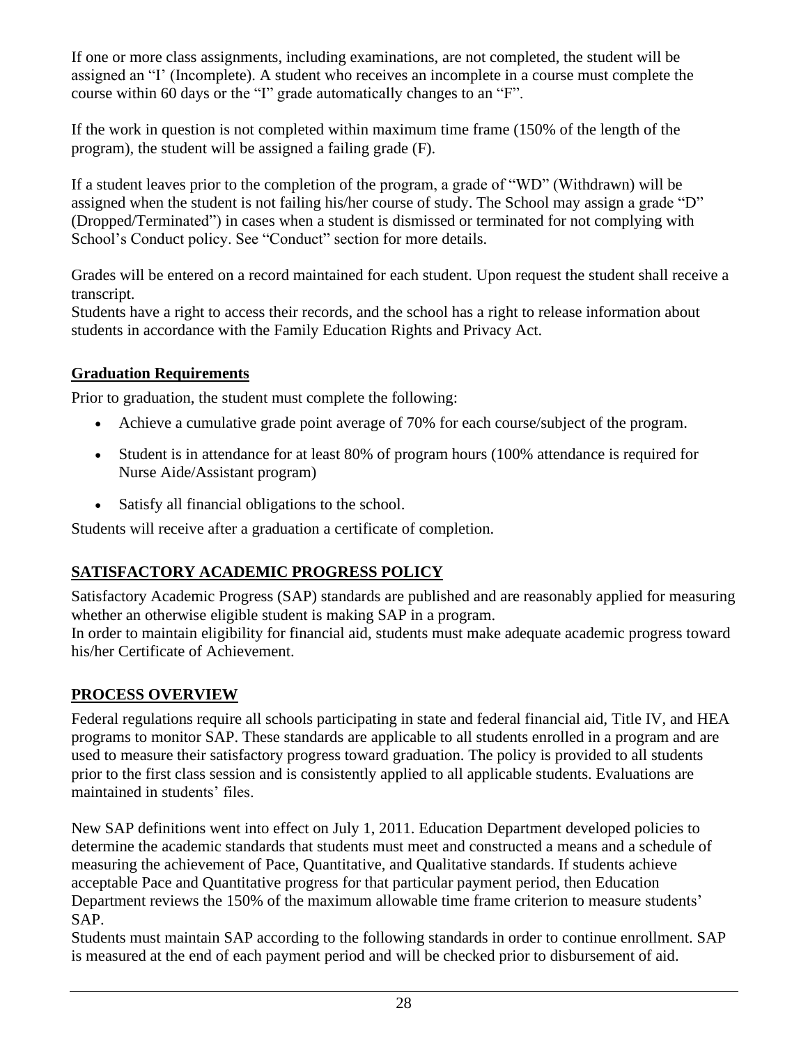If one or more class assignments, including examinations, are not completed, the student will be assigned an "I' (Incomplete). A student who receives an incomplete in a course must complete the course within 60 days or the "I" grade automatically changes to an "F".

If the work in question is not completed within maximum time frame (150% of the length of the program), the student will be assigned a failing grade (F).

If a student leaves prior to the completion of the program, a grade of "WD" (Withdrawn) will be assigned when the student is not failing his/her course of study. The School may assign a grade "D" (Dropped/Terminated") in cases when a student is dismissed or terminated for not complying with School's Conduct policy. See "Conduct" section for more details.

Grades will be entered on a record maintained for each student. Upon request the student shall receive a transcript.
Students have a right to access their records, and the school has a right to release information about students in accordance with the Family Education Rights and Privacy Act.

## Graduation Requirements

Prior to graduation, the student must complete the following:

- Achieve a cumulative grade point average of 70% for each course/subject of the program.
- Student is in attendance for at least 80% of program hours (100% attendance is required for Nurse Aide/Assistant program)
- Satisfy all financial obligations to the school.

Students will receive after a graduation a certificate of completion.

## SATISFACTORY ACADEMIC PROGRESS POLICY

Satisfactory Academic Progress (SAP) standards are published and are reasonably applied for measuring whether an otherwise eligible student is making SAP in a program.
In order to maintain eligibility for financial aid, students must make adequate academic progress toward his/her Certificate of Achievement.

## PROCESS OVERVIEW

Federal regulations require all schools participating in state and federal financial aid, Title IV, and HEA programs to monitor SAP. These standards are applicable to all students enrolled in a program and are used to measure their satisfactory progress toward graduation. The policy is provided to all students prior to the first class session and is consistently applied to all applicable students. Evaluations are maintained in students' files.

New SAP definitions went into effect on July 1, 2011. Education Department developed policies to determine the academic standards that students must meet and constructed a means and a schedule of measuring the achievement of Pace, Quantitative, and Qualitative standards. If students achieve acceptable Pace and Quantitative progress for that particular payment period, then Education Department reviews the 150% of the maximum allowable time frame criterion to measure students' SAP.
Students must maintain SAP according to the following standards in order to continue enrollment. SAP is measured at the end of each payment period and will be checked prior to disbursement of aid.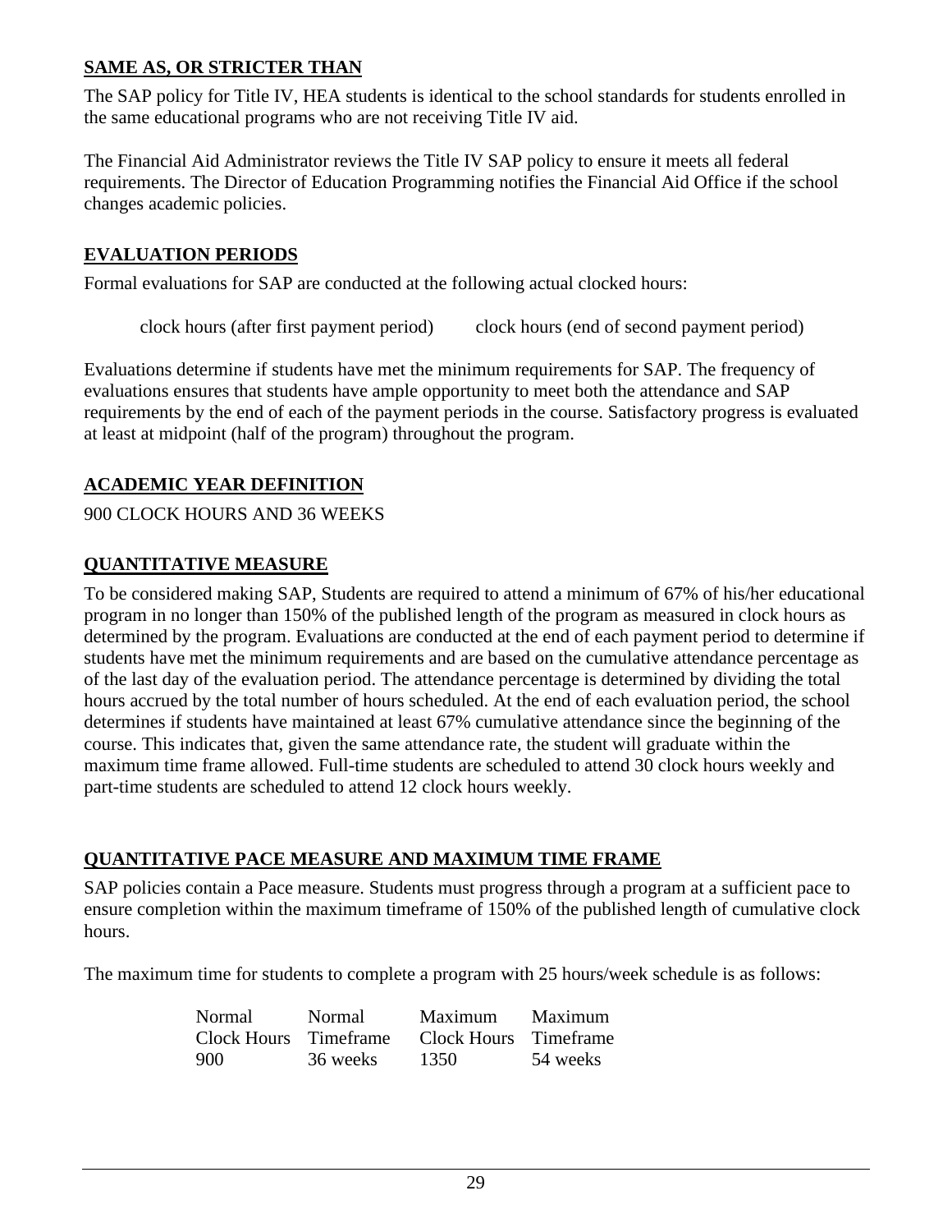## SAME AS, OR STRICTER THAN

The SAP policy for Title IV, HEA students is identical to the school standards for students enrolled in the same educational programs who are not receiving Title IV aid.

The Financial Aid Administrator reviews the Title IV SAP policy to ensure it meets all federal requirements. The Director of Education Programming notifies the Financial Aid Office if the school changes academic policies.

## EVALUATION PERIODS

Formal evaluations for SAP are conducted at the following actual clocked hours:

clock hours (after first payment period)        clock hours (end of second payment period)

Evaluations determine if students have met the minimum requirements for SAP. The frequency of evaluations ensures that students have ample opportunity to meet both the attendance and SAP requirements by the end of each of the payment periods in the course. Satisfactory progress is evaluated at least at midpoint (half of the program) throughout the program.

## ACADEMIC YEAR DEFINITION

900 CLOCK HOURS AND 36 WEEKS

## QUANTITATIVE MEASURE

To be considered making SAP, Students are required to attend a minimum of 67% of his/her educational program in no longer than 150% of the published length of the program as measured in clock hours as determined by the program. Evaluations are conducted at the end of each payment period to determine if students have met the minimum requirements and are based on the cumulative attendance percentage as of the last day of the evaluation period. The attendance percentage is determined by dividing the total hours accrued by the total number of hours scheduled. At the end of each evaluation period, the school determines if students have maintained at least 67% cumulative attendance since the beginning of the course. This indicates that, given the same attendance rate, the student will graduate within the maximum time frame allowed. Full-time students are scheduled to attend 30 clock hours weekly and part-time students are scheduled to attend 12 clock hours weekly.

## QUANTITATIVE PACE MEASURE AND MAXIMUM TIME FRAME

SAP policies contain a Pace measure. Students must progress through a program at a sufficient pace to ensure completion within the maximum timeframe of 150% of the published length of cumulative clock hours.

The maximum time for students to complete a program with 25 hours/week schedule is as follows:

| Normal Clock Hours | Normal Timeframe | Maximum Clock Hours | Maximum Timeframe |
|---|---|---|---|
| 900 | 36 weeks | 1350 | 54 weeks |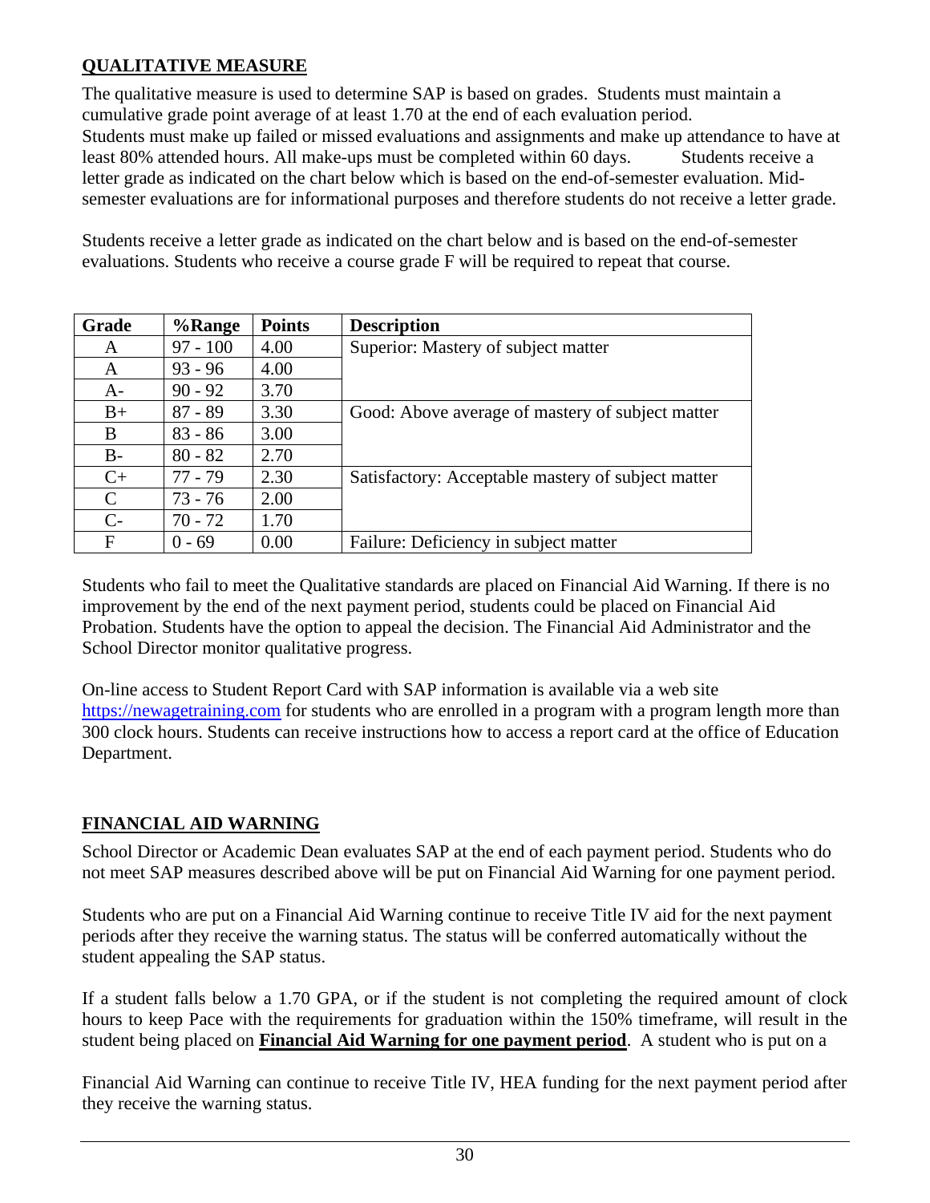## QUALITATIVE MEASURE

The qualitative measure is used to determine SAP is based on grades. Students must maintain a cumulative grade point average of at least 1.70 at the end of each evaluation period. Students must make up failed or missed evaluations and assignments and make up attendance to have at least 80% attended hours. All make-ups must be completed within 60 days. Students receive a letter grade as indicated on the chart below which is based on the end-of-semester evaluation. Mid-semester evaluations are for informational purposes and therefore students do not receive a letter grade.

Students receive a letter grade as indicated on the chart below and is based on the end-of-semester evaluations. Students who receive a course grade F will be required to repeat that course.

| Grade | %Range | Points | Description |
|---|---|---|---|
| A | 97 - 100 | 4.00 | Superior: Mastery of subject matter |
| A | 93 - 96 | 4.00 | |
| A- | 90 - 92 | 3.70 | |
| B+ | 87 - 89 | 3.30 | Good: Above average of mastery of subject matter |
| B | 83 - 86 | 3.00 | |
| B- | 80 - 82 | 2.70 | |
| C+ | 77 - 79 | 2.30 | Satisfactory: Acceptable mastery of subject matter |
| C | 73 - 76 | 2.00 | |
| C- | 70 - 72 | 1.70 | |
| F | 0 - 69 | 0.00 | Failure: Deficiency in subject matter |

Students who fail to meet the Qualitative standards are placed on Financial Aid Warning. If there is no improvement by the end of the next payment period, students could be placed on Financial Aid Probation. Students have the option to appeal the decision. The Financial Aid Administrator and the School Director monitor qualitative progress.

On-line access to Student Report Card with SAP information is available via a web site https://newagetraining.com for students who are enrolled in a program with a program length more than 300 clock hours. Students can receive instructions how to access a report card at the office of Education Department.

## FINANCIAL AID WARNING

School Director or Academic Dean evaluates SAP at the end of each payment period. Students who do not meet SAP measures described above will be put on Financial Aid Warning for one payment period.

Students who are put on a Financial Aid Warning continue to receive Title IV aid for the next payment periods after they receive the warning status. The status will be conferred automatically without the student appealing the SAP status.

If a student falls below a 1.70 GPA, or if the student is not completing the required amount of clock hours to keep Pace with the requirements for graduation within the 150% timeframe, will result in the student being placed on **Financial Aid Warning for one payment period**. A student who is put on a

Financial Aid Warning can continue to receive Title IV, HEA funding for the next payment period after they receive the warning status.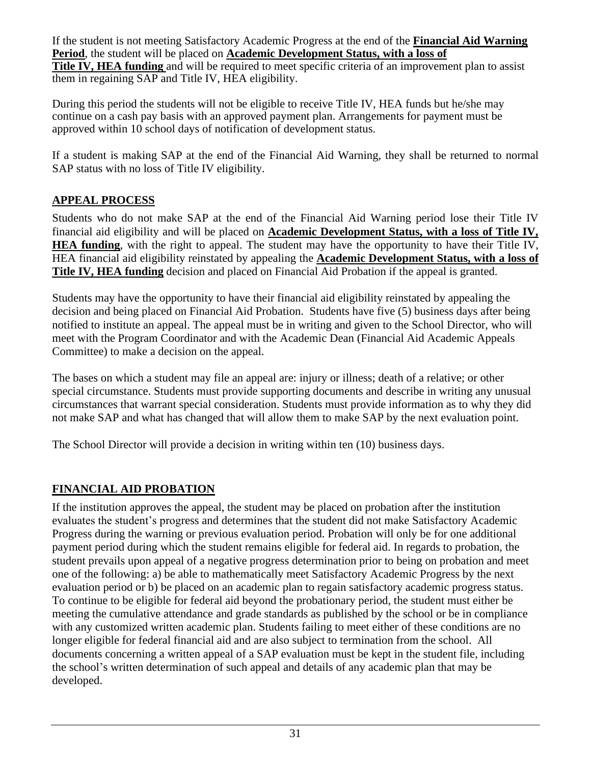If the student is not meeting Satisfactory Academic Progress at the end of the **Financial Aid Warning Period**, the student will be placed on **Academic Development Status, with a loss of Title IV, HEA funding** and will be required to meet specific criteria of an improvement plan to assist them in regaining SAP and Title IV, HEA eligibility.

During this period the students will not be eligible to receive Title IV, HEA funds but he/she may continue on a cash pay basis with an approved payment plan. Arrangements for payment must be approved within 10 school days of notification of development status.

If a student is making SAP at the end of the Financial Aid Warning, they shall be returned to normal SAP status with no loss of Title IV eligibility.

## APPEAL PROCESS

Students who do not make SAP at the end of the Financial Aid Warning period lose their Title IV financial aid eligibility and will be placed on **Academic Development Status, with a loss of Title IV, HEA funding**, with the right to appeal. The student may have the opportunity to have their Title IV, HEA financial aid eligibility reinstated by appealing the **Academic Development Status, with a loss of Title IV, HEA funding** decision and placed on Financial Aid Probation if the appeal is granted.

Students may have the opportunity to have their financial aid eligibility reinstated by appealing the decision and being placed on Financial Aid Probation. Students have five (5) business days after being notified to institute an appeal. The appeal must be in writing and given to the School Director, who will meet with the Program Coordinator and with the Academic Dean (Financial Aid Academic Appeals Committee) to make a decision on the appeal.

The bases on which a student may file an appeal are: injury or illness; death of a relative; or other special circumstance. Students must provide supporting documents and describe in writing any unusual circumstances that warrant special consideration. Students must provide information as to why they did not make SAP and what has changed that will allow them to make SAP by the next evaluation point.

The School Director will provide a decision in writing within ten (10) business days.

## FINANCIAL AID PROBATION

If the institution approves the appeal, the student may be placed on probation after the institution evaluates the student's progress and determines that the student did not make Satisfactory Academic Progress during the warning or previous evaluation period. Probation will only be for one additional payment period during which the student remains eligible for federal aid. In regards to probation, the student prevails upon appeal of a negative progress determination prior to being on probation and meet one of the following: a) be able to mathematically meet Satisfactory Academic Progress by the next evaluation period or b) be placed on an academic plan to regain satisfactory academic progress status. To continue to be eligible for federal aid beyond the probationary period, the student must either be meeting the cumulative attendance and grade standards as published by the school or be in compliance with any customized written academic plan. Students failing to meet either of these conditions are no longer eligible for federal financial aid and are also subject to termination from the school. All documents concerning a written appeal of a SAP evaluation must be kept in the student file, including the school's written determination of such appeal and details of any academic plan that may be developed.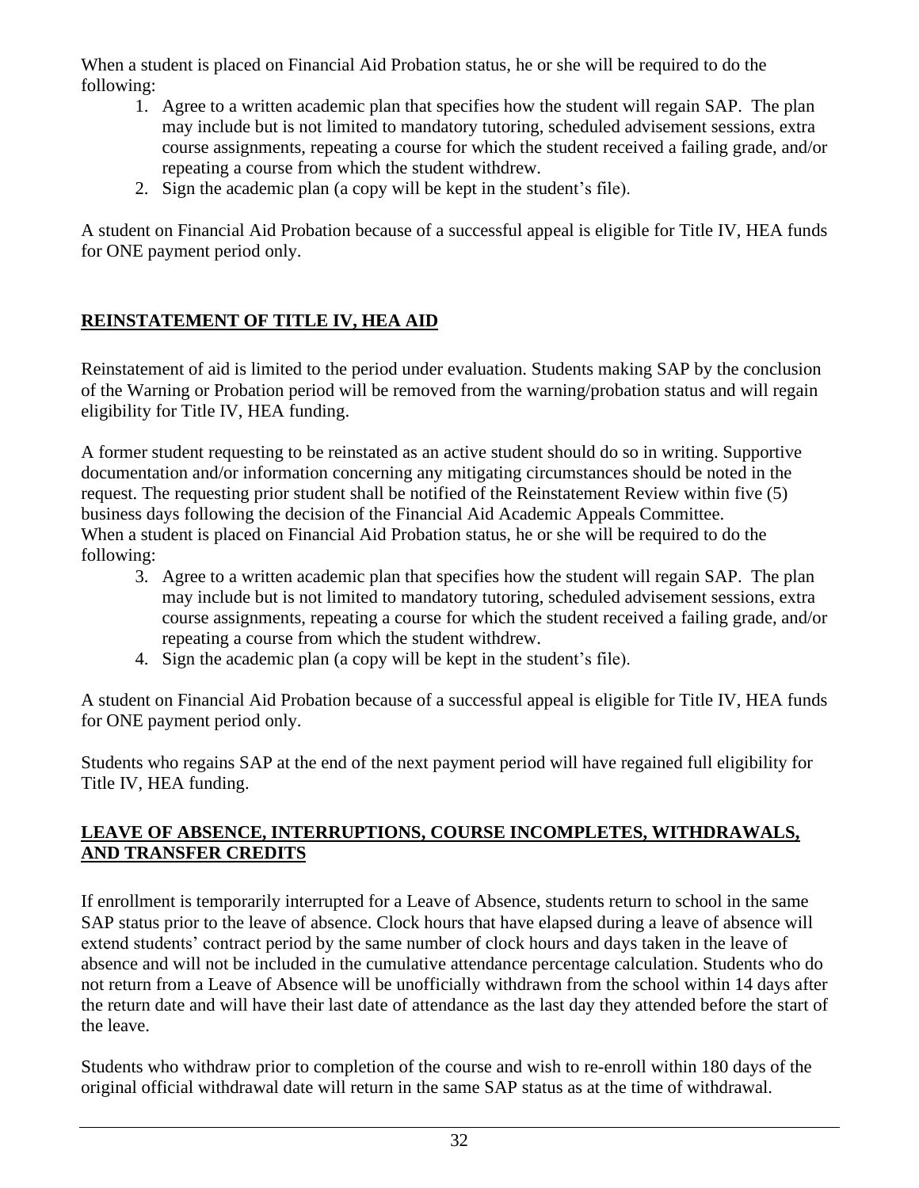When a student is placed on Financial Aid Probation status, he or she will be required to do the following:

1. Agree to a written academic plan that specifies how the student will regain SAP. The plan may include but is not limited to mandatory tutoring, scheduled advisement sessions, extra course assignments, repeating a course for which the student received a failing grade, and/or repeating a course from which the student withdrew.
2. Sign the academic plan (a copy will be kept in the student's file).

A student on Financial Aid Probation because of a successful appeal is eligible for Title IV, HEA funds for ONE payment period only.

## **REINSTATEMENT OF TITLE IV, HEA AID**

Reinstatement of aid is limited to the period under evaluation. Students making SAP by the conclusion of the Warning or Probation period will be removed from the warning/probation status and will regain eligibility for Title IV, HEA funding.

A former student requesting to be reinstated as an active student should do so in writing. Supportive documentation and/or information concerning any mitigating circumstances should be noted in the request. The requesting prior student shall be notified of the Reinstatement Review within five (5) business days following the decision of the Financial Aid Academic Appeals Committee.
When a student is placed on Financial Aid Probation status, he or she will be required to do the following:

3. Agree to a written academic plan that specifies how the student will regain SAP. The plan may include but is not limited to mandatory tutoring, scheduled advisement sessions, extra course assignments, repeating a course for which the student received a failing grade, and/or repeating a course from which the student withdrew.
4. Sign the academic plan (a copy will be kept in the student's file).

A student on Financial Aid Probation because of a successful appeal is eligible for Title IV, HEA funds for ONE payment period only.

Students who regains SAP at the end of the next payment period will have regained full eligibility for Title IV, HEA funding.

## **LEAVE OF ABSENCE, INTERRUPTIONS, COURSE INCOMPLETES, WITHDRAWALS, AND TRANSFER CREDITS**

If enrollment is temporarily interrupted for a Leave of Absence, students return to school in the same SAP status prior to the leave of absence. Clock hours that have elapsed during a leave of absence will extend students' contract period by the same number of clock hours and days taken in the leave of absence and will not be included in the cumulative attendance percentage calculation. Students who do not return from a Leave of Absence will be unofficially withdrawn from the school within 14 days after the return date and will have their last date of attendance as the last day they attended before the start of the leave.

Students who withdraw prior to completion of the course and wish to re-enroll within 180 days of the original official withdrawal date will return in the same SAP status as at the time of withdrawal.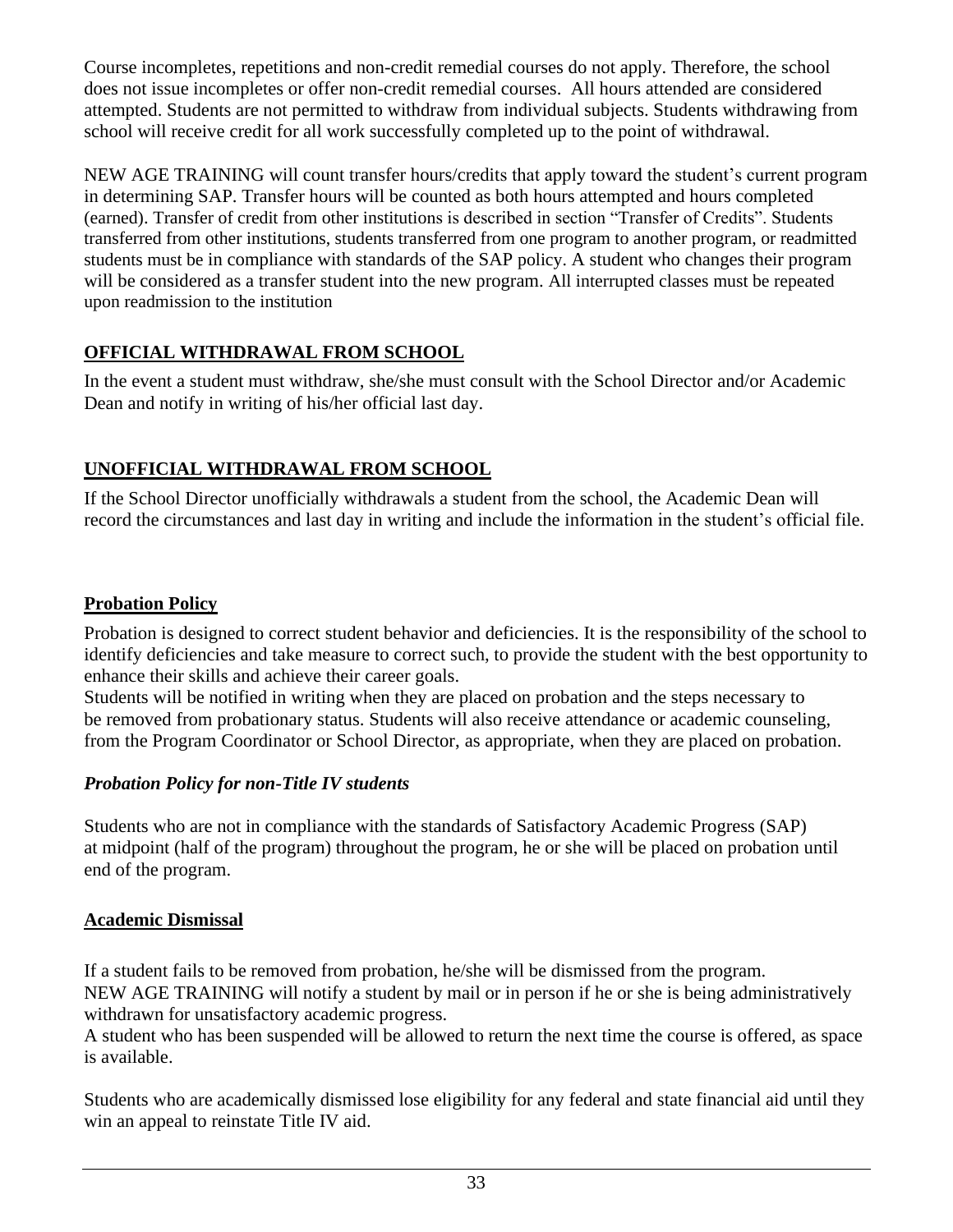Course incompletes, repetitions and non-credit remedial courses do not apply. Therefore, the school does not issue incompletes or offer non-credit remedial courses. All hours attended are considered attempted. Students are not permitted to withdraw from individual subjects. Students withdrawing from school will receive credit for all work successfully completed up to the point of withdrawal.

NEW AGE TRAINING will count transfer hours/credits that apply toward the student's current program in determining SAP. Transfer hours will be counted as both hours attempted and hours completed (earned). Transfer of credit from other institutions is described in section "Transfer of Credits". Students transferred from other institutions, students transferred from one program to another program, or readmitted students must be in compliance with standards of the SAP policy. A student who changes their program will be considered as a transfer student into the new program. All interrupted classes must be repeated upon readmission to the institution

## OFFICIAL WITHDRAWAL FROM SCHOOL

In the event a student must withdraw, she/she must consult with the School Director and/or Academic Dean and notify in writing of his/her official last day.

## UNOFFICIAL WITHDRAWAL FROM SCHOOL

If the School Director unofficially withdrawals a student from the school, the Academic Dean will record the circumstances and last day in writing and include the information in the student's official file.

## Probation Policy

Probation is designed to correct student behavior and deficiencies. It is the responsibility of the school to identify deficiencies and take measure to correct such, to provide the student with the best opportunity to enhance their skills and achieve their career goals.
Students will be notified in writing when they are placed on probation and the steps necessary to be removed from probationary status. Students will also receive attendance or academic counseling, from the Program Coordinator or School Director, as appropriate, when they are placed on probation.

### *Probation Policy for non-Title IV students*

Students who are not in compliance with the standards of Satisfactory Academic Progress (SAP) at midpoint (half of the program) throughout the program, he or she will be placed on probation until end of the program.

## Academic Dismissal

If a student fails to be removed from probation, he/she will be dismissed from the program.
NEW AGE TRAINING will notify a student by mail or in person if he or she is being administratively withdrawn for unsatisfactory academic progress.
A student who has been suspended will be allowed to return the next time the course is offered, as space is available.

Students who are academically dismissed lose eligibility for any federal and state financial aid until they win an appeal to reinstate Title IV aid.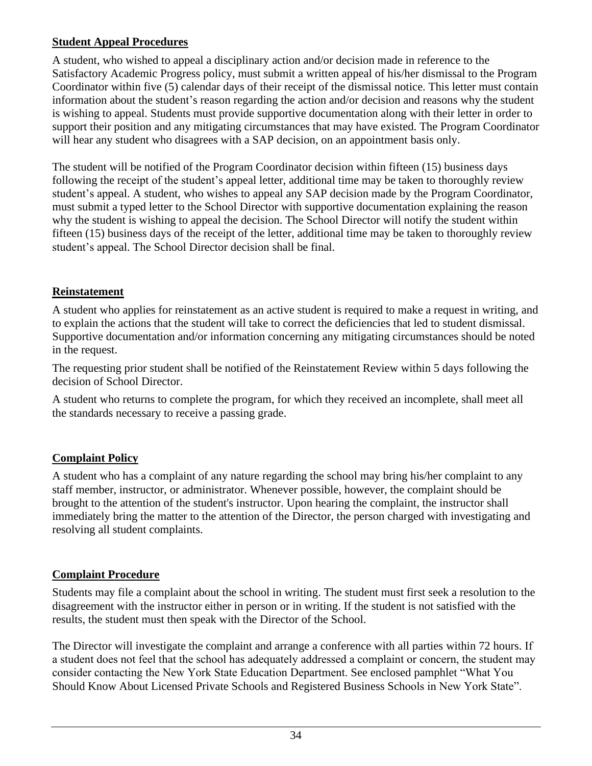## Student Appeal Procedures

A student, who wished to appeal a disciplinary action and/or decision made in reference to the Satisfactory Academic Progress policy, must submit a written appeal of his/her dismissal to the Program Coordinator within five (5) calendar days of their receipt of the dismissal notice. This letter must contain information about the student's reason regarding the action and/or decision and reasons why the student is wishing to appeal. Students must provide supportive documentation along with their letter in order to support their position and any mitigating circumstances that may have existed. The Program Coordinator will hear any student who disagrees with a SAP decision, on an appointment basis only.

The student will be notified of the Program Coordinator decision within fifteen (15) business days following the receipt of the student's appeal letter, additional time may be taken to thoroughly review student's appeal. A student, who wishes to appeal any SAP decision made by the Program Coordinator, must submit a typed letter to the School Director with supportive documentation explaining the reason why the student is wishing to appeal the decision. The School Director will notify the student within fifteen (15) business days of the receipt of the letter, additional time may be taken to thoroughly review student's appeal. The School Director decision shall be final.

## Reinstatement

A student who applies for reinstatement as an active student is required to make a request in writing, and to explain the actions that the student will take to correct the deficiencies that led to student dismissal. Supportive documentation and/or information concerning any mitigating circumstances should be noted in the request.

The requesting prior student shall be notified of the Reinstatement Review within 5 days following the decision of School Director.

A student who returns to complete the program, for which they received an incomplete, shall meet all the standards necessary to receive a passing grade.

## Complaint Policy

A student who has a complaint of any nature regarding the school may bring his/her complaint to any staff member, instructor, or administrator. Whenever possible, however, the complaint should be brought to the attention of the student's instructor. Upon hearing the complaint, the instructor shall immediately bring the matter to the attention of the Director, the person charged with investigating and resolving all student complaints.

## Complaint Procedure

Students may file a complaint about the school in writing. The student must first seek a resolution to the disagreement with the instructor either in person or in writing. If the student is not satisfied with the results, the student must then speak with the Director of the School.

The Director will investigate the complaint and arrange a conference with all parties within 72 hours. If a student does not feel that the school has adequately addressed a complaint or concern, the student may consider contacting the New York State Education Department. See enclosed pamphlet "What You Should Know About Licensed Private Schools and Registered Business Schools in New York State".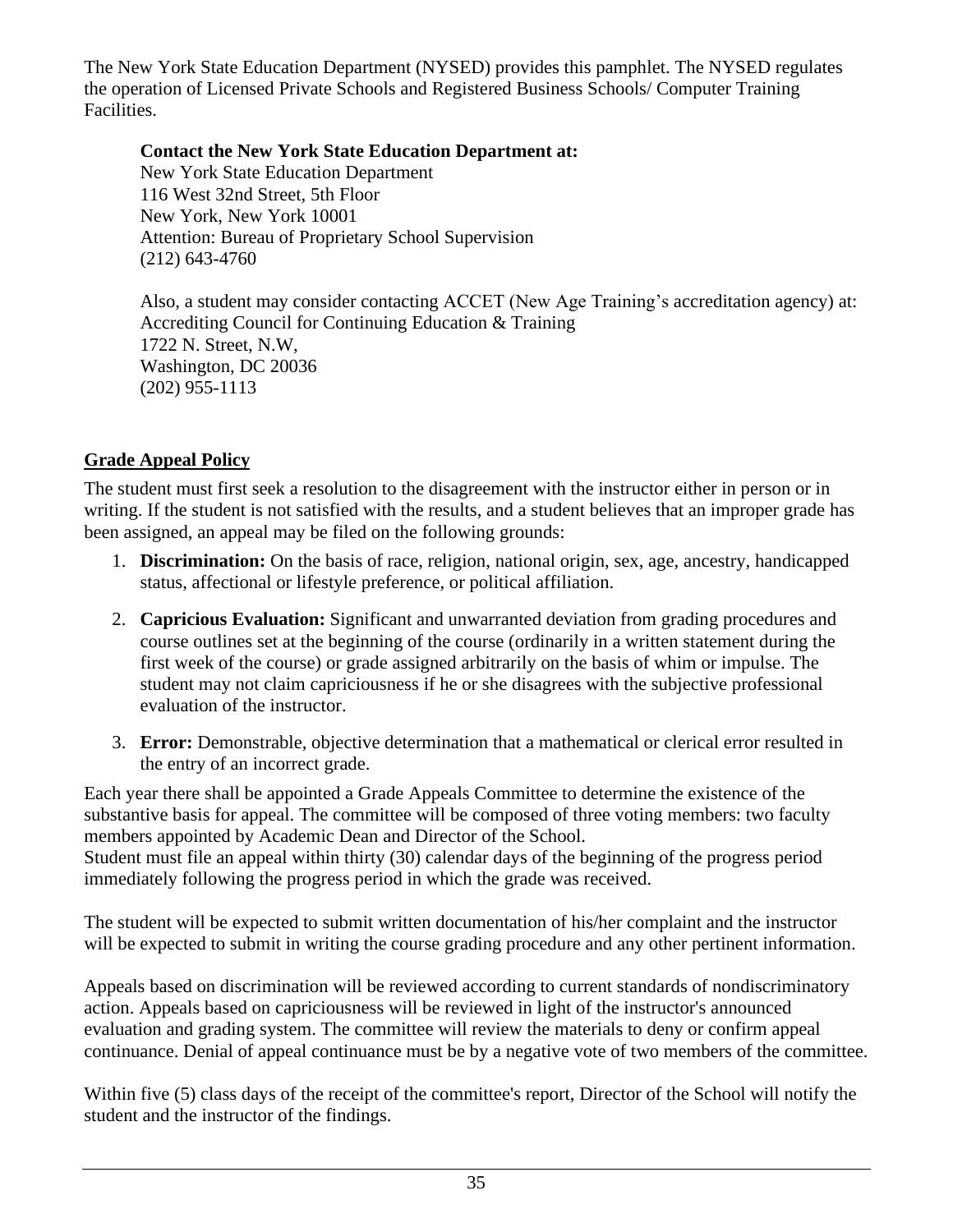The New York State Education Department (NYSED) provides this pamphlet. The NYSED regulates the operation of Licensed Private Schools and Registered Business Schools/ Computer Training Facilities.

**Contact the New York State Education Department at:**
New York State Education Department
116 West 32nd Street, 5th Floor
New York, New York 10001
Attention: Bureau of Proprietary School Supervision
(212) 643-4760

Also, a student may consider contacting ACCET (New Age Training's accreditation agency) at:
Accrediting Council for Continuing Education & Training
1722 N. Street, N.W,
Washington, DC 20036
(202) 955-1113

## Grade Appeal Policy

The student must first seek a resolution to the disagreement with the instructor either in person or in writing. If the student is not satisfied with the results, and a student believes that an improper grade has been assigned, an appeal may be filed on the following grounds:

1. **Discrimination:** On the basis of race, religion, national origin, sex, age, ancestry, handicapped status, affectional or lifestyle preference, or political affiliation.
2. **Capricious Evaluation:** Significant and unwarranted deviation from grading procedures and course outlines set at the beginning of the course (ordinarily in a written statement during the first week of the course) or grade assigned arbitrarily on the basis of whim or impulse. The student may not claim capriciousness if he or she disagrees with the subjective professional evaluation of the instructor.
3. **Error:** Demonstrable, objective determination that a mathematical or clerical error resulted in the entry of an incorrect grade.

Each year there shall be appointed a Grade Appeals Committee to determine the existence of the substantive basis for appeal. The committee will be composed of three voting members: two faculty members appointed by Academic Dean and Director of the School.
Student must file an appeal within thirty (30) calendar days of the beginning of the progress period immediately following the progress period in which the grade was received.

The student will be expected to submit written documentation of his/her complaint and the instructor will be expected to submit in writing the course grading procedure and any other pertinent information.

Appeals based on discrimination will be reviewed according to current standards of nondiscriminatory action. Appeals based on capriciousness will be reviewed in light of the instructor's announced evaluation and grading system. The committee will review the materials to deny or confirm appeal continuance. Denial of appeal continuance must be by a negative vote of two members of the committee.

Within five (5) class days of the receipt of the committee's report, Director of the School will notify the student and the instructor of the findings.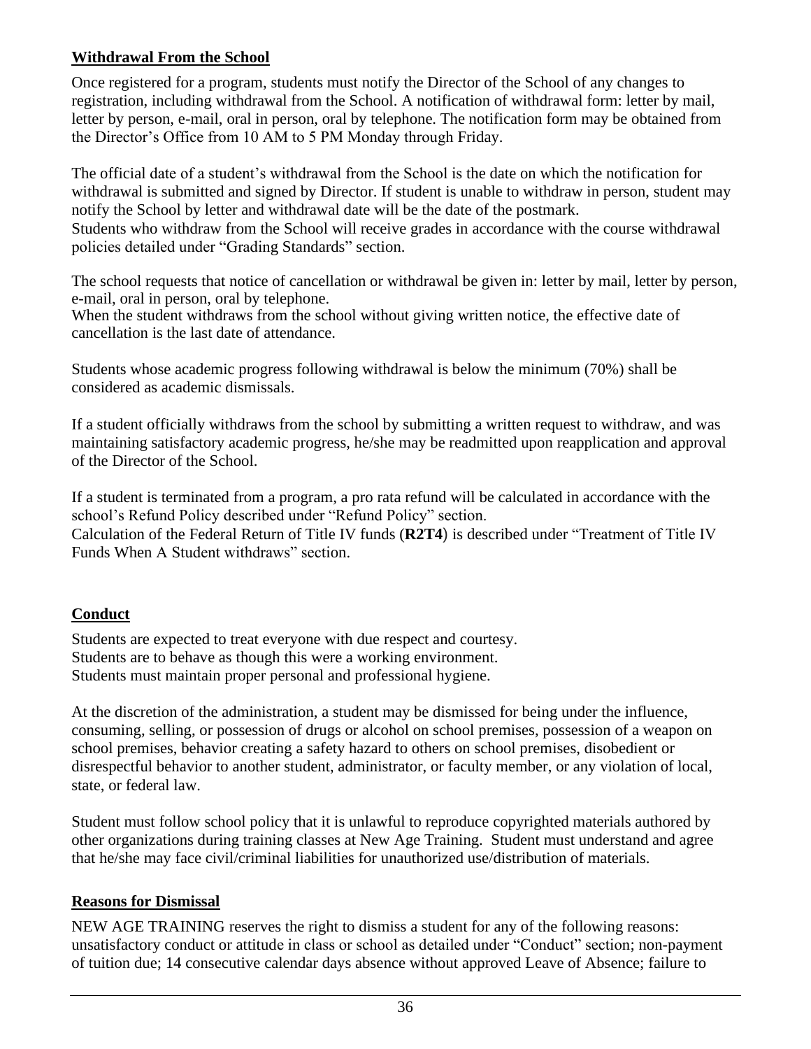## Withdrawal From the School

Once registered for a program, students must notify the Director of the School of any changes to registration, including withdrawal from the School. A notification of withdrawal form: letter by mail, letter by person, e-mail, oral in person, oral by telephone. The notification form may be obtained from the Director's Office from 10 AM to 5 PM Monday through Friday.

The official date of a student's withdrawal from the School is the date on which the notification for withdrawal is submitted and signed by Director. If student is unable to withdraw in person, student may notify the School by letter and withdrawal date will be the date of the postmark.
Students who withdraw from the School will receive grades in accordance with the course withdrawal policies detailed under "Grading Standards" section.

The school requests that notice of cancellation or withdrawal be given in: letter by mail, letter by person, e-mail, oral in person, oral by telephone.
When the student withdraws from the school without giving written notice, the effective date of cancellation is the last date of attendance.

Students whose academic progress following withdrawal is below the minimum (70%) shall be considered as academic dismissals.

If a student officially withdraws from the school by submitting a written request to withdraw, and was maintaining satisfactory academic progress, he/she may be readmitted upon reapplication and approval of the Director of the School.

If a student is terminated from a program, a pro rata refund will be calculated in accordance with the school's Refund Policy described under "Refund Policy" section.
Calculation of the Federal Return of Title IV funds (**R2T4**) is described under "Treatment of Title IV Funds When A Student withdraws" section.

## Conduct

Students are expected to treat everyone with due respect and courtesy.
Students are to behave as though this were a working environment.
Students must maintain proper personal and professional hygiene.

At the discretion of the administration, a student may be dismissed for being under the influence, consuming, selling, or possession of drugs or alcohol on school premises, possession of a weapon on school premises, behavior creating a safety hazard to others on school premises, disobedient or disrespectful behavior to another student, administrator, or faculty member, or any violation of local, state, or federal law.

Student must follow school policy that it is unlawful to reproduce copyrighted materials authored by other organizations during training classes at New Age Training. Student must understand and agree that he/she may face civil/criminal liabilities for unauthorized use/distribution of materials.

## Reasons for Dismissal

NEW AGE TRAINING reserves the right to dismiss a student for any of the following reasons: unsatisfactory conduct or attitude in class or school as detailed under "Conduct" section; non-payment of tuition due; 14 consecutive calendar days absence without approved Leave of Absence; failure to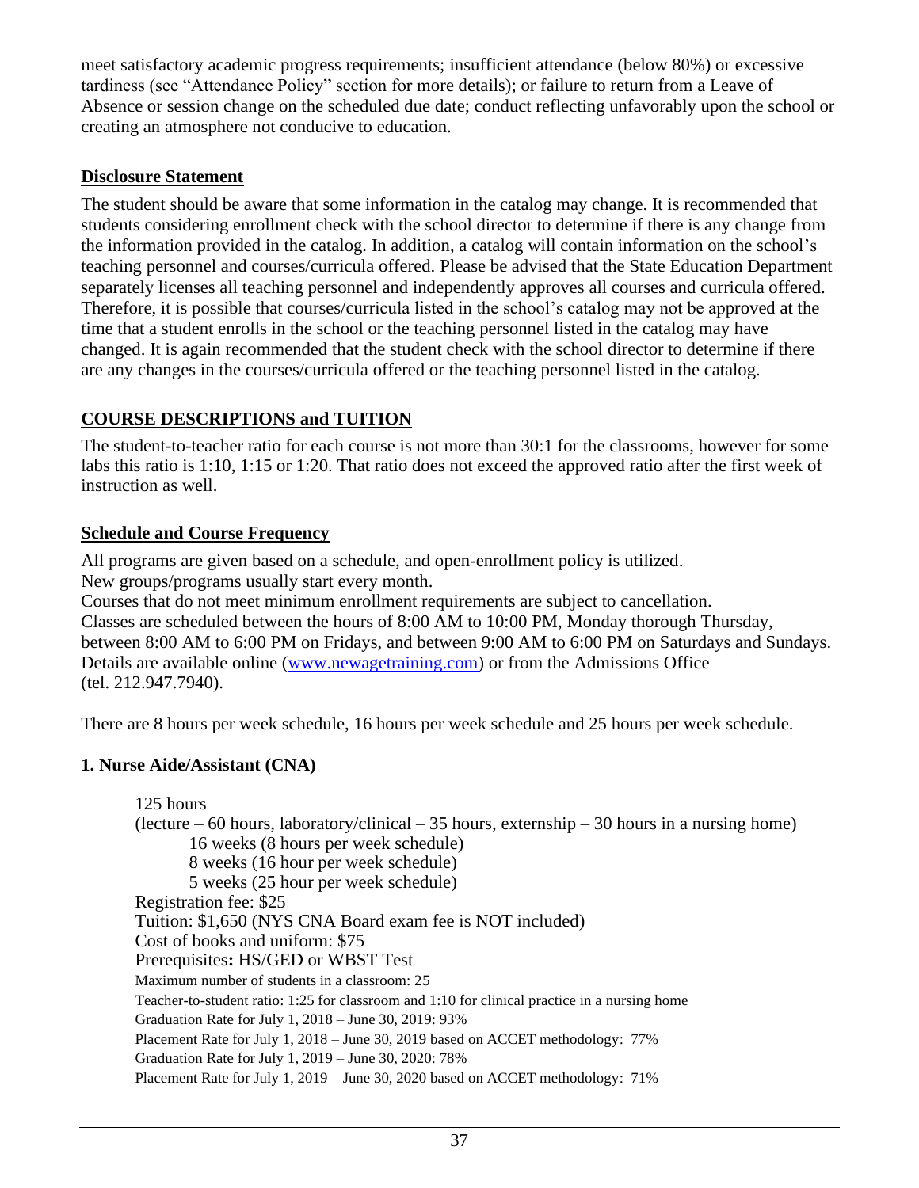meet satisfactory academic progress requirements; insufficient attendance (below 80%) or excessive tardiness (see "Attendance Policy" section for more details); or failure to return from a Leave of Absence or session change on the scheduled due date; conduct reflecting unfavorably upon the school or creating an atmosphere not conducive to education.

## Disclosure Statement

The student should be aware that some information in the catalog may change. It is recommended that students considering enrollment check with the school director to determine if there is any change from the information provided in the catalog. In addition, a catalog will contain information on the school's teaching personnel and courses/curricula offered. Please be advised that the State Education Department separately licenses all teaching personnel and independently approves all courses and curricula offered. Therefore, it is possible that courses/curricula listed in the school's catalog may not be approved at the time that a student enrolls in the school or the teaching personnel listed in the catalog may have changed. It is again recommended that the student check with the school director to determine if there are any changes in the courses/curricula offered or the teaching personnel listed in the catalog.

## COURSE DESCRIPTIONS and TUITION

The student-to-teacher ratio for each course is not more than 30:1 for the classrooms, however for some labs this ratio is 1:10, 1:15 or 1:20. That ratio does not exceed the approved ratio after the first week of instruction as well.

### Schedule and Course Frequency

All programs are given based on a schedule, and open-enrollment policy is utilized.
New groups/programs usually start every month.
Courses that do not meet minimum enrollment requirements are subject to cancellation.
Classes are scheduled between the hours of 8:00 AM to 10:00 PM, Monday thorough Thursday, between 8:00 AM to 6:00 PM on Fridays, and between 9:00 AM to 6:00 PM on Saturdays and Sundays. Details are available online (www.newagetraining.com) or from the Admissions Office (tel. 212.947.7940).

There are 8 hours per week schedule, 16 hours per week schedule and 25 hours per week schedule.

### 1. Nurse Aide/Assistant (CNA)

125 hours
(lecture – 60 hours, laboratory/clinical – 35 hours, externship – 30 hours in a nursing home)
16 weeks (8 hours per week schedule)
8 weeks (16 hour per week schedule)
5 weeks (25 hour per week schedule)
Registration fee: $25
Tuition: $1,650 (NYS CNA Board exam fee is NOT included)
Cost of books and uniform: $75
Prerequisites**:** HS/GED or WBST Test
Maximum number of students in a classroom: 25
Teacher-to-student ratio: 1:25 for classroom and 1:10 for clinical practice in a nursing home
Graduation Rate for July 1, 2018 – June 30, 2019: 93%
Placement Rate for July 1, 2018 – June 30, 2019 based on ACCET methodology: 77%
Graduation Rate for July 1, 2019 – June 30, 2020: 78%
Placement Rate for July 1, 2019 – June 30, 2020 based on ACCET methodology: 71%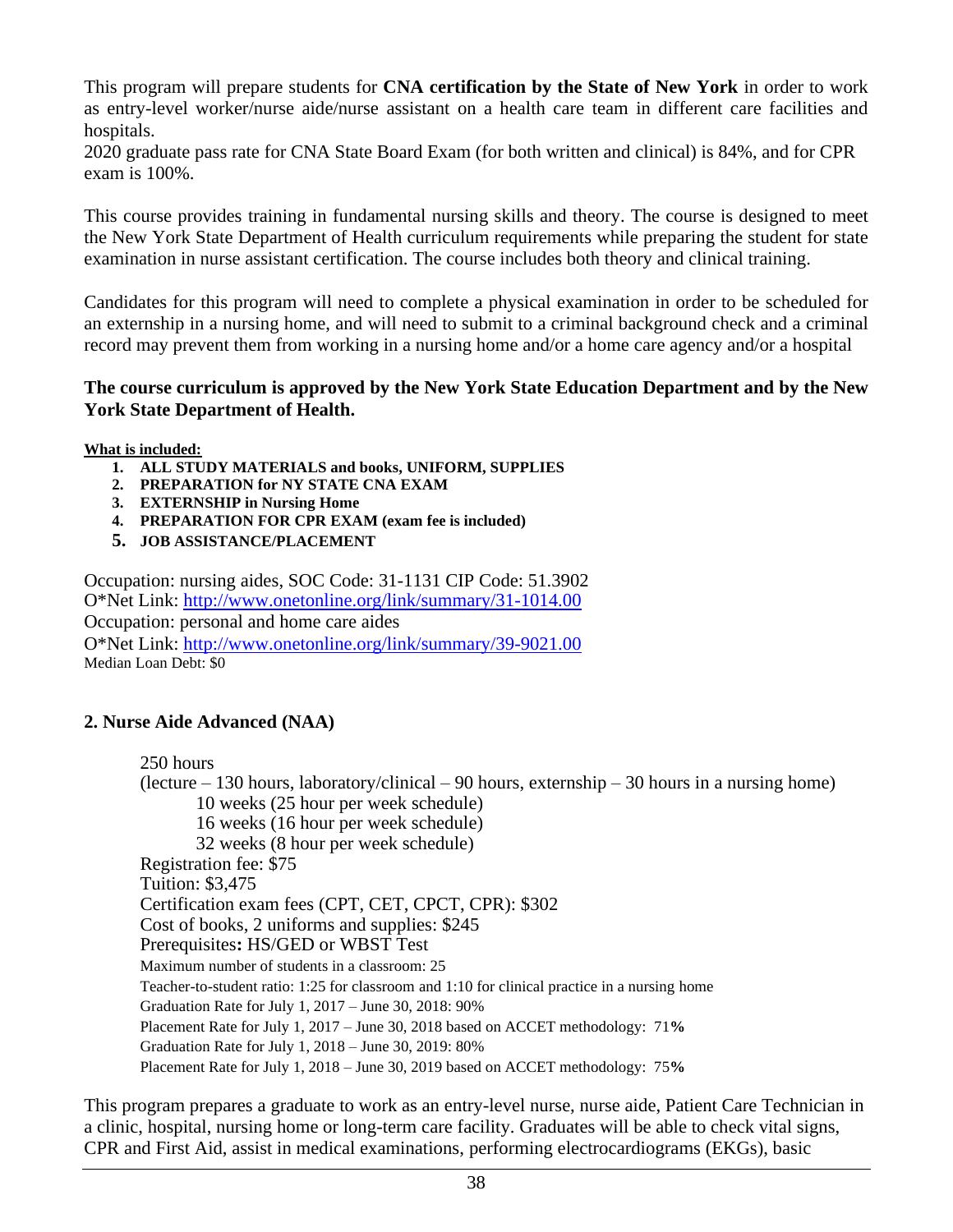This program will prepare students for **CNA certification by the State of New York** in order to work as entry-level worker/nurse aide/nurse assistant on a health care team in different care facilities and hospitals.

2020 graduate pass rate for CNA State Board Exam (for both written and clinical) is 84%, and for CPR exam is 100%.

This course provides training in fundamental nursing skills and theory. The course is designed to meet the New York State Department of Health curriculum requirements while preparing the student for state examination in nurse assistant certification. The course includes both theory and clinical training.

Candidates for this program will need to complete a physical examination in order to be scheduled for an externship in a nursing home, and will need to submit to a criminal background check and a criminal record may prevent them from working in a nursing home and/or a home care agency and/or a hospital

**The course curriculum is approved by the New York State Education Department and by the New York State Department of Health.**

**What is included:**

1. **ALL STUDY MATERIALS and books, UNIFORM, SUPPLIES**
2. **PREPARATION for NY STATE CNA EXAM**
3. **EXTERNSHIP in Nursing Home**
4. **PREPARATION FOR CPR EXAM (exam fee is included)**
5. **JOB ASSISTANCE/PLACEMENT**

Occupation: nursing aides, SOC Code: 31-1131 CIP Code: 51.3902
O*Net Link: http://www.onetonline.org/link/summary/31-1014.00
Occupation: personal and home care aides
O*Net Link: http://www.onetonline.org/link/summary/39-9021.00
Median Loan Debt: $0

## 2. Nurse Aide Advanced (NAA)

250 hours
(lecture – 130 hours, laboratory/clinical – 90 hours, externship – 30 hours in a nursing home)
10 weeks (25 hour per week schedule)
16 weeks (16 hour per week schedule)
32 weeks (8 hour per week schedule)
Registration fee: $75
Tuition: $3,475
Certification exam fees (CPT, CET, CPCT, CPR): $302
Cost of books, 2 uniforms and supplies: $245
Prerequisites**:** HS/GED or WBST Test
Maximum number of students in a classroom: 25
Teacher-to-student ratio: 1:25 for classroom and 1:10 for clinical practice in a nursing home
Graduation Rate for July 1, 2017 – June 30, 2018: 90%
Placement Rate for July 1, 2017 – June 30, 2018 based on ACCET methodology: 71**%**
Graduation Rate for July 1, 2018 – June 30, 2019: 80%
Placement Rate for July 1, 2018 – June 30, 2019 based on ACCET methodology: 75**%**

This program prepares a graduate to work as an entry-level nurse, nurse aide, Patient Care Technician in a clinic, hospital, nursing home or long-term care facility. Graduates will be able to check vital signs, CPR and First Aid, assist in medical examinations, performing electrocardiograms (EKGs), basic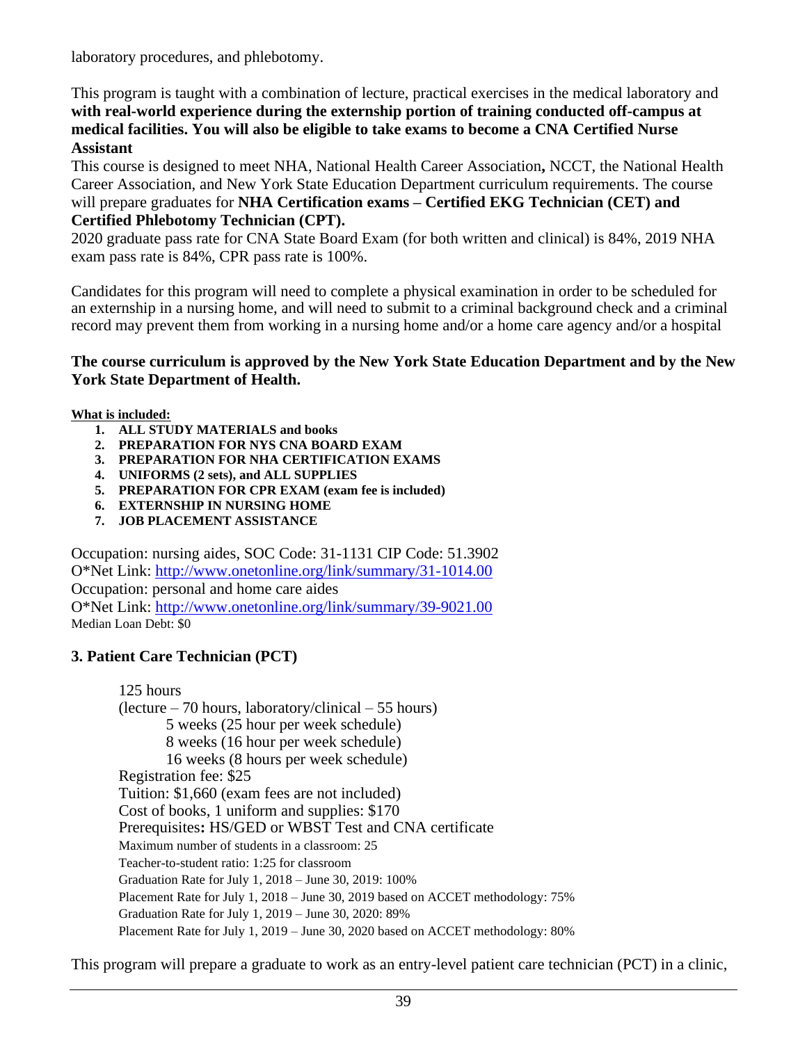laboratory procedures, and phlebotomy.

This program is taught with a combination of lecture, practical exercises in the medical laboratory and **with real-world experience during the externship portion of training conducted off-campus at medical facilities. You will also be eligible to take exams to become a CNA Certified Nurse Assistant**

This course is designed to meet NHA, National Health Career Association**,** NCCT, the National Health Career Association, and New York State Education Department curriculum requirements. The course will prepare graduates for **NHA Certification exams – Certified EKG Technician (CET) and Certified Phlebotomy Technician (CPT).**

2020 graduate pass rate for CNA State Board Exam (for both written and clinical) is 84%, 2019 NHA exam pass rate is 84%, CPR pass rate is 100%.

Candidates for this program will need to complete a physical examination in order to be scheduled for an externship in a nursing home, and will need to submit to a criminal background check and a criminal record may prevent them from working in a nursing home and/or a home care agency and/or a hospital

**The course curriculum is approved by the New York State Education Department and by the New York State Department of Health.**

**What is included:**

1. **ALL STUDY MATERIALS and books**
2. **PREPARATION FOR NYS CNA BOARD EXAM**
3. **PREPARATION FOR NHA CERTIFICATION EXAMS**
4. **UNIFORMS (2 sets), and ALL SUPPLIES**
5. **PREPARATION FOR CPR EXAM (exam fee is included)**
6. **EXTERNSHIP IN NURSING HOME**
7. **JOB PLACEMENT ASSISTANCE**

Occupation: nursing aides, SOC Code: 31-1131 CIP Code: 51.3902
O*Net Link: http://www.onetonline.org/link/summary/31-1014.00
Occupation: personal and home care aides
O*Net Link: http://www.onetonline.org/link/summary/39-9021.00
Median Loan Debt: $0

## 3. Patient Care Technician (PCT)

125 hours
(lecture – 70 hours, laboratory/clinical – 55 hours)
- 5 weeks (25 hour per week schedule)
- 8 weeks (16 hour per week schedule)
- 16 weeks (8 hours per week schedule)

Registration fee: $25
Tuition: $1,660 (exam fees are not included)
Cost of books, 1 uniform and supplies: $170
Prerequisites**:** HS/GED or WBST Test and CNA certificate
Maximum number of students in a classroom: 25
Teacher-to-student ratio: 1:25 for classroom
Graduation Rate for July 1, 2018 – June 30, 2019: 100%
Placement Rate for July 1, 2018 – June 30, 2019 based on ACCET methodology: 75%
Graduation Rate for July 1, 2019 – June 30, 2020: 89%
Placement Rate for July 1, 2019 – June 30, 2020 based on ACCET methodology: 80%

This program will prepare a graduate to work as an entry-level patient care technician (PCT) in a clinic,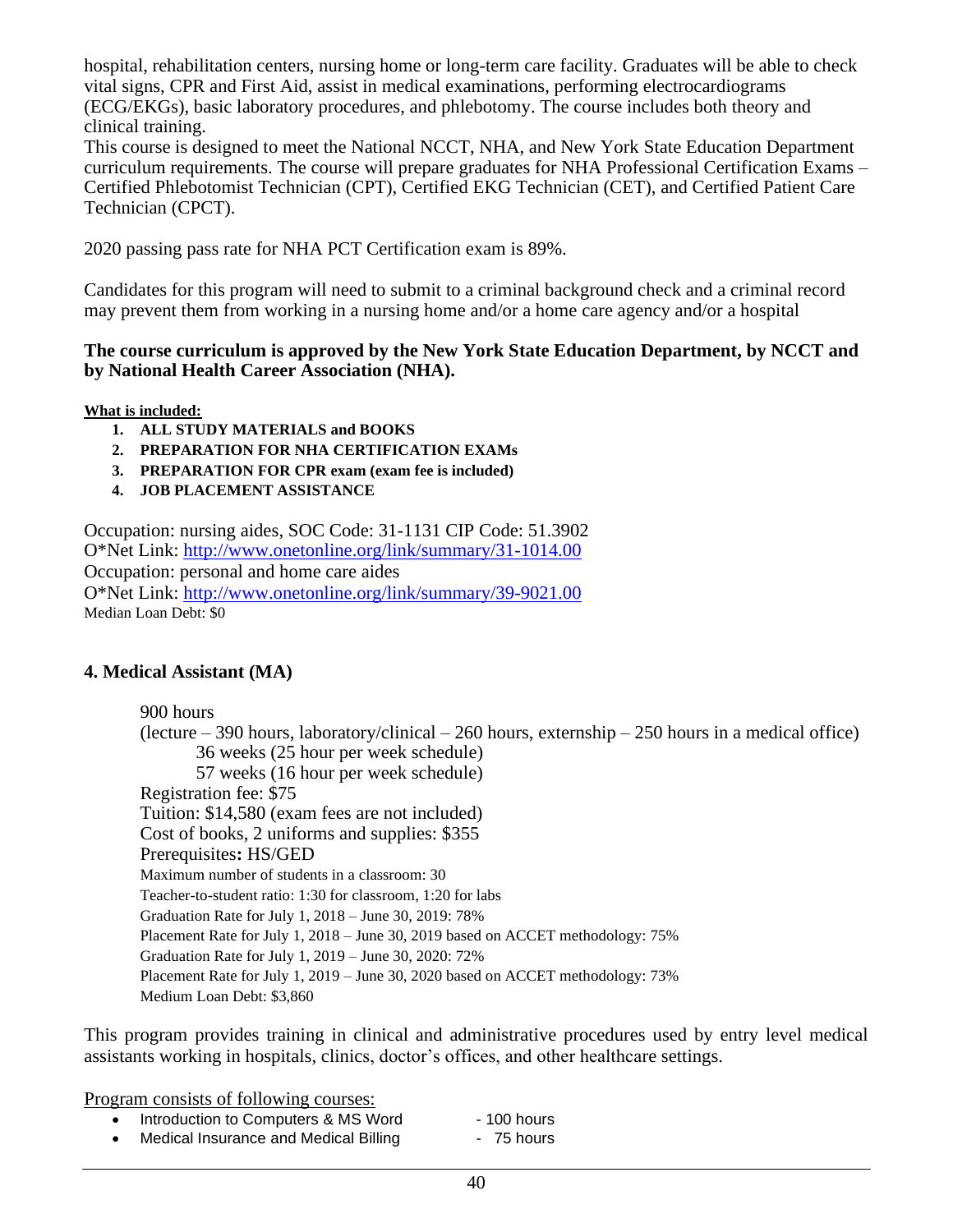hospital, rehabilitation centers, nursing home or long-term care facility. Graduates will be able to check vital signs, CPR and First Aid, assist in medical examinations, performing electrocardiograms (ECG/EKGs), basic laboratory procedures, and phlebotomy. The course includes both theory and clinical training.
This course is designed to meet the National NCCT, NHA, and New York State Education Department curriculum requirements. The course will prepare graduates for NHA Professional Certification Exams – Certified Phlebotomist Technician (CPT), Certified EKG Technician (CET), and Certified Patient Care Technician (CPCT).

2020 passing pass rate for NHA PCT Certification exam is 89%.

Candidates for this program will need to submit to a criminal background check and a criminal record may prevent them from working in a nursing home and/or a home care agency and/or a hospital

**The course curriculum is approved by the New York State Education Department, by NCCT and by National Health Career Association (NHA).**

**What is included:**

1. **ALL STUDY MATERIALS and BOOKS**
2. **PREPARATION FOR NHA CERTIFICATION EXAMs**
3. **PREPARATION FOR CPR exam (exam fee is included)**
4. **JOB PLACEMENT ASSISTANCE**

Occupation: nursing aides, SOC Code: 31-1131 CIP Code: 51.3902
O*Net Link: http://www.onetonline.org/link/summary/31-1014.00
Occupation: personal and home care aides
O*Net Link: http://www.onetonline.org/link/summary/39-9021.00
Median Loan Debt: $0

### 4. Medical Assistant (MA)

900 hours
(lecture – 390 hours, laboratory/clinical – 260 hours, externship – 250 hours in a medical office)
36 weeks (25 hour per week schedule)
57 weeks (16 hour per week schedule)
Registration fee: $75
Tuition: $14,580 (exam fees are not included)
Cost of books, 2 uniforms and supplies: $355
Prerequisites**:** HS/GED
Maximum number of students in a classroom: 30
Teacher-to-student ratio: 1:30 for classroom, 1:20 for labs
Graduation Rate for July 1, 2018 – June 30, 2019: 78%
Placement Rate for July 1, 2018 – June 30, 2019 based on ACCET methodology: 75%
Graduation Rate for July 1, 2019 – June 30, 2020: 72%
Placement Rate for July 1, 2019 – June 30, 2020 based on ACCET methodology: 73%
Medium Loan Debt: $3,860

This program provides training in clinical and administrative procedures used by entry level medical assistants working in hospitals, clinics, doctor's offices, and other healthcare settings.

Program consists of following courses:

- Introduction to Computers & MS Word - 100 hours
- Medical Insurance and Medical Billing - 75 hours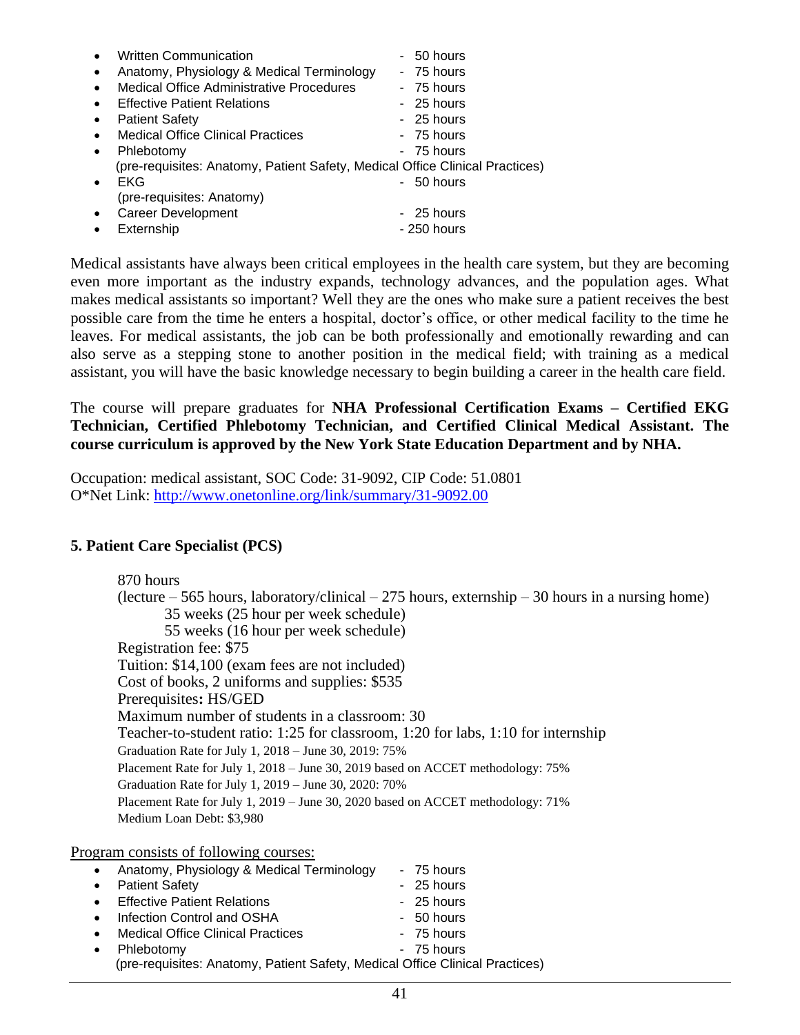- Written Communication - 50 hours
- Anatomy, Physiology & Medical Terminology - 75 hours
- Medical Office Administrative Procedures - 75 hours
- Effective Patient Relations - 25 hours
- Patient Safety - 25 hours
- Medical Office Clinical Practices - 75 hours
- Phlebotomy - 75 hours
  (pre-requisites: Anatomy, Patient Safety, Medical Office Clinical Practices)
- EKG - 50 hours
  (pre-requisites: Anatomy)
- Career Development - 25 hours
- Externship - 250 hours

Medical assistants have always been critical employees in the health care system, but they are becoming even more important as the industry expands, technology advances, and the population ages. What makes medical assistants so important? Well they are the ones who make sure a patient receives the best possible care from the time he enters a hospital, doctor's office, or other medical facility to the time he leaves. For medical assistants, the job can be both professionally and emotionally rewarding and can also serve as a stepping stone to another position in the medical field; with training as a medical assistant, you will have the basic knowledge necessary to begin building a career in the health care field.

The course will prepare graduates for **NHA Professional Certification Exams – Certified EKG Technician, Certified Phlebotomy Technician, and Certified Clinical Medical Assistant. The course curriculum is approved by the New York State Education Department and by NHA.**

Occupation: medical assistant, SOC Code: 31-9092, CIP Code: 51.0801
O*Net Link: http://www.onetonline.org/link/summary/31-9092.00

### 5. Patient Care Specialist (PCS)

870 hours
(lecture – 565 hours, laboratory/clinical – 275 hours, externship – 30 hours in a nursing home)
35 weeks (25 hour per week schedule)
55 weeks (16 hour per week schedule)
Registration fee: $75
Tuition: $14,100 (exam fees are not included)
Cost of books, 2 uniforms and supplies: $535
Prerequisites**:** HS/GED
Maximum number of students in a classroom: 30
Teacher-to-student ratio: 1:25 for classroom, 1:20 for labs, 1:10 for internship
Graduation Rate for July 1, 2018 – June 30, 2019: 75%
Placement Rate for July 1, 2018 – June 30, 2019 based on ACCET methodology: 75%
Graduation Rate for July 1, 2019 – June 30, 2020: 70%
Placement Rate for July 1, 2019 – June 30, 2020 based on ACCET methodology: 71%
Medium Loan Debt: $3,980

<u>Program consists of following courses:</u>

- Anatomy, Physiology & Medical Terminology - 75 hours
- Patient Safety - 25 hours
- Effective Patient Relations - 25 hours
- Infection Control and OSHA - 50 hours
- Medical Office Clinical Practices - 75 hours
- Phlebotomy - 75 hours
  (pre-requisites: Anatomy, Patient Safety, Medical Office Clinical Practices)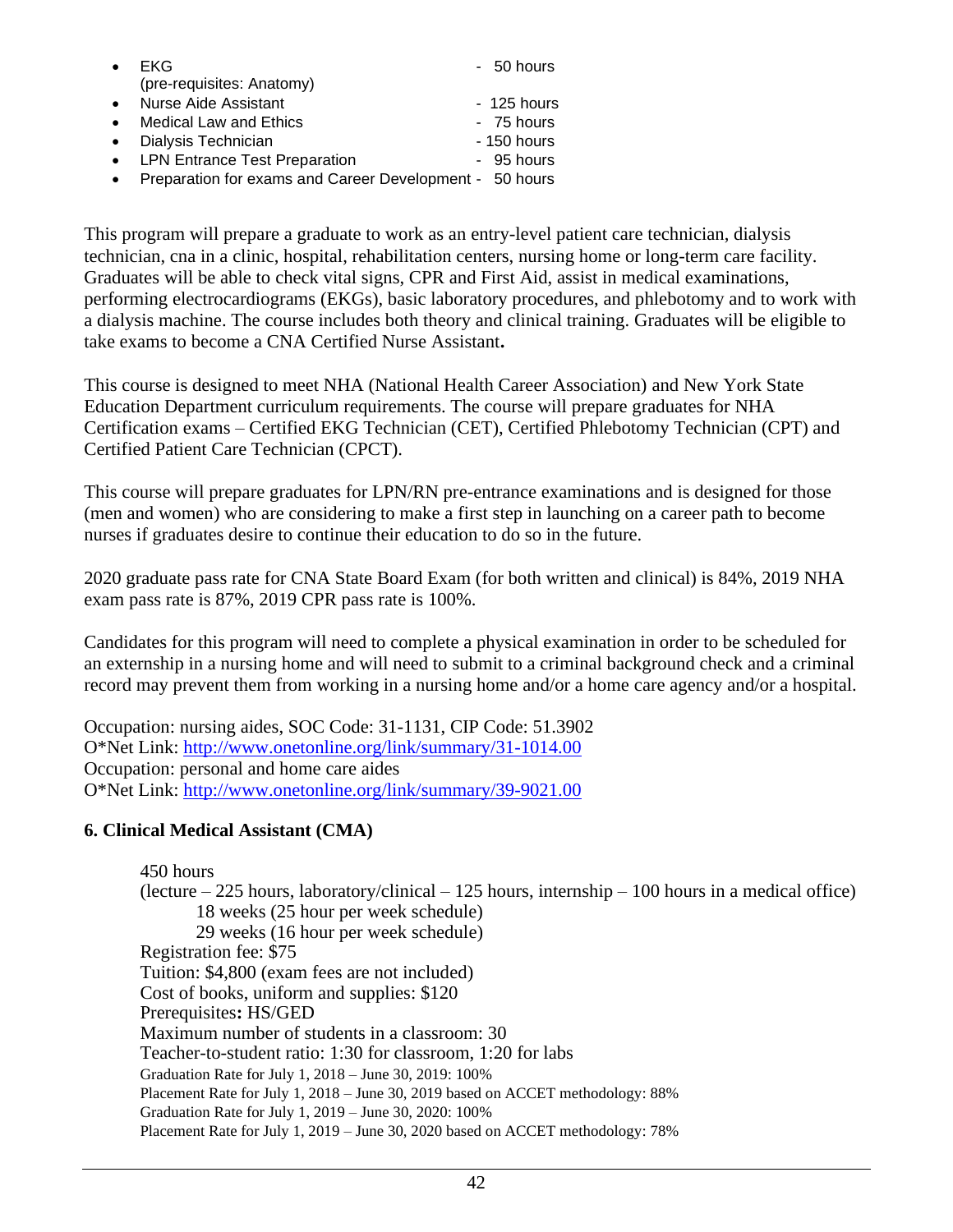- EKG - 50 hours
  (pre-requisites: Anatomy)
- Nurse Aide Assistant - 125 hours
- Medical Law and Ethics - 75 hours
- Dialysis Technician - 150 hours
- LPN Entrance Test Preparation - 95 hours
- Preparation for exams and Career Development - 50 hours

This program will prepare a graduate to work as an entry-level patient care technician, dialysis technician, cna in a clinic, hospital, rehabilitation centers, nursing home or long-term care facility. Graduates will be able to check vital signs, CPR and First Aid, assist in medical examinations, performing electrocardiograms (EKGs), basic laboratory procedures, and phlebotomy and to work with a dialysis machine. The course includes both theory and clinical training. Graduates will be eligible to take exams to become a CNA Certified Nurse Assistant**.**

This course is designed to meet NHA (National Health Career Association) and New York State Education Department curriculum requirements. The course will prepare graduates for NHA Certification exams – Certified EKG Technician (CET), Certified Phlebotomy Technician (CPT) and Certified Patient Care Technician (CPCT).

This course will prepare graduates for LPN/RN pre-entrance examinations and is designed for those (men and women) who are considering to make a first step in launching on a career path to become nurses if graduates desire to continue their education to do so in the future.

2020 graduate pass rate for CNA State Board Exam (for both written and clinical) is 84%, 2019 NHA exam pass rate is 87%, 2019 CPR pass rate is 100%.

Candidates for this program will need to complete a physical examination in order to be scheduled for an externship in a nursing home and will need to submit to a criminal background check and a criminal record may prevent them from working in a nursing home and/or a home care agency and/or a hospital.

Occupation: nursing aides, SOC Code: 31-1131, CIP Code: 51.3902
O*Net Link: http://www.onetonline.org/link/summary/31-1014.00
Occupation: personal and home care aides
O*Net Link: http://www.onetonline.org/link/summary/39-9021.00

### 6. Clinical Medical Assistant (CMA)

450 hours
(lecture – 225 hours, laboratory/clinical – 125 hours, internship – 100 hours in a medical office)
18 weeks (25 hour per week schedule)
29 weeks (16 hour per week schedule)
Registration fee: $75
Tuition: $4,800 (exam fees are not included)
Cost of books, uniform and supplies: $120
Prerequisites**:** HS/GED
Maximum number of students in a classroom: 30
Teacher-to-student ratio: 1:30 for classroom, 1:20 for labs
Graduation Rate for July 1, 2018 – June 30, 2019: 100%
Placement Rate for July 1, 2018 – June 30, 2019 based on ACCET methodology: 88%
Graduation Rate for July 1, 2019 – June 30, 2020: 100%
Placement Rate for July 1, 2019 – June 30, 2020 based on ACCET methodology: 78%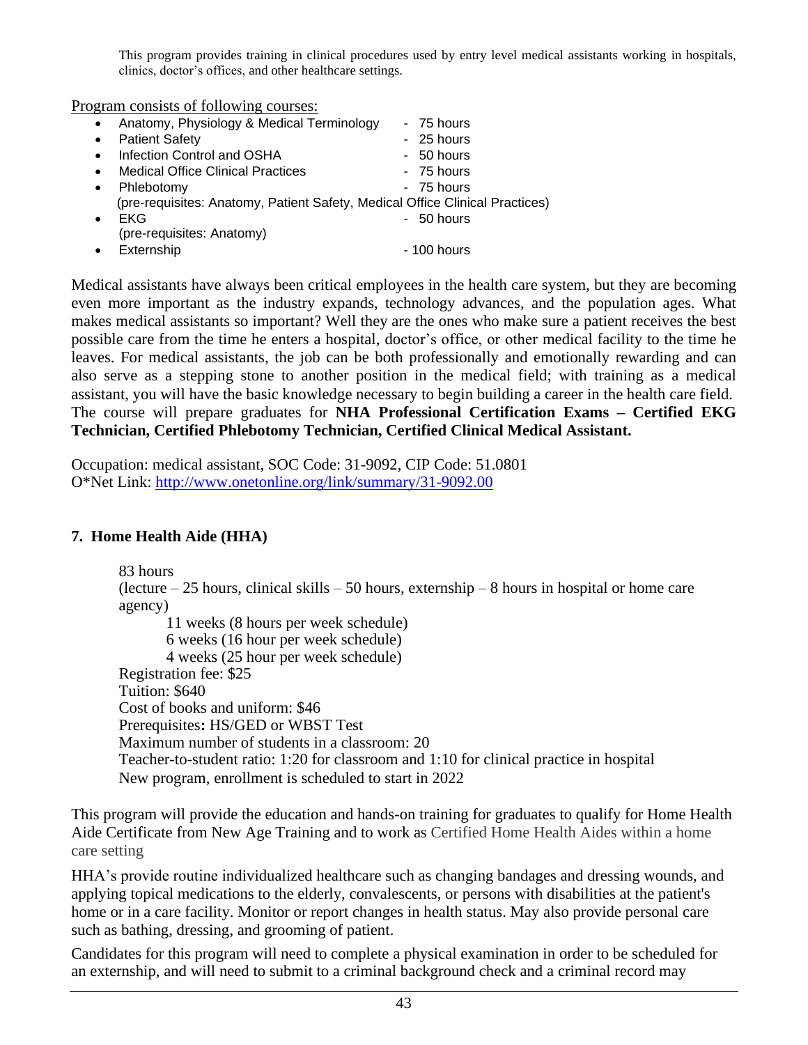This program provides training in clinical procedures used by entry level medical assistants working in hospitals, clinics, doctor's offices, and other healthcare settings.

Program consists of following courses:

- Anatomy, Physiology & Medical Terminology - 75 hours
- Patient Safety - 25 hours
- Infection Control and OSHA - 50 hours
- Medical Office Clinical Practices - 75 hours
- Phlebotomy - 75 hours
  (pre-requisites: Anatomy, Patient Safety, Medical Office Clinical Practices)
- EKG - 50 hours
  (pre-requisites: Anatomy)
- Externship - 100 hours

Medical assistants have always been critical employees in the health care system, but they are becoming even more important as the industry expands, technology advances, and the population ages. What makes medical assistants so important? Well they are the ones who make sure a patient receives the best possible care from the time he enters a hospital, doctor's office, or other medical facility to the time he leaves. For medical assistants, the job can be both professionally and emotionally rewarding and can also serve as a stepping stone to another position in the medical field; with training as a medical assistant, you will have the basic knowledge necessary to begin building a career in the health care field. The course will prepare graduates for **NHA Professional Certification Exams – Certified EKG Technician, Certified Phlebotomy Technician, Certified Clinical Medical Assistant.**

Occupation: medical assistant, SOC Code: 31-9092, CIP Code: 51.0801
O*Net Link: http://www.onetonline.org/link/summary/31-9092.00

## 7. Home Health Aide (HHA)

83 hours
(lecture – 25 hours, clinical skills – 50 hours, externship – 8 hours in hospital or home care agency)
11 weeks (8 hours per week schedule)
6 weeks (16 hour per week schedule)
4 weeks (25 hour per week schedule)
Registration fee: $25
Tuition: $640
Cost of books and uniform: $46
Prerequisites**:** HS/GED or WBST Test
Maximum number of students in a classroom: 20
Teacher-to-student ratio: 1:20 for classroom and 1:10 for clinical practice in hospital
New program, enrollment is scheduled to start in 2022

This program will provide the education and hands-on training for graduates to qualify for Home Health Aide Certificate from New Age Training and to work as Certified Home Health Aides within a home care setting

HHA's provide routine individualized healthcare such as changing bandages and dressing wounds, and applying topical medications to the elderly, convalescents, or persons with disabilities at the patient's home or in a care facility. Monitor or report changes in health status. May also provide personal care such as bathing, dressing, and grooming of patient.

Candidates for this program will need to complete a physical examination in order to be scheduled for an externship, and will need to submit to a criminal background check and a criminal record may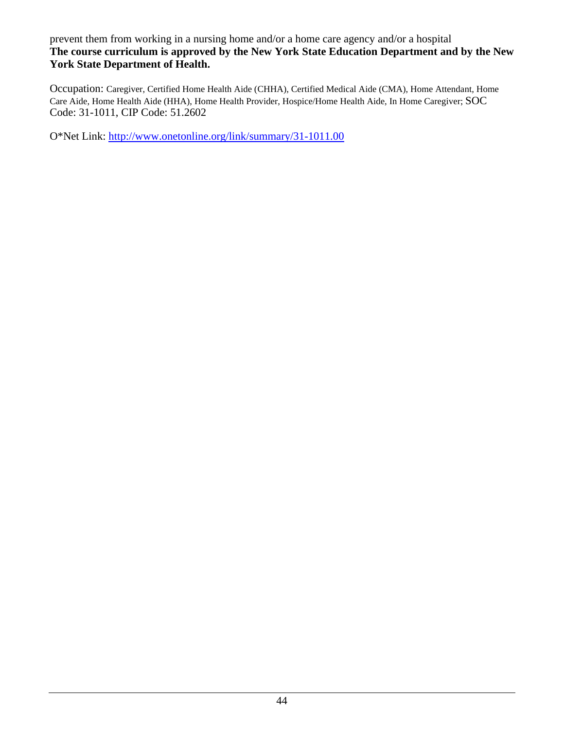prevent them from working in a nursing home and/or a home care agency and/or a hospital
**The course curriculum is approved by the New York State Education Department and by the New York State Department of Health.**

Occupation: Caregiver, Certified Home Health Aide (CHHA), Certified Medical Aide (CMA), Home Attendant, Home Care Aide, Home Health Aide (HHA), Home Health Provider, Hospice/Home Health Aide, In Home Caregiver; SOC Code: 31-1011, CIP Code: 51.2602

O*Net Link: http://www.onetonline.org/link/summary/31-1011.00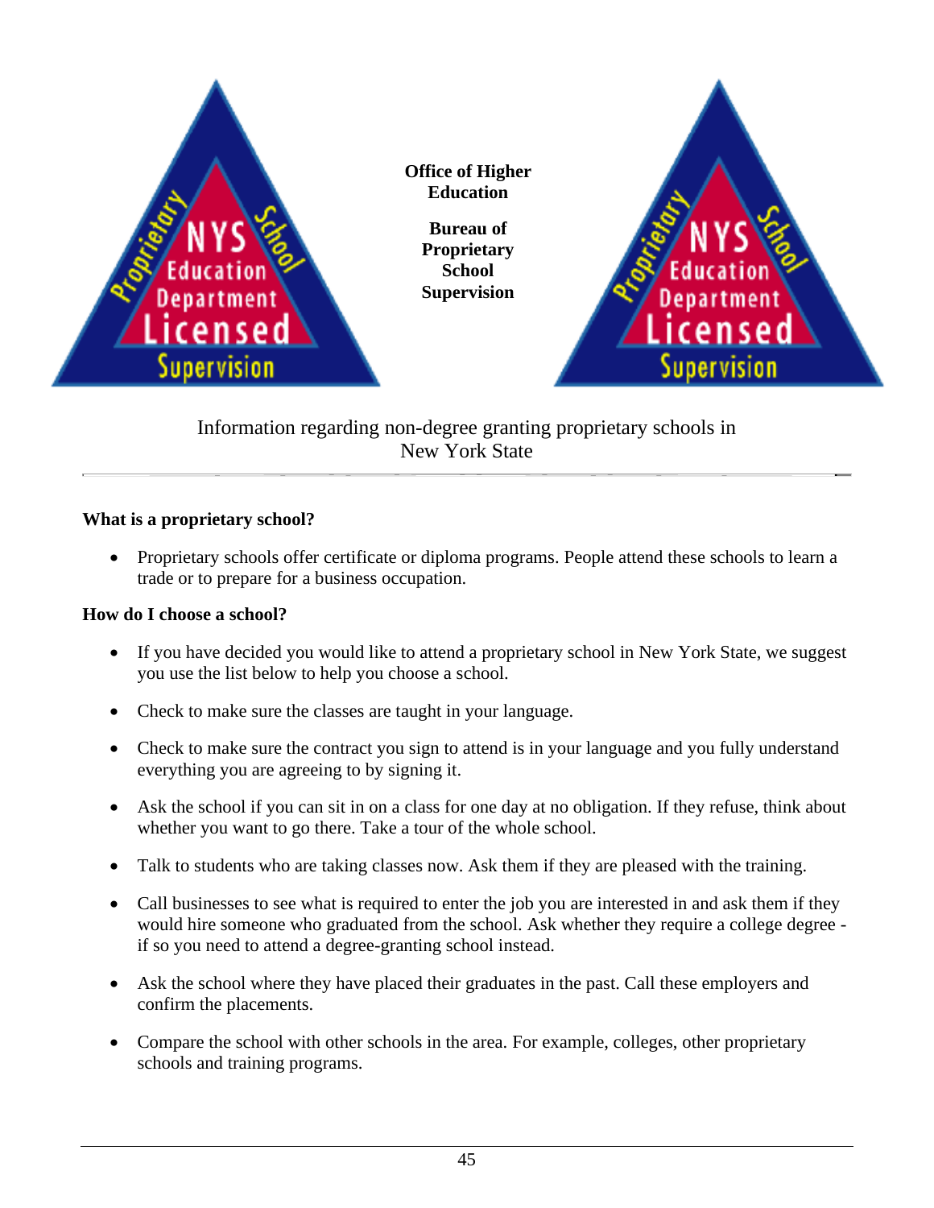**Office of Higher Education**

**Bureau of Proprietary School Supervision**

Information regarding non-degree granting proprietary schools in New York State

---

### What is a proprietary school?

- Proprietary schools offer certificate or diploma programs. People attend these schools to learn a trade or to prepare for a business occupation.

### How do I choose a school?

- If you have decided you would like to attend a proprietary school in New York State, we suggest you use the list below to help you choose a school.
- Check to make sure the classes are taught in your language.
- Check to make sure the contract you sign to attend is in your language and you fully understand everything you are agreeing to by signing it.
- Ask the school if you can sit in on a class for one day at no obligation. If they refuse, think about whether you want to go there. Take a tour of the whole school.
- Talk to students who are taking classes now. Ask them if they are pleased with the training.
- Call businesses to see what is required to enter the job you are interested in and ask them if they would hire someone who graduated from the school. Ask whether they require a college degree - if so you need to attend a degree-granting school instead.
- Ask the school where they have placed their graduates in the past. Call these employers and confirm the placements.
- Compare the school with other schools in the area. For example, colleges, other proprietary schools and training programs.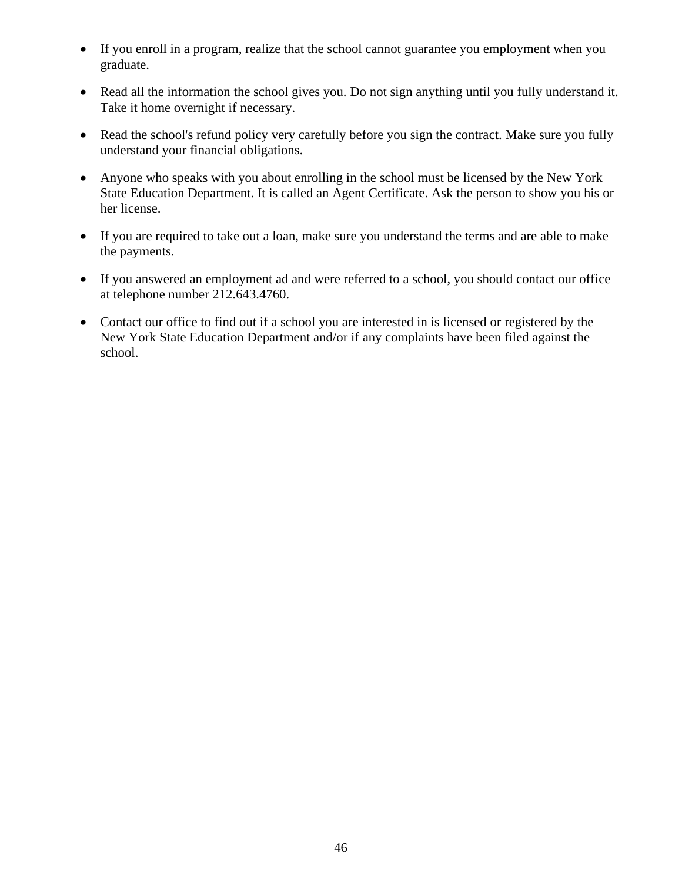- If you enroll in a program, realize that the school cannot guarantee you employment when you graduate.
- Read all the information the school gives you. Do not sign anything until you fully understand it. Take it home overnight if necessary.
- Read the school's refund policy very carefully before you sign the contract. Make sure you fully understand your financial obligations.
- Anyone who speaks with you about enrolling in the school must be licensed by the New York State Education Department. It is called an Agent Certificate. Ask the person to show you his or her license.
- If you are required to take out a loan, make sure you understand the terms and are able to make the payments.
- If you answered an employment ad and were referred to a school, you should contact our office at telephone number 212.643.4760.
- Contact our office to find out if a school you are interested in is licensed or registered by the New York State Education Department and/or if any complaints have been filed against the school.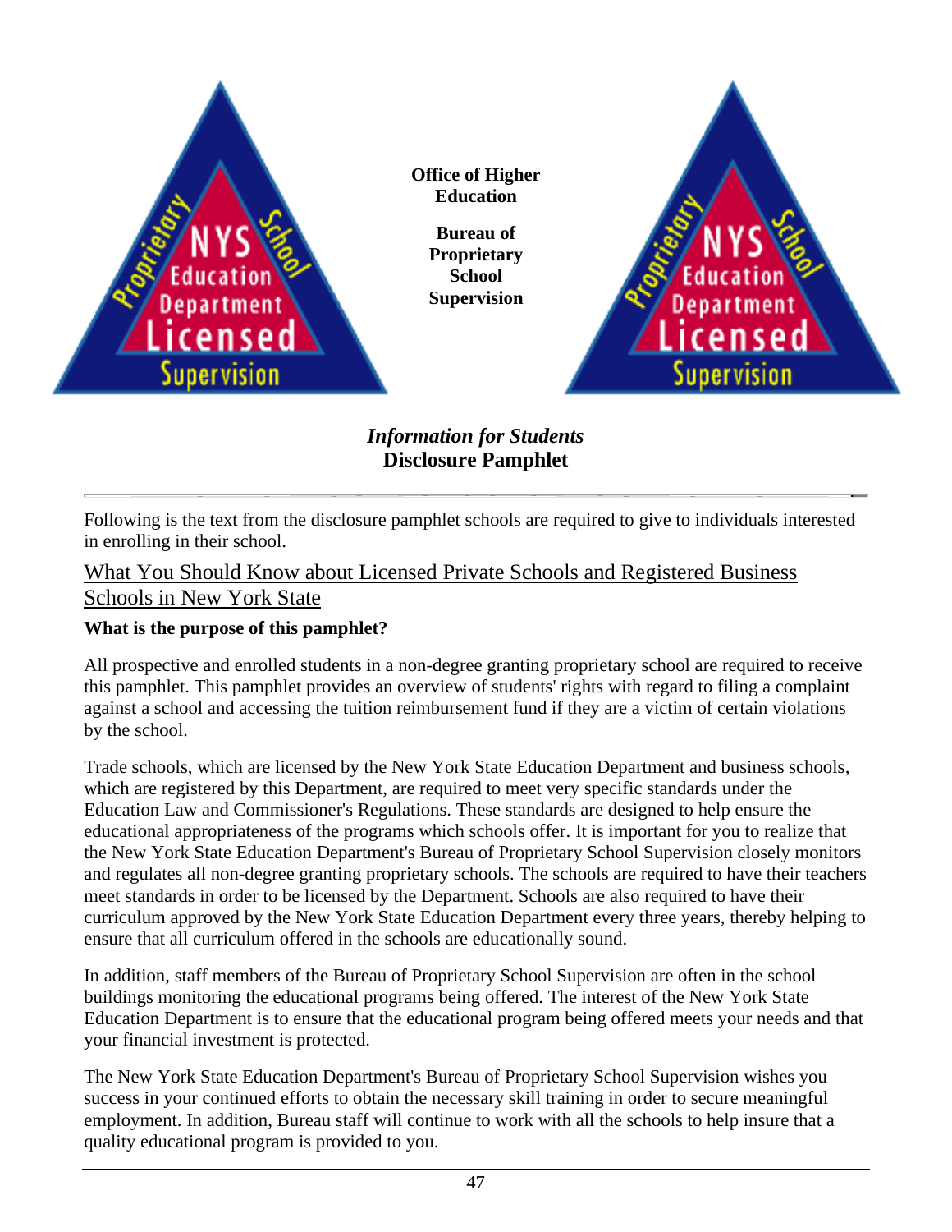**Office of Higher Education**

**Bureau of Proprietary School Supervision**

***Information for Students***
**Disclosure Pamphlet**

---

Following is the text from the disclosure pamphlet schools are required to give to individuals interested in enrolling in their school.

## What You Should Know about Licensed Private Schools and Registered Business Schools in New York State

### What is the purpose of this pamphlet?

All prospective and enrolled students in a non-degree granting proprietary school are required to receive this pamphlet. This pamphlet provides an overview of students' rights with regard to filing a complaint against a school and accessing the tuition reimbursement fund if they are a victim of certain violations by the school.

Trade schools, which are licensed by the New York State Education Department and business schools, which are registered by this Department, are required to meet very specific standards under the Education Law and Commissioner's Regulations. These standards are designed to help ensure the educational appropriateness of the programs which schools offer. It is important for you to realize that the New York State Education Department's Bureau of Proprietary School Supervision closely monitors and regulates all non-degree granting proprietary schools. The schools are required to have their teachers meet standards in order to be licensed by the Department. Schools are also required to have their curriculum approved by the New York State Education Department every three years, thereby helping to ensure that all curriculum offered in the schools are educationally sound.

In addition, staff members of the Bureau of Proprietary School Supervision are often in the school buildings monitoring the educational programs being offered. The interest of the New York State Education Department is to ensure that the educational program being offered meets your needs and that your financial investment is protected.

The New York State Education Department's Bureau of Proprietary School Supervision wishes you success in your continued efforts to obtain the necessary skill training in order to secure meaningful employment. In addition, Bureau staff will continue to work with all the schools to help insure that a quality educational program is provided to you.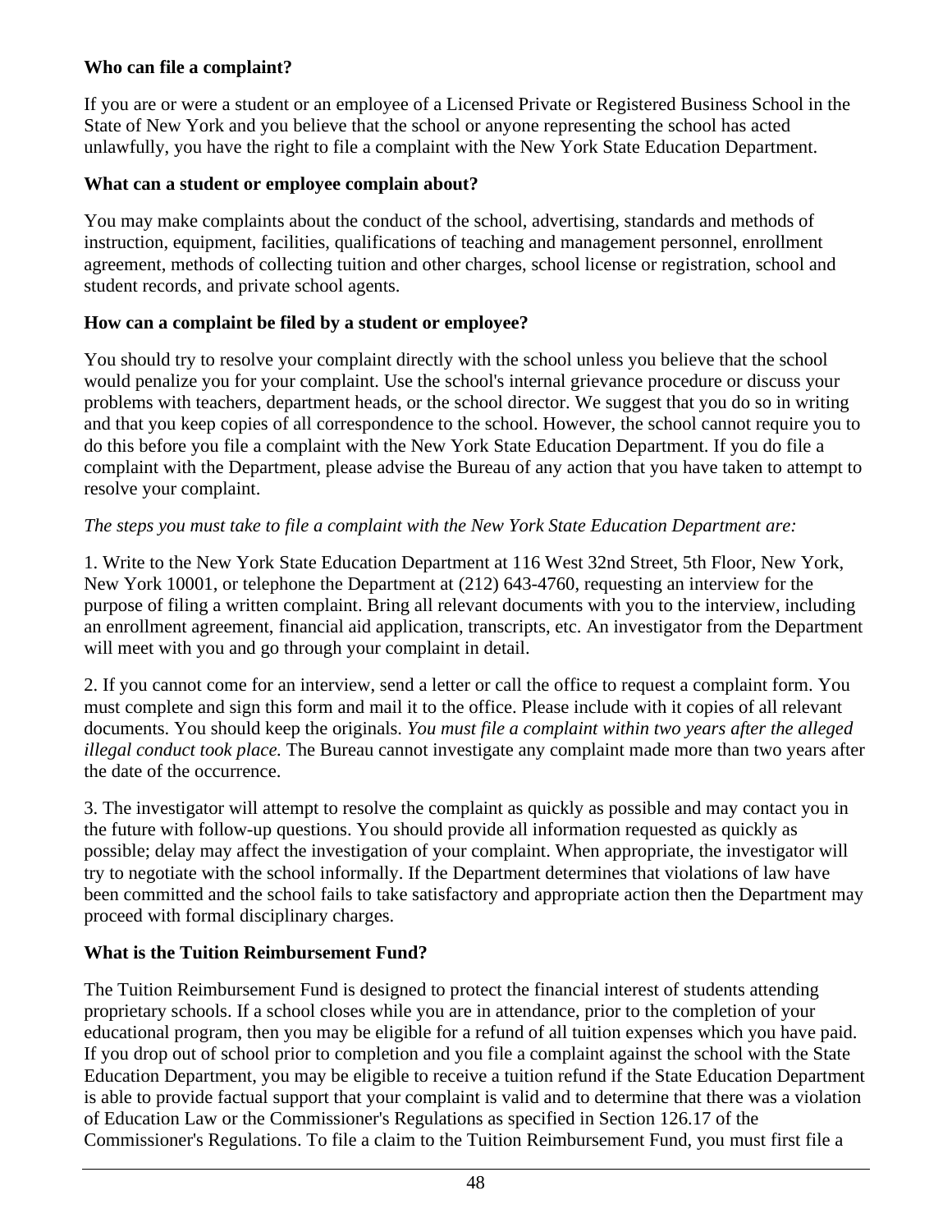**Who can file a complaint?**

If you are or were a student or an employee of a Licensed Private or Registered Business School in the State of New York and you believe that the school or anyone representing the school has acted unlawfully, you have the right to file a complaint with the New York State Education Department.

**What can a student or employee complain about?**

You may make complaints about the conduct of the school, advertising, standards and methods of instruction, equipment, facilities, qualifications of teaching and management personnel, enrollment agreement, methods of collecting tuition and other charges, school license or registration, school and student records, and private school agents.

**How can a complaint be filed by a student or employee?**

You should try to resolve your complaint directly with the school unless you believe that the school would penalize you for your complaint. Use the school's internal grievance procedure or discuss your problems with teachers, department heads, or the school director. We suggest that you do so in writing and that you keep copies of all correspondence to the school. However, the school cannot require you to do this before you file a complaint with the New York State Education Department. If you do file a complaint with the Department, please advise the Bureau of any action that you have taken to attempt to resolve your complaint.

*The steps you must take to file a complaint with the New York State Education Department are:*

1. Write to the New York State Education Department at 116 West 32nd Street, 5th Floor, New York, New York 10001, or telephone the Department at (212) 643-4760, requesting an interview for the purpose of filing a written complaint. Bring all relevant documents with you to the interview, including an enrollment agreement, financial aid application, transcripts, etc. An investigator from the Department will meet with you and go through your complaint in detail.

2. If you cannot come for an interview, send a letter or call the office to request a complaint form. You must complete and sign this form and mail it to the office. Please include with it copies of all relevant documents. You should keep the originals. *You must file a complaint within two years after the alleged illegal conduct took place.* The Bureau cannot investigate any complaint made more than two years after the date of the occurrence.

3. The investigator will attempt to resolve the complaint as quickly as possible and may contact you in the future with follow-up questions. You should provide all information requested as quickly as possible; delay may affect the investigation of your complaint. When appropriate, the investigator will try to negotiate with the school informally. If the Department determines that violations of law have been committed and the school fails to take satisfactory and appropriate action then the Department may proceed with formal disciplinary charges.

**What is the Tuition Reimbursement Fund?**

The Tuition Reimbursement Fund is designed to protect the financial interest of students attending proprietary schools. If a school closes while you are in attendance, prior to the completion of your educational program, then you may be eligible for a refund of all tuition expenses which you have paid. If you drop out of school prior to completion and you file a complaint against the school with the State Education Department, you may be eligible to receive a tuition refund if the State Education Department is able to provide factual support that your complaint is valid and to determine that there was a violation of Education Law or the Commissioner's Regulations as specified in Section 126.17 of the Commissioner's Regulations. To file a claim to the Tuition Reimbursement Fund, you must first file a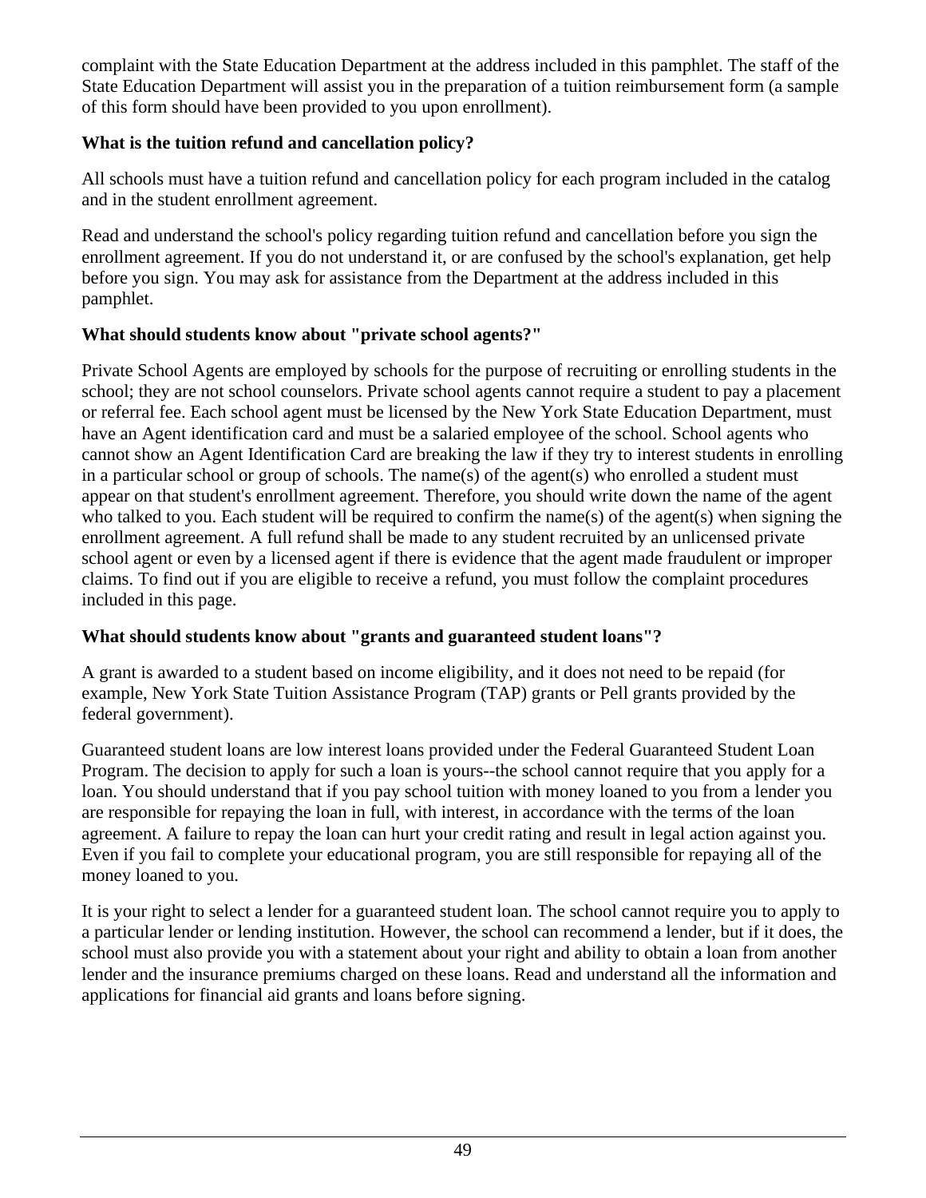complaint with the State Education Department at the address included in this pamphlet. The staff of the State Education Department will assist you in the preparation of a tuition reimbursement form (a sample of this form should have been provided to you upon enrollment).

**What is the tuition refund and cancellation policy?**

All schools must have a tuition refund and cancellation policy for each program included in the catalog and in the student enrollment agreement.

Read and understand the school's policy regarding tuition refund and cancellation before you sign the enrollment agreement. If you do not understand it, or are confused by the school's explanation, get help before you sign. You may ask for assistance from the Department at the address included in this pamphlet.

**What should students know about "private school agents?"**

Private School Agents are employed by schools for the purpose of recruiting or enrolling students in the school; they are not school counselors. Private school agents cannot require a student to pay a placement or referral fee. Each school agent must be licensed by the New York State Education Department, must have an Agent identification card and must be a salaried employee of the school. School agents who cannot show an Agent Identification Card are breaking the law if they try to interest students in enrolling in a particular school or group of schools. The name(s) of the agent(s) who enrolled a student must appear on that student's enrollment agreement. Therefore, you should write down the name of the agent who talked to you. Each student will be required to confirm the name(s) of the agent(s) when signing the enrollment agreement. A full refund shall be made to any student recruited by an unlicensed private school agent or even by a licensed agent if there is evidence that the agent made fraudulent or improper claims. To find out if you are eligible to receive a refund, you must follow the complaint procedures included in this page.

**What should students know about "grants and guaranteed student loans"?**

A grant is awarded to a student based on income eligibility, and it does not need to be repaid (for example, New York State Tuition Assistance Program (TAP) grants or Pell grants provided by the federal government).

Guaranteed student loans are low interest loans provided under the Federal Guaranteed Student Loan Program. The decision to apply for such a loan is yours--the school cannot require that you apply for a loan. You should understand that if you pay school tuition with money loaned to you from a lender you are responsible for repaying the loan in full, with interest, in accordance with the terms of the loan agreement. A failure to repay the loan can hurt your credit rating and result in legal action against you. Even if you fail to complete your educational program, you are still responsible for repaying all of the money loaned to you.

It is your right to select a lender for a guaranteed student loan. The school cannot require you to apply to a particular lender or lending institution. However, the school can recommend a lender, but if it does, the school must also provide you with a statement about your right and ability to obtain a loan from another lender and the insurance premiums charged on these loans. Read and understand all the information and applications for financial aid grants and loans before signing.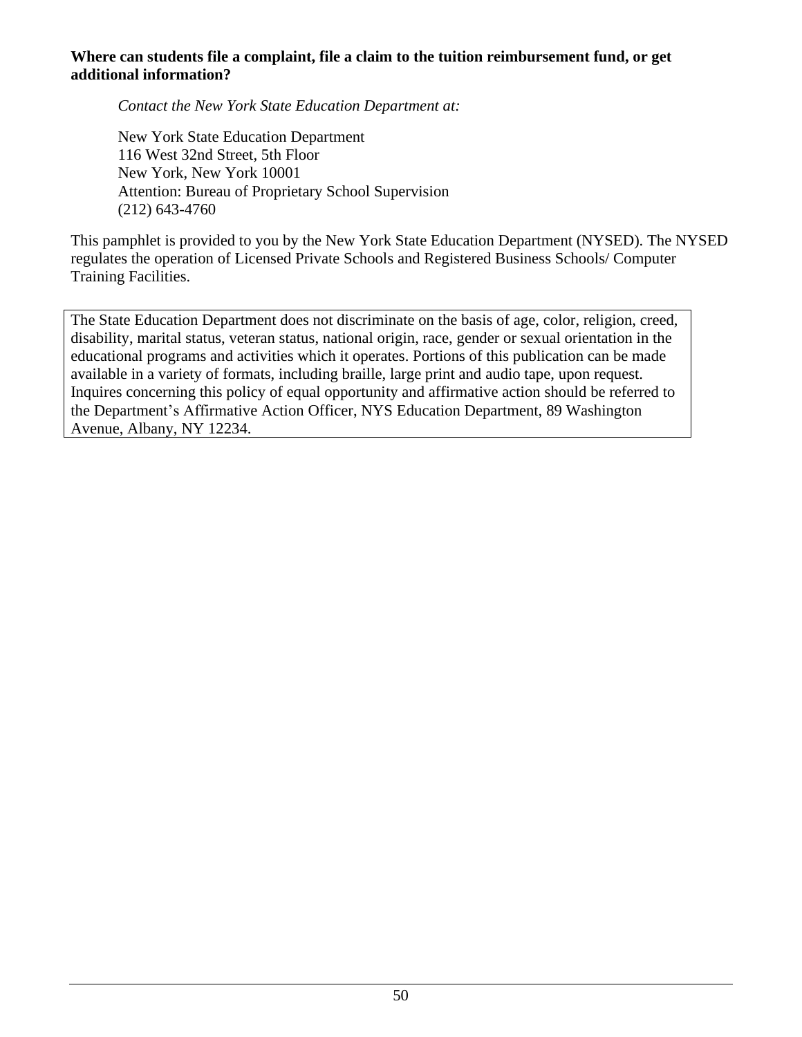**Where can students file a complaint, file a claim to the tuition reimbursement fund, or get additional information?**

*Contact the New York State Education Department at:*

New York State Education Department  
116 West 32nd Street, 5th Floor  
New York, New York 10001  
Attention: Bureau of Proprietary School Supervision  
(212) 643-4760

This pamphlet is provided to you by the New York State Education Department (NYSED). The NYSED regulates the operation of Licensed Private Schools and Registered Business Schools/ Computer Training Facilities.

The State Education Department does not discriminate on the basis of age, color, religion, creed, disability, marital status, veteran status, national origin, race, gender or sexual orientation in the educational programs and activities which it operates. Portions of this publication can be made available in a variety of formats, including braille, large print and audio tape, upon request. Inquires concerning this policy of equal opportunity and affirmative action should be referred to the Department's Affirmative Action Officer, NYS Education Department, 89 Washington Avenue, Albany, NY 12234.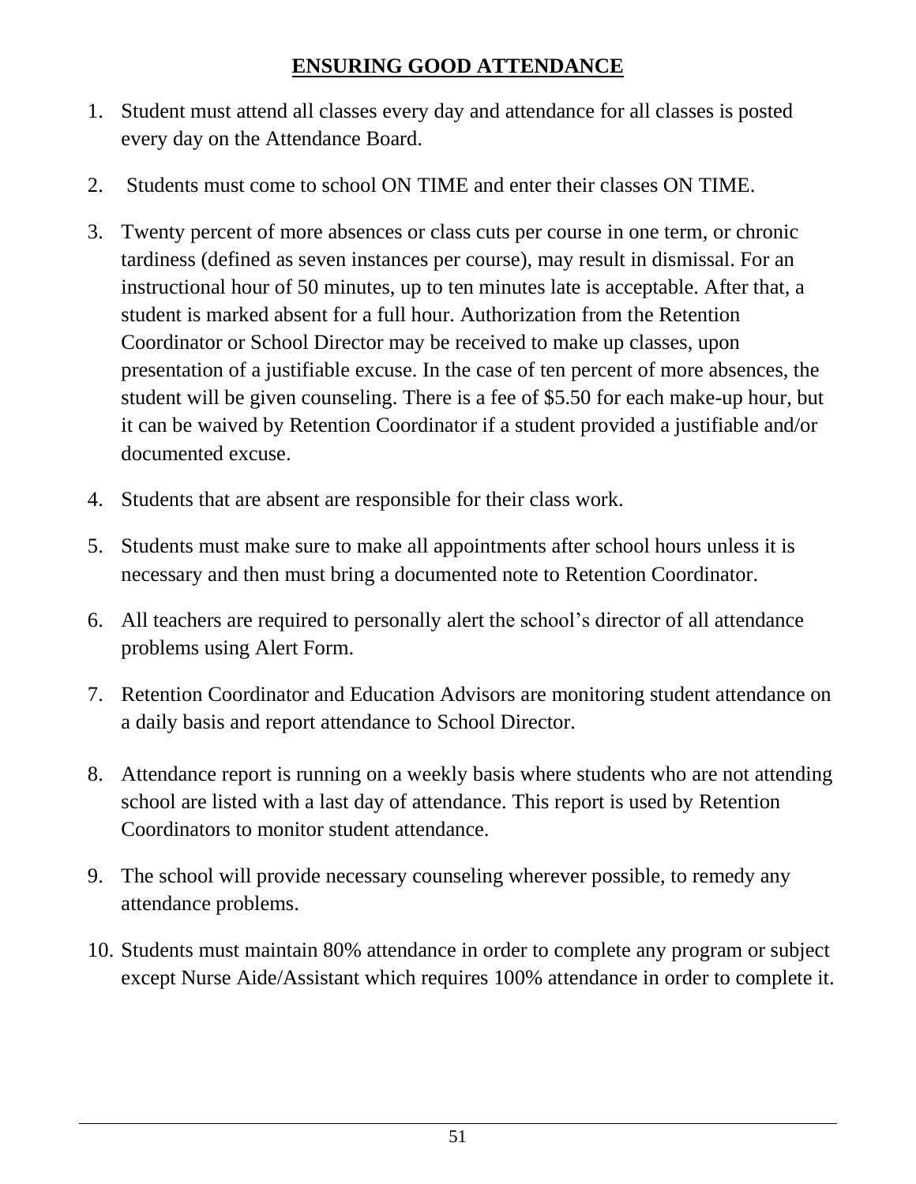## ENSURING GOOD ATTENDANCE

1. Student must attend all classes every day and attendance for all classes is posted every day on the Attendance Board.
2. Students must come to school ON TIME and enter their classes ON TIME.
3. Twenty percent of more absences or class cuts per course in one term, or chronic tardiness (defined as seven instances per course), may result in dismissal. For an instructional hour of 50 minutes, up to ten minutes late is acceptable. After that, a student is marked absent for a full hour. Authorization from the Retention Coordinator or School Director may be received to make up classes, upon presentation of a justifiable excuse. In the case of ten percent of more absences, the student will be given counseling. There is a fee of $5.50 for each make-up hour, but it can be waived by Retention Coordinator if a student provided a justifiable and/or documented excuse.
4. Students that are absent are responsible for their class work.
5. Students must make sure to make all appointments after school hours unless it is necessary and then must bring a documented note to Retention Coordinator.
6. All teachers are required to personally alert the school's director of all attendance problems using Alert Form.
7. Retention Coordinator and Education Advisors are monitoring student attendance on a daily basis and report attendance to School Director.
8. Attendance report is running on a weekly basis where students who are not attending school are listed with a last day of attendance. This report is used by Retention Coordinators to monitor student attendance.
9. The school will provide necessary counseling wherever possible, to remedy any attendance problems.
10. Students must maintain 80% attendance in order to complete any program or subject except Nurse Aide/Assistant which requires 100% attendance in order to complete it.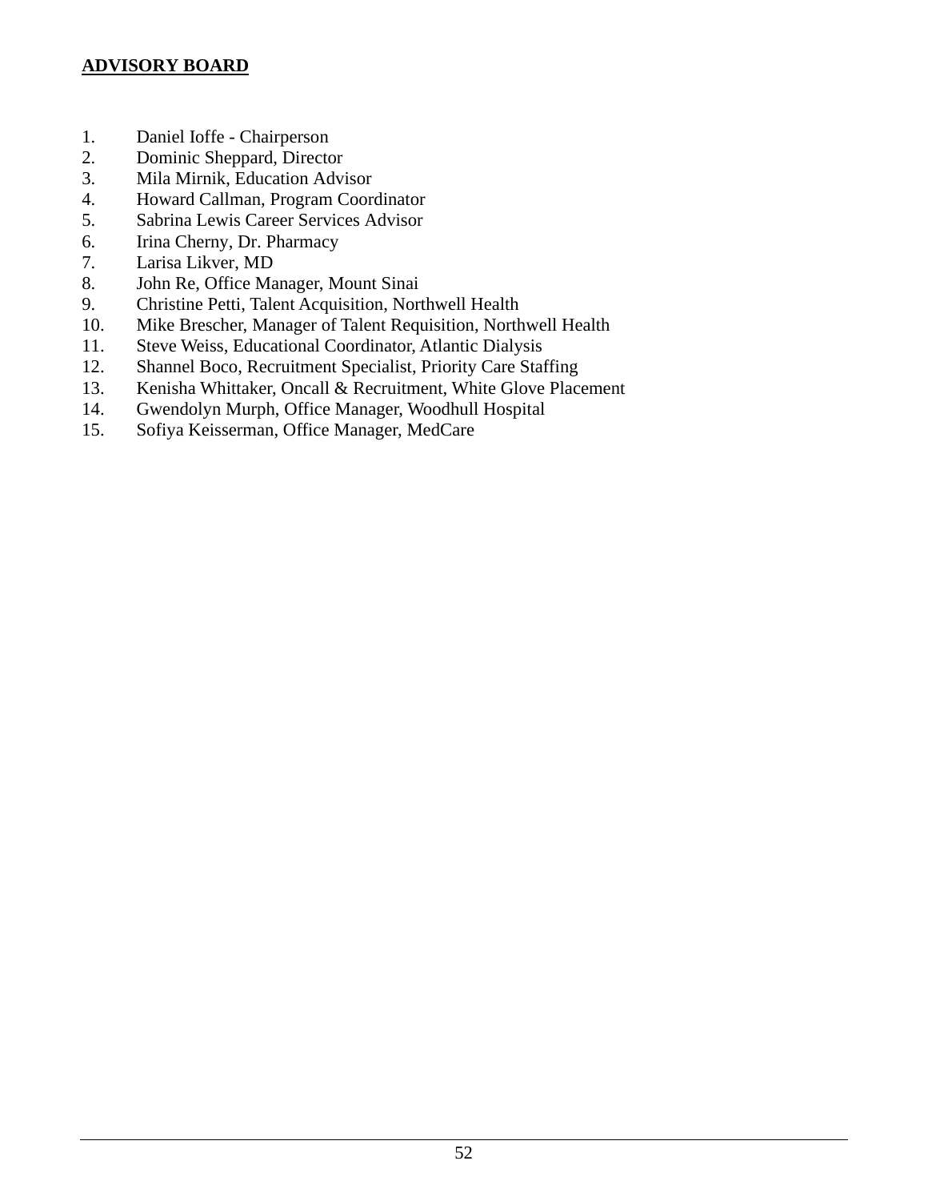**ADVISORY BOARD**

1. Daniel Ioffe - Chairperson
2. Dominic Sheppard, Director
3. Mila Mirnik, Education Advisor
4. Howard Callman, Program Coordinator
5. Sabrina Lewis Career Services Advisor
6. Irina Cherny, Dr. Pharmacy
7. Larisa Likver, MD
8. John Re, Office Manager, Mount Sinai
9. Christine Petti, Talent Acquisition, Northwell Health
10. Mike Brescher, Manager of Talent Requisition, Northwell Health
11. Steve Weiss, Educational Coordinator, Atlantic Dialysis
12. Shannel Boco, Recruitment Specialist, Priority Care Staffing
13. Kenisha Whittaker, Oncall & Recruitment, White Glove Placement
14. Gwendolyn Murph, Office Manager, Woodhull Hospital
15. Sofiya Keisserman, Office Manager, MedCare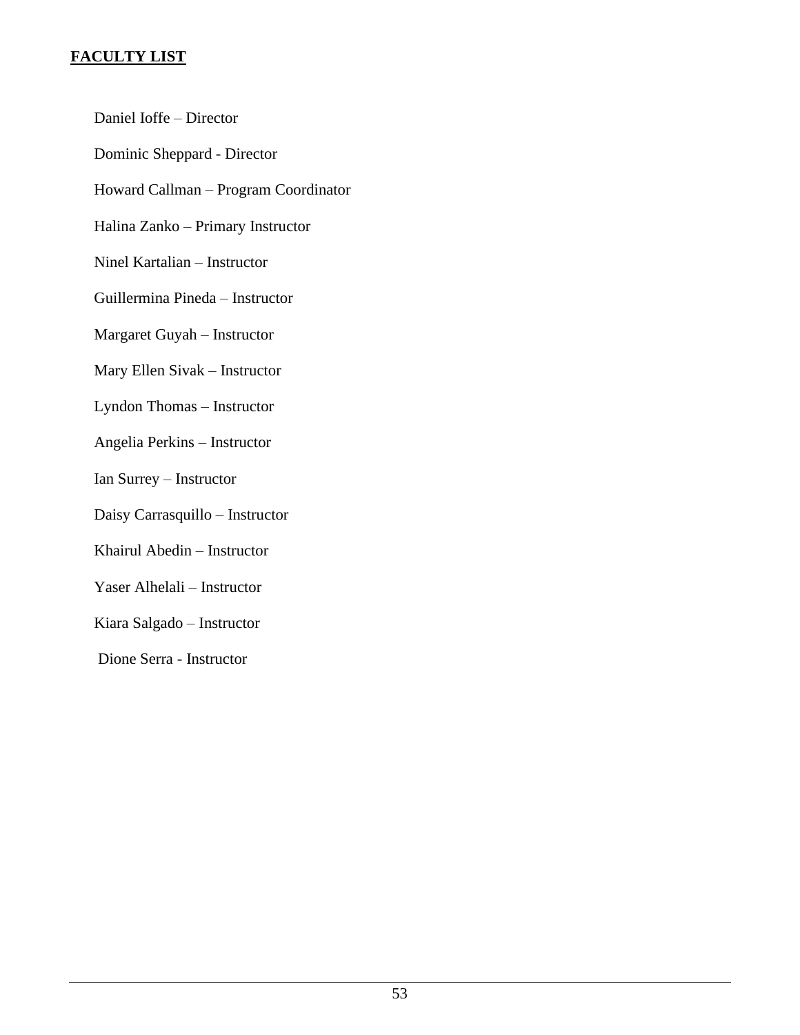**FACULTY LIST**

Daniel Ioffe – Director

Dominic Sheppard - Director

Howard Callman – Program Coordinator

Halina Zanko – Primary Instructor

Ninel Kartalian – Instructor

Guillermina Pineda – Instructor

Margaret Guyah – Instructor

Mary Ellen Sivak – Instructor

Lyndon Thomas – Instructor

Angelia Perkins – Instructor

Ian Surrey – Instructor

Daisy Carrasquillo – Instructor

Khairul Abedin – Instructor

Yaser Alhelali – Instructor

Kiara Salgado – Instructor

Dione Serra - Instructor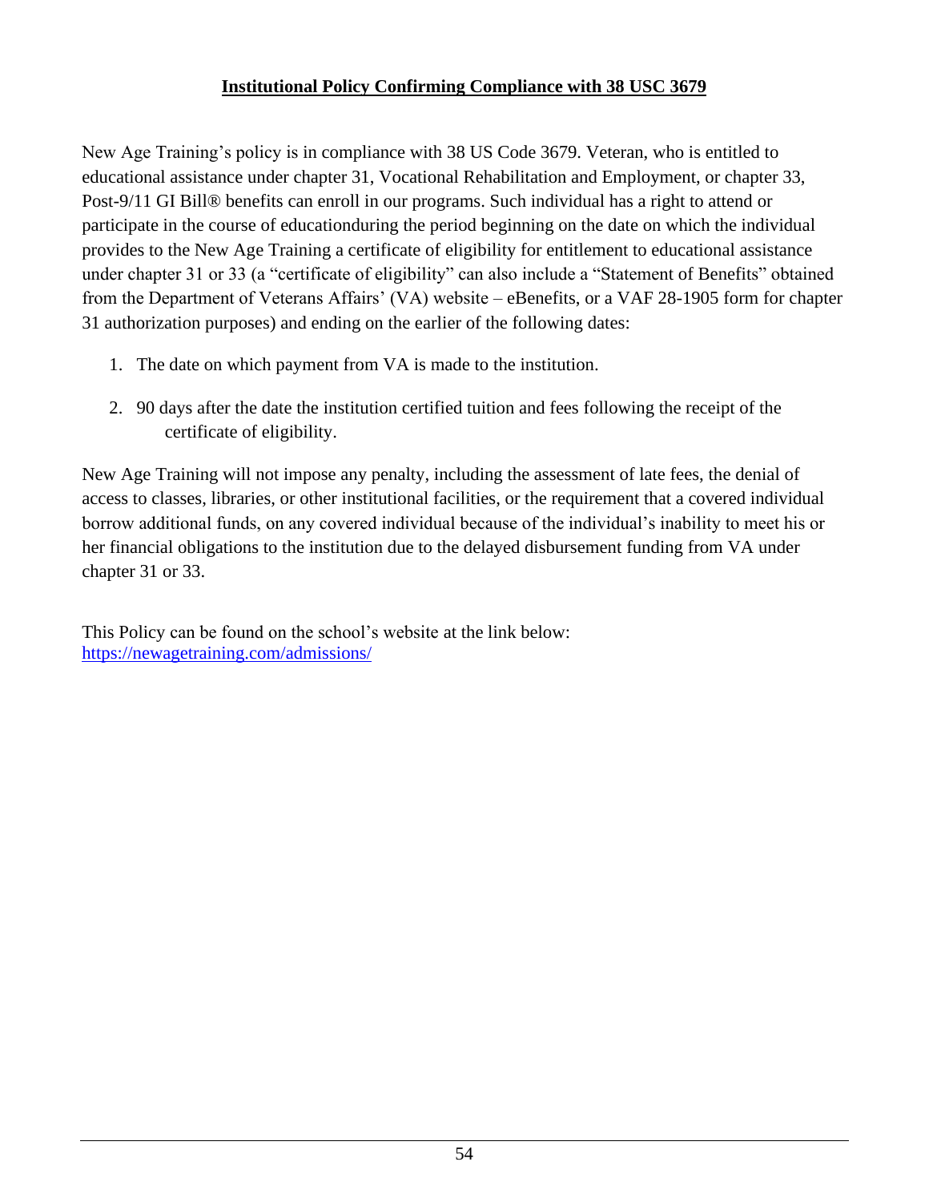**Institutional Policy Confirming Compliance with 38 USC 3679**

New Age Training's policy is in compliance with 38 US Code 3679. Veteran, who is entitled to educational assistance under chapter 31, Vocational Rehabilitation and Employment, or chapter 33, Post-9/11 GI Bill® benefits can enroll in our programs. Such individual has a right to attend or participate in the course of educationduring the period beginning on the date on which the individual provides to the New Age Training a certificate of eligibility for entitlement to educational assistance under chapter 31 or 33 (a "certificate of eligibility" can also include a "Statement of Benefits" obtained from the Department of Veterans Affairs' (VA) website – eBenefits, or a VAF 28-1905 form for chapter 31 authorization purposes) and ending on the earlier of the following dates:

1. The date on which payment from VA is made to the institution.
2. 90 days after the date the institution certified tuition and fees following the receipt of the certificate of eligibility.

New Age Training will not impose any penalty, including the assessment of late fees, the denial of access to classes, libraries, or other institutional facilities, or the requirement that a covered individual borrow additional funds, on any covered individual because of the individual's inability to meet his or her financial obligations to the institution due to the delayed disbursement funding from VA under chapter 31 or 33.

This Policy can be found on the school's website at the link below:
https://newagetraining.com/admissions/